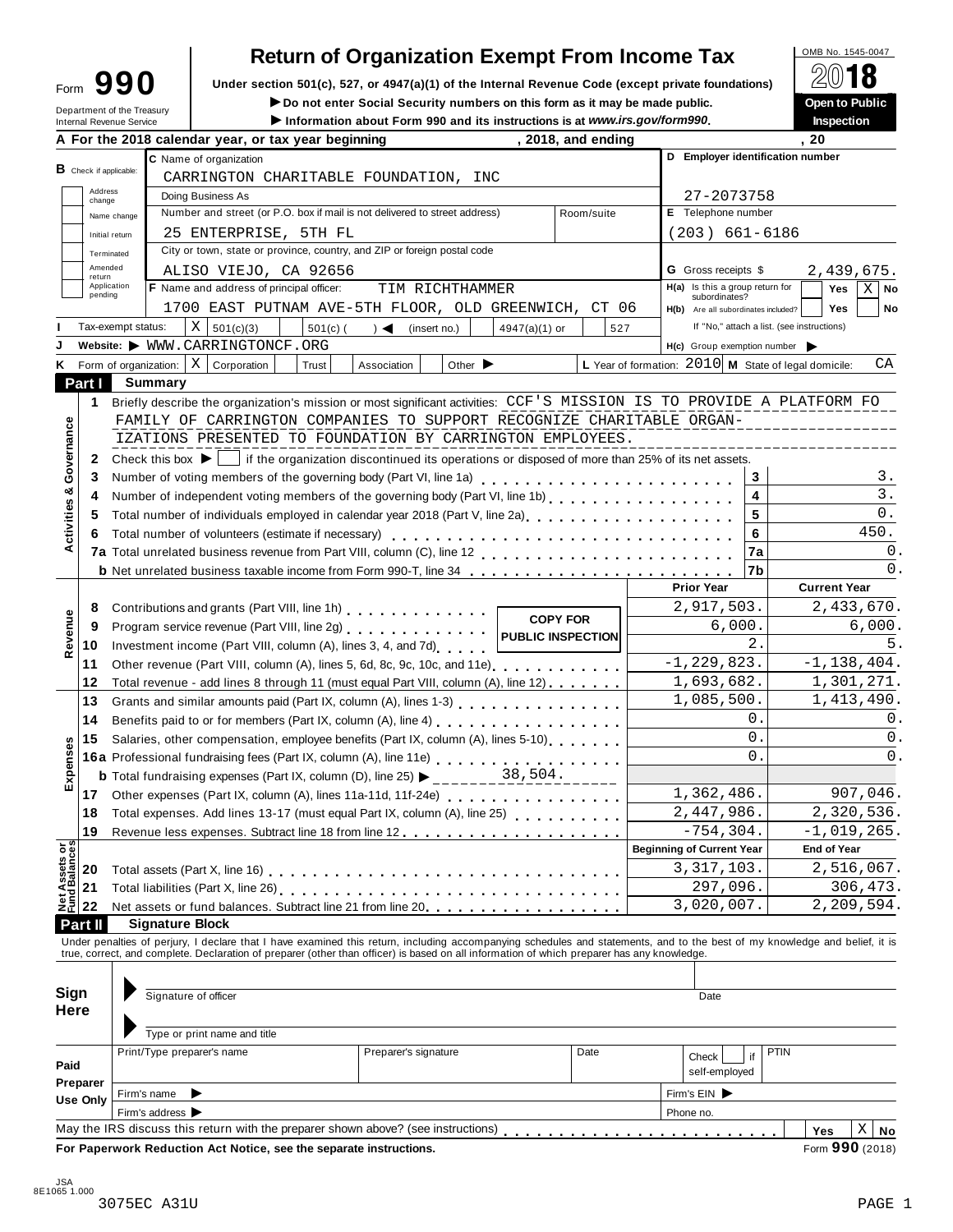Form **990**

Department of the Treasury
Internal Revenue Service

# Return of Organization Exempt From Income Tax

**Under section 501(c), 527, or 4947(a)(1) of the Internal Revenue Code (except private foundations)**

▶ **Do not enter Social Security numbers on this form as it may be made public.**

▶ **Information about Form 990 and its instructions is at www.irs.gov/form990.**

OMB No. 1545-0047

**2018**

**Open to Public Inspection**

**A** For the 2018 calendar year, or tax year beginning , 2018, and ending , 20

**B** Check if applicable: Address change / Name change / Initial return / Terminated / Amended return / Application pending

**C** Name of organization: CARRINGTON CHARITABLE FOUNDATION, INC

Doing Business As

Number and street (or P.O. box if mail is not delivered to street address) / Room/suite: 25 ENTERPRISE, 5TH FL

City or town, state or province, country, and ZIP or foreign postal code: ALISO VIEJO, CA 92656

**D** Employer identification number: 27-2073758

**E** Telephone number: (203) 661-6186

**G** Gross receipts $ 2,439,675.

**F** Name and address of principal officer: TIM RICHTHAMMER
1700 EAST PUTNAM AVE-5TH FLOOR, OLD GREENWICH, CT 06

**H(a)** Is this a group return for subordinates? Yes [ ] No [X]

**H(b)** Are all subordinates included? Yes [ ] No [ ]
If "No," attach a list. (see instructions)

**I** Tax-exempt status: [X] 501(c)(3) [ ] 501(c) ( ) ◀ (insert no.) [ ] 4947(a)(1) or [ ] 527

**J** Website: ▶ WWW.CARRINGTONCF.ORG

**H(c)** Group exemption number ▶

**K** Form of organization: [X] Corporation [ ] Trust [ ] Association [ ] Other ▶

**L** Year of formation: 2010 **M** State of legal domicile: CA

## Part I Summary

**Activities & Governance**

1 Briefly describe the organization's mission or most significant activities: CCF'S MISSION IS TO PROVIDE A PLATFORM FO FAMILY OF CARRINGTON COMPANIES TO SUPPORT RECOGNIZE CHARITABLE ORGAN-IZATIONS PRESENTED TO FOUNDATION BY CARRINGTON EMPLOYEES.

2 Check this box ▶ [ ] if the organization discontinued its operations or disposed of more than 25% of its net assets.

| Line | Description | No. | Value |
|---|---|---|---|
| 3 | Number of voting members of the governing body (Part VI, line 1a) | 3 | 3. |
| 4 | Number of independent voting members of the governing body (Part VI, line 1b) | 4 | 3. |
| 5 | Total number of individuals employed in calendar year 2018 (Part V, line 2a) | 5 | 0. |
| 6 | Total number of volunteers (estimate if necessary) | 6 | 450. |
| 7a | Total unrelated business revenue from Part VIII, column (C), line 12 | 7a | 0. |
| b | Net unrelated business taxable income from Form 990-T, line 34 | 7b | 0. |

| | Line | Description | Prior Year | Current Year |
|---|---|---|---|---|
| Revenue | 8 | Contributions and grants (Part VIII, line 1h) | 2,917,503. | 2,433,670. |
| | 9 | Program service revenue (Part VIII, line 2g) | 6,000. | 6,000. |
| | 10 | Investment income (Part VIII, column (A), lines 3, 4, and 7d) | 2. | 5. |
| | 11 | Other revenue (Part VIII, column (A), lines 5, 6d, 8c, 9c, 10c, and 11e) | -1,229,823. | -1,138,404. |
| | 12 | Total revenue - add lines 8 through 11 (must equal Part VIII, column (A), line 12) | 1,693,682. | 1,301,271. |
| Expenses | 13 | Grants and similar amounts paid (Part IX, column (A), lines 1-3) | 1,085,500. | 1,413,490. |
| | 14 | Benefits paid to or for members (Part IX, column (A), line 4) | 0. | 0. |
| | 15 | Salaries, other compensation, employee benefits (Part IX, column (A), lines 5-10) | 0. | 0. |
| | 16a | Professional fundraising fees (Part IX, column (A), line 11e) | 0. | 0. |
| | b | Total fundraising expenses (Part IX, column (D), line 25) ▶ 38,504. | | |
| | 17 | Other expenses (Part IX, column (A), lines 11a-11d, 11f-24e) | 1,362,486. | 907,046. |
| | 18 | Total expenses. Add lines 13-17 (must equal Part IX, column (A), line 25) | 2,447,986. | 2,320,536. |
| | 19 | Revenue less expenses. Subtract line 18 from line 12 | -754,304. | -1,019,265. |
| | | | **Beginning of Current Year** | **End of Year** |
| Net Assets or Fund Balances | 20 | Total assets (Part X, line 16) | 3,317,103. | 2,516,067. |
| | 21 | Total liabilities (Part X, line 26) | 297,096. | 306,473. |
| | 22 | Net assets or fund balances. Subtract line 21 from line 20 | 3,020,007. | 2,209,594. |

COPY FOR PUBLIC INSPECTION

## Part II Signature Block

Under penalties of perjury, I declare that I have examined this return, including accompanying schedules and statements, and to the best of my knowledge and belief, it is true, correct, and complete. Declaration of preparer (other than officer) is based on all information of which preparer has any knowledge.

**Sign Here**

▶ Signature of officer — Date

▶ Type or print name and title

**Paid Preparer Use Only**

| Print/Type preparer's name | Preparer's signature | Date | Check [ ] if self-employed | PTIN |
|---|---|---|---|---|
| | | | | |

Firm's name ▶ — Firm's EIN ▶

Firm's address ▶ — Phone no.

May the IRS discuss this return with the preparer shown above? (see instructions) Yes [ ] No [X]

**For Paperwork Reduction Act Notice, see the separate instructions.** Form **990** (2018)

JSA 8E1065 1.000

3075EC A31U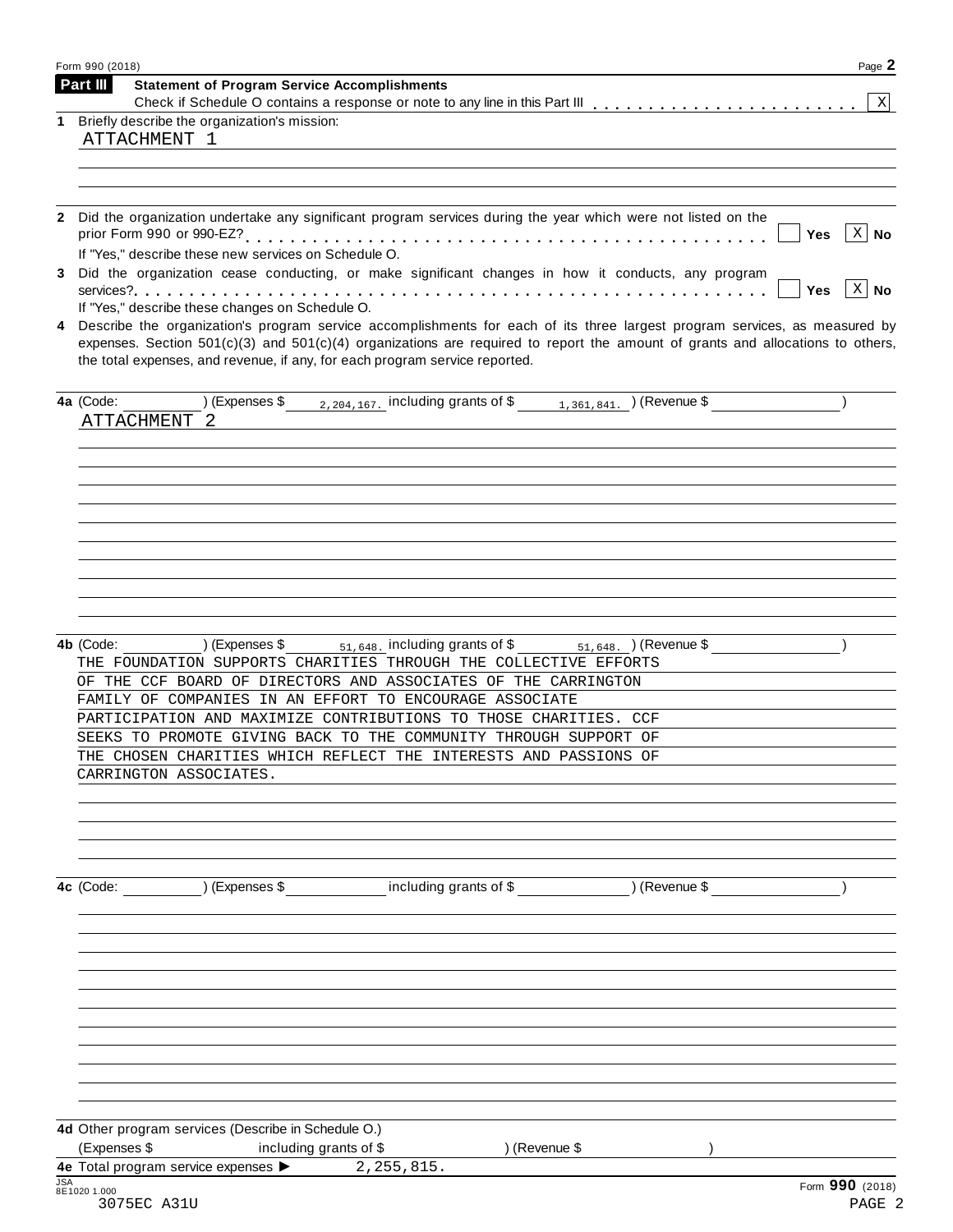Form 990 (2018)

## Part III Statement of Program Service Accomplishments

Check if Schedule O contains a response or note to any line in this Part III . . . . . . . . . . . . . . . . . . . . . . [X]

**1** Briefly describe the organization's mission:

ATTACHMENT 1

**2** Did the organization undertake any significant program services during the year which were not listed on the prior Form 990 or 990-EZ? . . . . . . . . . . . . . . . . . . . . . . . . . . . . . . . . . . . . . . . . . . [ ] Yes [X] No

If "Yes," describe these new services on Schedule O.

**3** Did the organization cease conducting, or make significant changes in how it conducts, any program services? . . . . . . . . . . . . . . . . . . . . . . . . . . . . . . . . . . . . . . . . . . . . . . . . . . . . [ ] Yes [X] No

If "Yes," describe these changes on Schedule O.

**4** Describe the organization's program service accomplishments for each of its three largest program services, as measured by expenses. Section 501(c)(3) and 501(c)(4) organizations are required to report the amount of grants and allocations to others, the total expenses, and revenue, if any, for each program service reported.

**4a** (Code: ) (Expenses $ 2,204,167. including grants of $ 1,361,841. ) (Revenue $ )

ATTACHMENT 2

**4b** (Code: ) (Expenses $ 51,648. including grants of $ 51,648. ) (Revenue $ )

THE FOUNDATION SUPPORTS CHARITIES THROUGH THE COLLECTIVE EFFORTS OF THE CCF BOARD OF DIRECTORS AND ASSOCIATES OF THE CARRINGTON FAMILY OF COMPANIES IN AN EFFORT TO ENCOURAGE ASSOCIATE PARTICIPATION AND MAXIMIZE CONTRIBUTIONS TO THOSE CHARITIES. CCF SEEKS TO PROMOTE GIVING BACK TO THE COMMUNITY THROUGH SUPPORT OF THE CHOSEN CHARITIES WHICH REFLECT THE INTERESTS AND PASSIONS OF CARRINGTON ASSOCIATES.

**4c** (Code: ) (Expenses $ including grants of $ ) (Revenue $ )

**4d** Other program services (Describe in Schedule O.)

(Expenses $ including grants of $ ) (Revenue $ )

**4e** Total program service expenses ▶ 2,255,815.

JSA 8E1020 1.000
3075EC A31U

Form **990** (2018)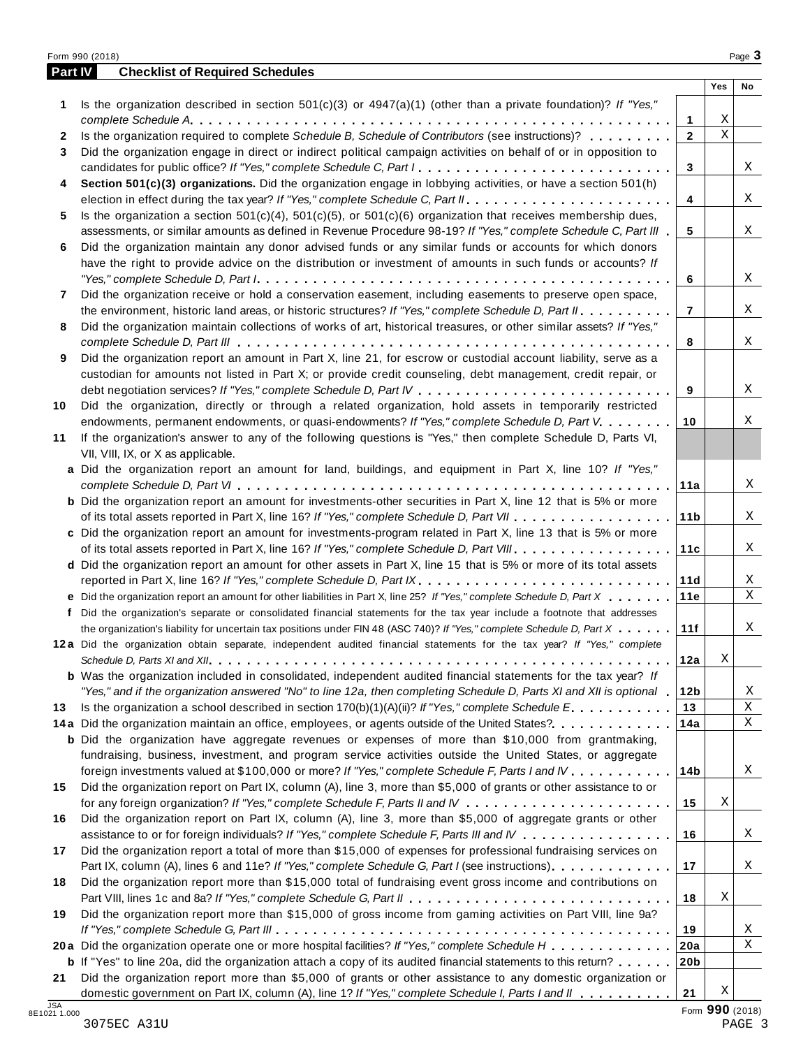## Part IV Checklist of Required Schedules

| | | | Yes | No |
|---|---|---|---|---|
| 1 | Is the organization described in section 501(c)(3) or 4947(a)(1) (other than a private foundation)? *If "Yes," complete Schedule A* | 1 | X | |
| 2 | Is the organization required to complete *Schedule B, Schedule of Contributors* (see instructions)? | 2 | X | |
| 3 | Did the organization engage in direct or indirect political campaign activities on behalf of or in opposition to candidates for public office? *If "Yes," complete Schedule C, Part I* | 3 | | X |
| 4 | **Section 501(c)(3) organizations.** Did the organization engage in lobbying activities, or have a section 501(h) election in effect during the tax year? *If "Yes," complete Schedule C, Part II* | 4 | | X |
| 5 | Is the organization a section 501(c)(4), 501(c)(5), or 501(c)(6) organization that receives membership dues, assessments, or similar amounts as defined in Revenue Procedure 98-19? *If "Yes," complete Schedule C, Part III* | 5 | | X |
| 6 | Did the organization maintain any donor advised funds or any similar funds or accounts for which donors have the right to provide advice on the distribution or investment of amounts in such funds or accounts? *If "Yes," complete Schedule D, Part I* | 6 | | X |
| 7 | Did the organization receive or hold a conservation easement, including easements to preserve open space, the environment, historic land areas, or historic structures? *If "Yes," complete Schedule D, Part II* | 7 | | X |
| 8 | Did the organization maintain collections of works of art, historical treasures, or other similar assets? *If "Yes," complete Schedule D, Part III* | 8 | | X |
| 9 | Did the organization report an amount in Part X, line 21, for escrow or custodial account liability, serve as a custodian for amounts not listed in Part X; or provide credit counseling, debt management, credit repair, or debt negotiation services? *If "Yes," complete Schedule D, Part IV* | 9 | | X |
| 10 | Did the organization, directly or through a related organization, hold assets in temporarily restricted endowments, permanent endowments, or quasi-endowments? *If "Yes," complete Schedule D, Part V* | 10 | | X |
| 11 | If the organization's answer to any of the following questions is "Yes," then complete Schedule D, Parts VI, VII, VIII, IX, or X as applicable. | | | |
| a | Did the organization report an amount for land, buildings, and equipment in Part X, line 10? *If "Yes," complete Schedule D, Part VI* | 11a | | X |
| b | Did the organization report an amount for investments-other securities in Part X, line 12 that is 5% or more of its total assets reported in Part X, line 16? *If "Yes," complete Schedule D, Part VII* | 11b | | X |
| c | Did the organization report an amount for investments-program related in Part X, line 13 that is 5% or more of its total assets reported in Part X, line 16? *If "Yes," complete Schedule D, Part VIII* | 11c | | X |
| d | Did the organization report an amount for other assets in Part X, line 15 that is 5% or more of its total assets reported in Part X, line 16? *If "Yes," complete Schedule D, Part IX* | 11d | | X |
| e | Did the organization report an amount for other liabilities in Part X, line 25? *If "Yes," complete Schedule D, Part X* | 11e | | X |
| f | Did the organization's separate or consolidated financial statements for the tax year include a footnote that addresses the organization's liability for uncertain tax positions under FIN 48 (ASC 740)? *If "Yes," complete Schedule D, Part X* | 11f | | X |
| 12a | Did the organization obtain separate, independent audited financial statements for the tax year? *If "Yes," complete Schedule D, Parts XI and XII* | 12a | X | |
| b | Was the organization included in consolidated, independent audited financial statements for the tax year? *If "Yes," and if the organization answered "No" to line 12a, then completing Schedule D, Parts XI and XII is optional* | 12b | | X |
| 13 | Is the organization a school described in section 170(b)(1)(A)(ii)? *If "Yes," complete Schedule E* | 13 | | X |
| 14a | Did the organization maintain an office, employees, or agents outside of the United States? | 14a | | X |
| b | Did the organization have aggregate revenues or expenses of more than $10,000 from grantmaking, fundraising, business, investment, and program service activities outside the United States, or aggregate foreign investments valued at $100,000 or more? *If "Yes," complete Schedule F, Parts I and IV* | 14b | | X |
| 15 | Did the organization report on Part IX, column (A), line 3, more than $5,000 of grants or other assistance to or for any foreign organization? *If "Yes," complete Schedule F, Parts II and IV* | 15 | X | |
| 16 | Did the organization report on Part IX, column (A), line 3, more than $5,000 of aggregate grants or other assistance to or for foreign individuals? *If "Yes," complete Schedule F, Parts III and IV* | 16 | | X |
| 17 | Did the organization report a total of more than $15,000 of expenses for professional fundraising services on Part IX, column (A), lines 6 and 11e? *If "Yes," complete Schedule G, Part I* (see instructions) | 17 | | X |
| 18 | Did the organization report more than $15,000 total of fundraising event gross income and contributions on Part VIII, lines 1c and 8a? *If "Yes," complete Schedule G, Part II* | 18 | X | |
| 19 | Did the organization report more than $15,000 of gross income from gaming activities on Part VIII, line 9a? *If "Yes," complete Schedule G, Part III* | 19 | | X |
| 20a | Did the organization operate one or more hospital facilities? *If "Yes," complete Schedule H* | 20a | | X |
| b | If "Yes" to line 20a, did the organization attach a copy of its audited financial statements to this return? | 20b | | |
| 21 | Did the organization report more than $5,000 of grants or other assistance to any domestic organization or domestic government on Part IX, column (A), line 1? *If "Yes," complete Schedule I, Parts I and II* | 21 | X | |

Form **990** (2018)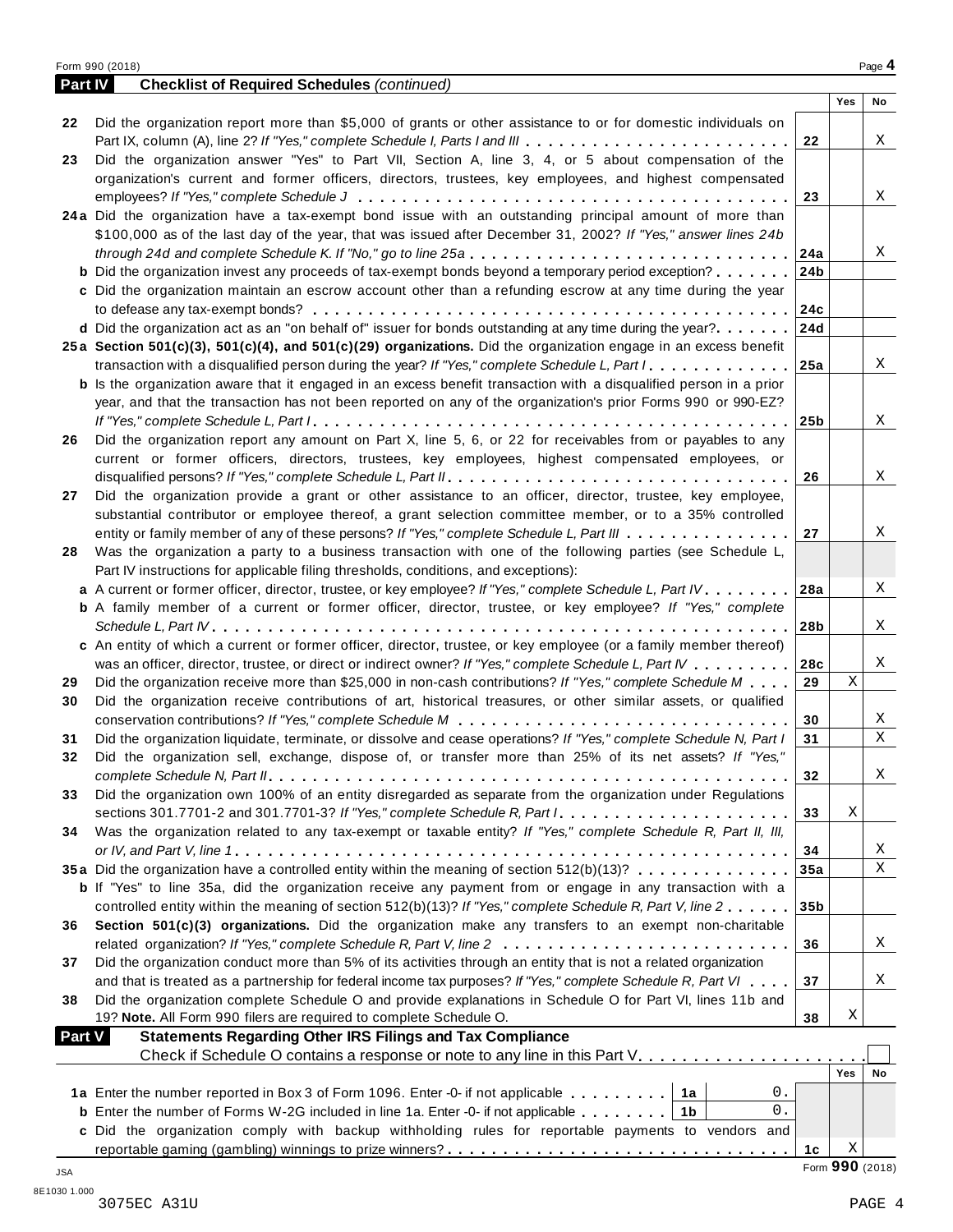## Part IV Checklist of Required Schedules *(continued)*

| | Question | Line | Yes | No |
|---|---|---|---|---|
| 22 | Did the organization report more than $5,000 of grants or other assistance to or for domestic individuals on Part IX, column (A), line 2? *If "Yes," complete Schedule I, Parts I and III* | 22 | | X |
| 23 | Did the organization answer "Yes" to Part VII, Section A, line 3, 4, or 5 about compensation of the organization's current and former officers, directors, trustees, key employees, and highest compensated employees? *If "Yes," complete Schedule J* | 23 | | X |
| 24a | Did the organization have a tax-exempt bond issue with an outstanding principal amount of more than $100,000 as of the last day of the year, that was issued after December 31, 2002? *If "Yes," answer lines 24b through 24d and complete Schedule K. If "No," go to line 25a* | 24a | | X |
| b | Did the organization invest any proceeds of tax-exempt bonds beyond a temporary period exception? | 24b | | |
| c | Did the organization maintain an escrow account other than a refunding escrow at any time during the year to defease any tax-exempt bonds? | 24c | | |
| d | Did the organization act as an "on behalf of" issuer for bonds outstanding at any time during the year? | 24d | | |
| 25a | **Section 501(c)(3), 501(c)(4), and 501(c)(29) organizations.** Did the organization engage in an excess benefit transaction with a disqualified person during the year? *If "Yes," complete Schedule L, Part I* | 25a | | X |
| b | Is the organization aware that it engaged in an excess benefit transaction with a disqualified person in a prior year, and that the transaction has not been reported on any of the organization's prior Forms 990 or 990-EZ? *If "Yes," complete Schedule L, Part I* | 25b | | X |
| 26 | Did the organization report any amount on Part X, line 5, 6, or 22 for receivables from or payables to any current or former officers, directors, trustees, key employees, highest compensated employees, or disqualified persons? *If "Yes," complete Schedule L, Part II* | 26 | | X |
| 27 | Did the organization provide a grant or other assistance to an officer, director, trustee, key employee, substantial contributor or employee thereof, a grant selection committee member, or to a 35% controlled entity or family member of any of these persons? *If "Yes," complete Schedule L, Part III* | 27 | | X |
| 28 | Was the organization a party to a business transaction with one of the following parties (see Schedule L, Part IV instructions for applicable filing thresholds, conditions, and exceptions): | | | |
| a | A current or former officer, director, trustee, or key employee? *If "Yes," complete Schedule L, Part IV* | 28a | | X |
| b | A family member of a current or former officer, director, trustee, or key employee? *If "Yes," complete Schedule L, Part IV* | 28b | | X |
| c | An entity of which a current or former officer, director, trustee, or key employee (or a family member thereof) was an officer, director, trustee, or direct or indirect owner? *If "Yes," complete Schedule L, Part IV* | 28c | | X |
| 29 | Did the organization receive more than $25,000 in non-cash contributions? *If "Yes," complete Schedule M* | 29 | X | |
| 30 | Did the organization receive contributions of art, historical treasures, or other similar assets, or qualified conservation contributions? *If "Yes," complete Schedule M* | 30 | | X |
| 31 | Did the organization liquidate, terminate, or dissolve and cease operations? *If "Yes," complete Schedule N, Part I* | 31 | | X |
| 32 | Did the organization sell, exchange, dispose of, or transfer more than 25% of its net assets? *If "Yes," complete Schedule N, Part II* | 32 | | X |
| 33 | Did the organization own 100% of an entity disregarded as separate from the organization under Regulations sections 301.7701-2 and 301.7701-3? *If "Yes," complete Schedule R, Part I* | 33 | X | |
| 34 | Was the organization related to any tax-exempt or taxable entity? *If "Yes," complete Schedule R, Part II, III, or IV, and Part V, line 1* | 34 | | X |
| 35a | Did the organization have a controlled entity within the meaning of section 512(b)(13)? | 35a | | X |
| b | If "Yes" to line 35a, did the organization receive any payment from or engage in any transaction with a controlled entity within the meaning of section 512(b)(13)? *If "Yes," complete Schedule R, Part V, line 2* | 35b | | |
| 36 | **Section 501(c)(3) organizations.** Did the organization make any transfers to an exempt non-charitable related organization? *If "Yes," complete Schedule R, Part V, line 2* | 36 | | X |
| 37 | Did the organization conduct more than 5% of its activities through an entity that is not a related organization and that is treated as a partnership for federal income tax purposes? *If "Yes," complete Schedule R, Part VI* | 37 | | X |
| 38 | Did the organization complete Schedule O and provide explanations in Schedule O for Part VI, lines 11b and 19? **Note.** All Form 990 filers are required to complete Schedule O. | 38 | X | |

## Part V Statements Regarding Other IRS Filings and Tax Compliance

Check if Schedule O contains a response or note to any line in this Part V [ ]

| | Question | Line | Amount | | Yes | No |
|---|---|---|---|---|---|---|
| 1a | Enter the number reported in Box 3 of Form 1096. Enter -0- if not applicable | 1a | 0. | | | |
| b | Enter the number of Forms W-2G included in line 1a. Enter -0- if not applicable | 1b | 0. | | | |
| c | Did the organization comply with backup withholding rules for reportable payments to vendors and reportable gaming (gambling) winnings to prize winners? | | | 1c | X | |

Form **990** (2018)

JSA
8E1030 1.000
3075EC A31U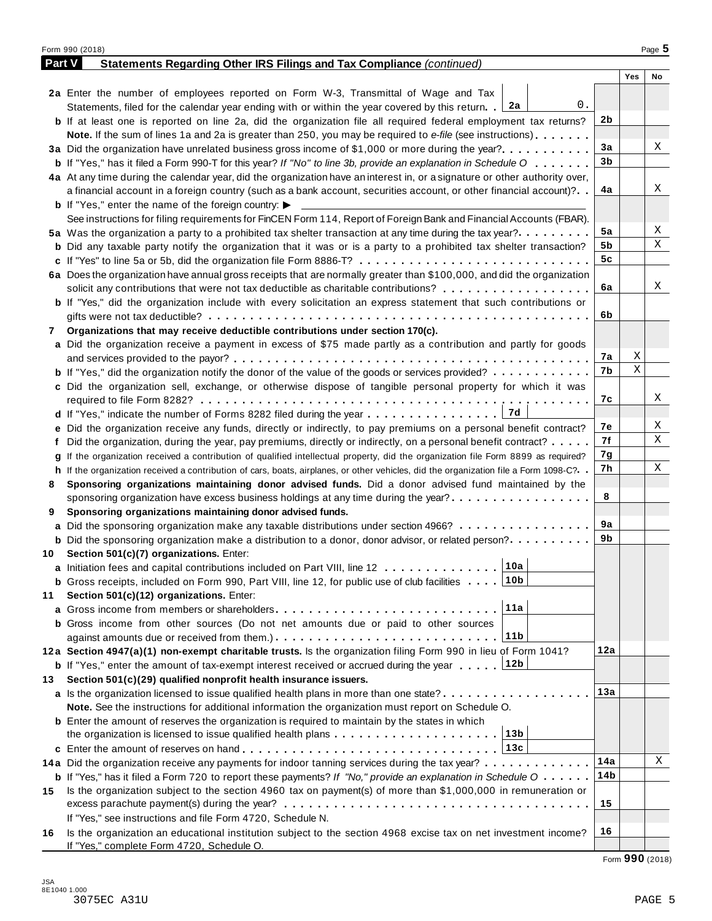Form 990 (2018)

## Part V Statements Regarding Other IRS Filings and Tax Compliance *(continued)*

| | | Line | Yes | No |
|---|---|---|---|---|
| **2a** | Enter the number of employees reported on Form W-3, Transmittal of Wage and Tax Statements, filed for the calendar year ending with or within the year covered by this return . . **2a** 0. | | | |
| **b** | If at least one is reported on line 2a, did the organization file all required federal employment tax returns? **Note.** If the sum of lines 1a and 2a is greater than 250, you may be required to *e-file* (see instructions) | 2b | | |
| **3a** | Did the organization have unrelated business gross income of $1,000 or more during the year? | 3a | | X |
| **b** | If "Yes," has it filed a Form 990-T for this year? *If "No" to line 3b, provide an explanation in Schedule O* | 3b | | |
| **4a** | At any time during the calendar year, did the organization have an interest in, or a signature or other authority over, a financial account in a foreign country (such as a bank account, securities account, or other financial account)? | 4a | | X |
| **b** | If "Yes," enter the name of the foreign country: ▶ See instructions for filing requirements for FinCEN Form 114, Report of Foreign Bank and Financial Accounts (FBAR). | | | |
| **5a** | Was the organization a party to a prohibited tax shelter transaction at any time during the tax year? | 5a | | X |
| **b** | Did any taxable party notify the organization that it was or is a party to a prohibited tax shelter transaction? | 5b | | X |
| **c** | If "Yes" to line 5a or 5b, did the organization file Form 8886-T? | 5c | | |
| **6a** | Does the organization have annual gross receipts that are normally greater than $100,000, and did the organization solicit any contributions that were not tax deductible as charitable contributions? | 6a | | X |
| **b** | If "Yes," did the organization include with every solicitation an express statement that such contributions or gifts were not tax deductible? | 6b | | |
| **7** | **Organizations that may receive deductible contributions under section 170(c).** | | | |
| **a** | Did the organization receive a payment in excess of $75 made partly as a contribution and partly for goods and services provided to the payor? | 7a | X | |
| **b** | If "Yes," did the organization notify the donor of the value of the goods or services provided? | 7b | X | |
| **c** | Did the organization sell, exchange, or otherwise dispose of tangible personal property for which it was required to file Form 8282? | 7c | | X |
| **d** | If "Yes," indicate the number of Forms 8282 filed during the year . . . **7d** | | | |
| **e** | Did the organization receive any funds, directly or indirectly, to pay premiums on a personal benefit contract? | 7e | | X |
| **f** | Did the organization, during the year, pay premiums, directly or indirectly, on a personal benefit contract? | 7f | | X |
| **g** | If the organization received a contribution of qualified intellectual property, did the organization file Form 8899 as required? | 7g | | |
| **h** | If the organization received a contribution of cars, boats, airplanes, or other vehicles, did the organization file a Form 1098-C? | 7h | | X |
| **8** | **Sponsoring organizations maintaining donor advised funds.** Did a donor advised fund maintained by the sponsoring organization have excess business holdings at any time during the year? | 8 | | |
| **9** | **Sponsoring organizations maintaining donor advised funds.** | | | |
| **a** | Did the sponsoring organization make any taxable distributions under section 4966? | 9a | | |
| **b** | Did the sponsoring organization make a distribution to a donor, donor advisor, or related person? | 9b | | |
| **10** | **Section 501(c)(7) organizations.** Enter: | | | |
| **a** | Initiation fees and capital contributions included on Part VIII, line 12 . . . **10a** | | | |
| **b** | Gross receipts, included on Form 990, Part VIII, line 12, for public use of club facilities . . . **10b** | | | |
| **11** | **Section 501(c)(12) organizations.** Enter: | | | |
| **a** | Gross income from members or shareholders . . . **11a** | | | |
| **b** | Gross income from other sources (Do not net amounts due or paid to other sources against amounts due or received from them.) . . . **11b** | | | |
| **12a** | **Section 4947(a)(1) non-exempt charitable trusts.** Is the organization filing Form 990 in lieu of Form 1041? | 12a | | |
| **b** | If "Yes," enter the amount of tax-exempt interest received or accrued during the year . . . **12b** | | | |
| **13** | **Section 501(c)(29) qualified nonprofit health insurance issuers.** | | | |
| **a** | Is the organization licensed to issue qualified health plans in more than one state? **Note.** See the instructions for additional information the organization must report on Schedule O. | 13a | | |
| **b** | Enter the amount of reserves the organization is required to maintain by the states in which the organization is licensed to issue qualified health plans . . . **13b** | | | |
| **c** | Enter the amount of reserves on hand . . . **13c** | | | |
| **14a** | Did the organization receive any payments for indoor tanning services during the tax year? | 14a | | X |
| **b** | If "Yes," has it filed a Form 720 to report these payments? *If "No," provide an explanation in Schedule O* | 14b | | |
| **15** | Is the organization subject to the section 4960 tax on payment(s) of more than $1,000,000 in remuneration or excess parachute payment(s) during the year? If "Yes," see instructions and file Form 4720, Schedule N. | 15 | | |
| **16** | Is the organization an educational institution subject to the section 4968 excise tax on net investment income? If "Yes," complete Form 4720, Schedule O. | 16 | | |

Form **990** (2018)

JSA
8E1040 1.000
3075EC A31U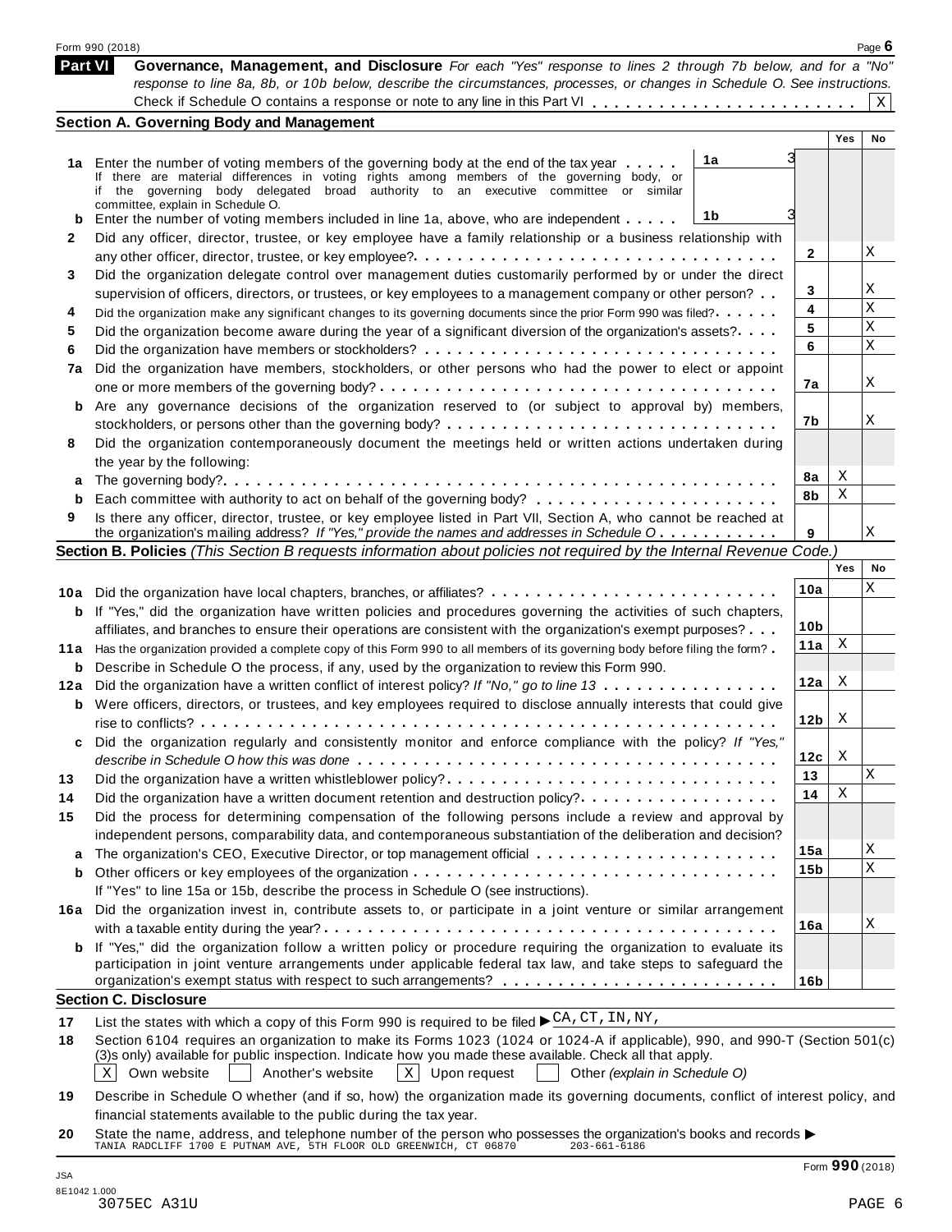## Part VI Governance, Management, and Disclosure

*For each "Yes" response to lines 2 through 7b below, and for a "No" response to line 8a, 8b, or 10b below, describe the circumstances, processes, or changes in Schedule O. See instructions.*

Check if Schedule O contains a response or note to any line in this Part VI . . . . . . . . . . . . . . . . . . . . . . . . [X]

### Section A. Governing Body and Management

| | | | Yes | No |
|---|---|---|---|---|
| 1a | Enter the number of voting members of the governing body at the end of the tax year . . . . . **1a** 3<br>If there are material differences in voting rights among members of the governing body, or if the governing body delegated broad authority to an executive committee or similar committee, explain in Schedule O. | | | |
| b | Enter the number of voting members included in line 1a, above, who are independent . . . . . **1b** 3 | | | |
| 2 | Did any officer, director, trustee, or key employee have a family relationship or a business relationship with any other officer, director, trustee, or key employee? . . . . . | 2 | | X |
| 3 | Did the organization delegate control over management duties customarily performed by or under the direct supervision of officers, directors, or trustees, or key employees to a management company or other person? . . | 3 | | X |
| 4 | Did the organization make any significant changes to its governing documents since the prior Form 990 was filed? . . . . . | 4 | | X |
| 5 | Did the organization become aware during the year of a significant diversion of the organization's assets? . . . . | 5 | | X |
| 6 | Did the organization have members or stockholders? . . . . . | 6 | | X |
| 7a | Did the organization have members, stockholders, or other persons who had the power to elect or appoint one or more members of the governing body? . . . . . | 7a | | X |
| b | Are any governance decisions of the organization reserved to (or subject to approval by) members, stockholders, or persons other than the governing body? . . . . . | 7b | | X |
| 8 | Did the organization contemporaneously document the meetings held or written actions undertaken during the year by the following: | | | |
| a | The governing body? . . . . . | 8a | X | |
| b | Each committee with authority to act on behalf of the governing body? . . . . . | 8b | X | |
| 9 | Is there any officer, director, trustee, or key employee listed in Part VII, Section A, who cannot be reached at the organization's mailing address? *If "Yes," provide the names and addresses in Schedule O* . . . . . | 9 | | X |

### Section B. Policies *(This Section B requests information about policies not required by the Internal Revenue Code.)*

| | | | Yes | No |
|---|---|---|---|---|
| 10a | Did the organization have local chapters, branches, or affiliates? . . . . . | 10a | | X |
| b | If "Yes," did the organization have written policies and procedures governing the activities of such chapters, affiliates, and branches to ensure their operations are consistent with the organization's exempt purposes? . . . | 10b | | |
| 11a | Has the organization provided a complete copy of this Form 990 to all members of its governing body before filing the form? . | 11a | X | |
| b | Describe in Schedule O the process, if any, used by the organization to review this Form 990. | | | |
| 12a | Did the organization have a written conflict of interest policy? *If "No," go to line 13* . . . . . | 12a | X | |
| b | Were officers, directors, or trustees, and key employees required to disclose annually interests that could give rise to conflicts? . . . . . | 12b | X | |
| c | Did the organization regularly and consistently monitor and enforce compliance with the policy? *If "Yes," describe in Schedule O how this was done* . . . . . | 12c | X | |
| 13 | Did the organization have a written whistleblower policy? . . . . . | 13 | | X |
| 14 | Did the organization have a written document retention and destruction policy? . . . . . | 14 | X | |
| 15 | Did the process for determining compensation of the following persons include a review and approval by independent persons, comparability data, and contemporaneous substantiation of the deliberation and decision? | | | |
| a | The organization's CEO, Executive Director, or top management official . . . . . | 15a | | X |
| b | Other officers or key employees of the organization . . . . . | 15b | | X |
| | If "Yes" to line 15a or 15b, describe the process in Schedule O (see instructions). | | | |
| 16a | Did the organization invest in, contribute assets to, or participate in a joint venture or similar arrangement with a taxable entity during the year? . . . . . | 16a | | X |
| b | If "Yes," did the organization follow a written policy or procedure requiring the organization to evaluate its participation in joint venture arrangements under applicable federal tax law, and take steps to safeguard the organization's exempt status with respect to such arrangements? . . . . . | 16b | | |

### Section C. Disclosure

**17** List the states with which a copy of this Form 990 is required to be filed ► CA,CT,IN,NY,

**18** Section 6104 requires an organization to make its Forms 1023 (1024 or 1024-A if applicable), 990, and 990-T (Section 501(c)(3)s only) available for public inspection. Indicate how you made these available. Check all that apply.

[X] Own website [ ] Another's website [X] Upon request [ ] Other *(explain in Schedule O)*

**19** Describe in Schedule O whether (and if so, how) the organization made its governing documents, conflict of interest policy, and financial statements available to the public during the tax year.

**20** State the name, address, and telephone number of the person who possesses the organization's books and records ►
TANIA RADCLIFF 1700 E PUTNAM AVE, 5TH FLOOR OLD GREENWICH, CT 06870 203-661-6186

Form **990** (2018)

JSA
8E1042 1.000
3075EC A31U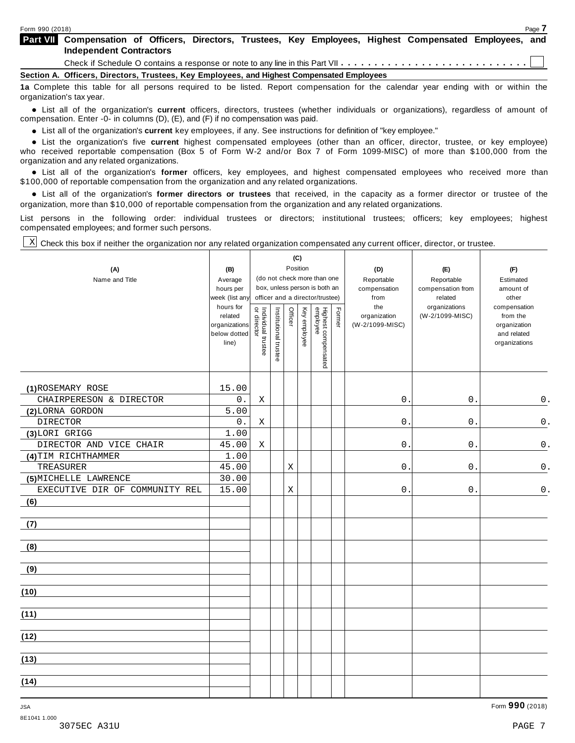Form 990 (2018)

## Part VII Compensation of Officers, Directors, Trustees, Key Employees, Highest Compensated Employees, and Independent Contractors

Check if Schedule O contains a response or note to any line in this Part VII . . . . . . . . . . . . . . . . . . . . . . . . . . . ☐

### Section A. Officers, Directors, Trustees, Key Employees, and Highest Compensated Employees

**1a** Complete this table for all persons required to be listed. Report compensation for the calendar year ending with or within the organization's tax year.

- List all of the organization's **current** officers, directors, trustees (whether individuals or organizations), regardless of amount of compensation. Enter -0- in columns (D), (E), and (F) if no compensation was paid.
- List all of the organization's **current** key employees, if any. See instructions for definition of "key employee."
- List the organization's five **current** highest compensated employees (other than an officer, director, trustee, or key employee) who received reportable compensation (Box 5 of Form W-2 and/or Box 7 of Form 1099-MISC) of more than $100,000 from the organization and any related organizations.
- List all of the organization's **former** officers, key employees, and highest compensated employees who received more than $100,000 of reportable compensation from the organization and any related organizations.
- List all of the organization's **former directors or trustees** that received, in the capacity as a former director or trustee of the organization, more than $10,000 of reportable compensation from the organization and any related organizations.

List persons in the following order: individual trustees or directors; institutional trustees; officers; key employees; highest compensated employees; and former such persons.

☒ Check this box if neither the organization nor any related organization compensated any current officer, director, or trustee.

| (A) Name and Title | (B) Average hours per week (list any hours for related organizations below dotted line) | (C) Position (do not check more than one box, unless person is both an officer and a director/trustee): Individual trustee or director | Institutional trustee | Officer | Key employee | Highest compensated employee | Former | (D) Reportable compensation from the organization (W-2/1099-MISC) | (E) Reportable compensation from related organizations (W-2/1099-MISC) | (F) Estimated amount of other compensation from the organization and related organizations |
|---|---|---|---|---|---|---|---|---|---|---|
| (1) ROSEMARY ROSE<br>CHAIRPERESON & DIRECTOR | 15.00<br>0. | X | | | | | | 0. | 0. | 0. |
| (2) LORNA GORDON<br>DIRECTOR | 5.00<br>0. | X | | | | | | 0. | 0. | 0. |
| (3) LORI GRIGG<br>DIRECTOR AND VICE CHAIR | 1.00<br>45.00 | X | | | | | | 0. | 0. | 0. |
| (4) TIM RICHTHAMMER<br>TREASURER | 1.00<br>45.00 | | | X | | | | 0. | 0. | 0. |
| (5) MICHELLE LAWRENCE<br>EXECUTIVE DIR OF COMMUNITY REL | 30.00<br>15.00 | | | X | | | | 0. | 0. | 0. |
| (6) | | | | | | | | | | |
| (7) | | | | | | | | | | |
| (8) | | | | | | | | | | |
| (9) | | | | | | | | | | |
| (10) | | | | | | | | | | |
| (11) | | | | | | | | | | |
| (12) | | | | | | | | | | |
| (13) | | | | | | | | | | |
| (14) | | | | | | | | | | |

JSA
8E1041 1.000
3075EC A31U

Form **990** (2018)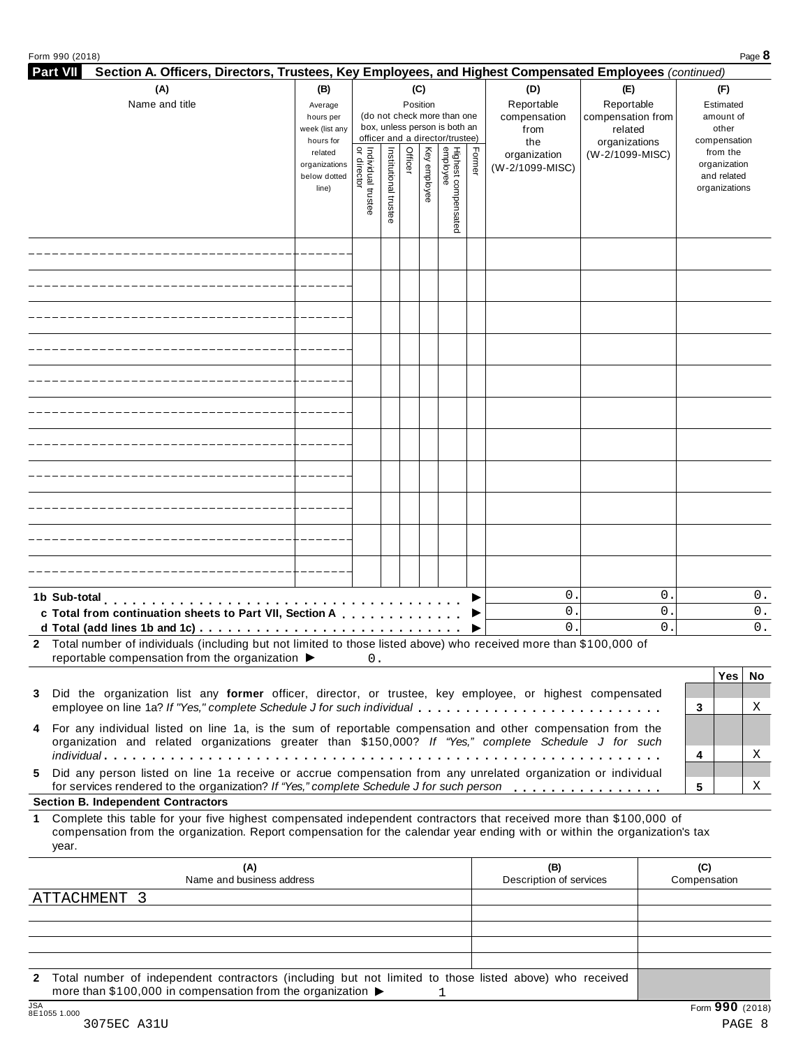Form 990 (2018)

**Part VII** **Section A. Officers, Directors, Trustees, Key Employees, and Highest Compensated Employees** *(continued)*

| (A) Name and title | (B) Average hours per week (list any hours for related organizations below dotted line) | (C) Position (do not check more than one box, unless person is both an officer and a director/trustee): Individual trustee or director | Institutional trustee | Officer | Key employee | Highest compensated employee | Former | (D) Reportable compensation from the organization (W-2/1099-MISC) | (E) Reportable compensation from related organizations (W-2/1099-MISC) | (F) Estimated amount of other compensation from the organization and related organizations |
|---|---|---|---|---|---|---|---|---|---|---|
| | | | | | | | | | | |
| | | | | | | | | | | |
| | | | | | | | | | | |
| | | | | | | | | | | |
| | | | | | | | | | | |
| | | | | | | | | | | |
| | | | | | | | | | | |
| | | | | | | | | | | |
| | | | | | | | | | | |
| | | | | | | | | | | |
| | | | | | | | | | | |
| **1b Sub-total** ▶ | | | | | | | | 0. | 0. | 0. |
| **c Total from continuation sheets to Part VII, Section A** ▶ | | | | | | | | 0. | 0. | 0. |
| **d Total (add lines 1b and 1c)** ▶ | | | | | | | | 0. | 0. | 0. |

**2** Total number of individuals (including but not limited to those listed above) who received more than $100,000 of reportable compensation from the organization ▶ 0.

| | | Yes | No |
|---|---|---|---|
| **3** Did the organization list any **former** officer, director, or trustee, key employee, or highest compensated employee on line 1a? *If "Yes," complete Schedule J for such individual* | 3 | | X |
| **4** For any individual listed on line 1a, is the sum of reportable compensation and other compensation from the organization and related organizations greater than $150,000? *If "Yes," complete Schedule J for such individual* | 4 | | X |
| **5** Did any person listed on line 1a receive or accrue compensation from any unrelated organization or individual for services rendered to the organization? *If "Yes," complete Schedule J for such person* | 5 | | X |

**Section B. Independent Contractors**

**1** Complete this table for your five highest compensated independent contractors that received more than $100,000 of compensation from the organization. Report compensation for the calendar year ending with or within the organization's tax year.

| (A) Name and business address | (B) Description of services | (C) Compensation |
|---|---|---|
| ATTACHMENT 3 | | |
| | | |
| | | |
| | | |
| | | |

**2** Total number of independent contractors (including but not limited to those listed above) who received more than $100,000 in compensation from the organization ▶ 1

JSA 8E1055 1.000
3075EC A31U

Form **990** (2018)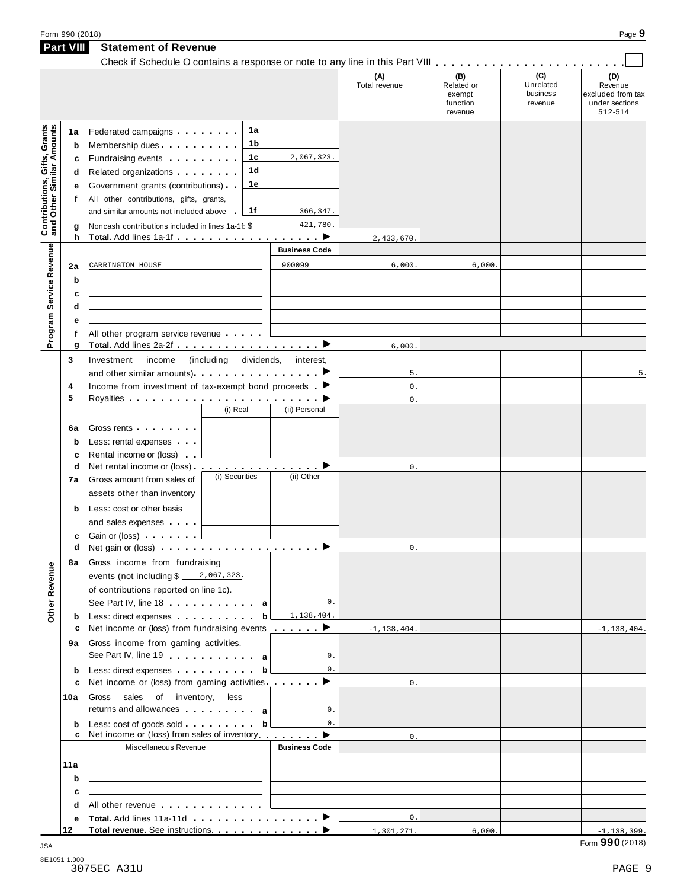Form 990 (2018)

## Part VIII Statement of Revenue

Check if Schedule O contains a response or note to any line in this Part VIII . . . . . . . . . . . . . . . . . . . . . . . . ☐

| | | | | (A) Total revenue | (B) Related or exempt function revenue | (C) Unrelated business revenue | (D) Revenue excluded from tax under sections 512-514 |
|---|---|---|---|---|---|---|---|
| **Contributions, Gifts, Grants and Other Similar Amounts** | | | | | | | |
| 1a | Federated campaigns | 1a | | | | | |
| b | Membership dues | 1b | | | | | |
| c | Fundraising events | 1c | 2,067,323. | | | | |
| d | Related organizations | 1d | | | | | |
| e | Government grants (contributions) | 1e | | | | | |
| f | All other contributions, gifts, grants, and similar amounts not included above | 1f | 366,347. | | | | |
| g | Noncash contributions included in lines 1a-1f: $ 421,780. | | | | | | |
| h | **Total.** Add lines 1a-1f | | ▶ | 2,433,670. | | | |
| **Program Service Revenue** | | | **Business Code** | | | | |
| 2a | CARRINGTON HOUSE | | 900099 | 6,000. | 6,000. | | |
| b | | | | | | | |
| c | | | | | | | |
| d | | | | | | | |
| e | | | | | | | |
| f | All other program service revenue | | | | | | |
| g | **Total.** Add lines 2a-2f | | ▶ | 6,000. | | | |
| **Other Revenue** | | | | | | | |
| 3 | Investment income (including dividends, interest, and other similar amounts) | | ▶ | 5. | | | 5. |
| 4 | Income from investment of tax-exempt bond proceeds | | ▶ | 0. | | | |
| 5 | Royalties | | ▶ | 0. | | | |
| | | (i) Real | (ii) Personal | | | | |
| 6a | Gross rents | | | | | | |
| b | Less: rental expenses | | | | | | |
| c | Rental income or (loss) | | | | | | |
| d | Net rental income or (loss) | | ▶ | 0. | | | |
| | | (i) Securities | (ii) Other | | | | |
| 7a | Gross amount from sales of assets other than inventory | | | | | | |
| b | Less: cost or other basis and sales expenses | | | | | | |
| c | Gain or (loss) | | | | | | |
| d | Net gain or (loss) | | ▶ | 0. | | | |
| 8a | Gross income from fundraising events (not including $ 2,067,323. of contributions reported on line 1c). See Part IV, line 18 | a | 0. | | | | |
| b | Less: direct expenses | b | 1,138,404. | | | | |
| c | Net income or (loss) from fundraising events | | ▶ | -1,138,404. | | | -1,138,404. |
| 9a | Gross income from gaming activities. See Part IV, line 19 | a | 0. | | | | |
| b | Less: direct expenses | b | 0. | | | | |
| c | Net income or (loss) from gaming activities | | ▶ | 0. | | | |
| 10a | Gross sales of inventory, less returns and allowances | a | 0. | | | | |
| b | Less: cost of goods sold | b | 0. | | | | |
| c | Net income or (loss) from sales of inventory | | ▶ | 0. | | | |
| | Miscellaneous Revenue | | **Business Code** | | | | |
| 11a | | | | | | | |
| b | | | | | | | |
| c | | | | | | | |
| d | All other revenue | | | | | | |
| e | **Total.** Add lines 11a-11d | | ▶ | 0. | | | |
| 12 | **Total revenue.** See instructions | | ▶ | 1,301,271. | 6,000. | | -1,138,399. |

JSA 8E1051 1.000
3075EC A31U

Form **990** (2018)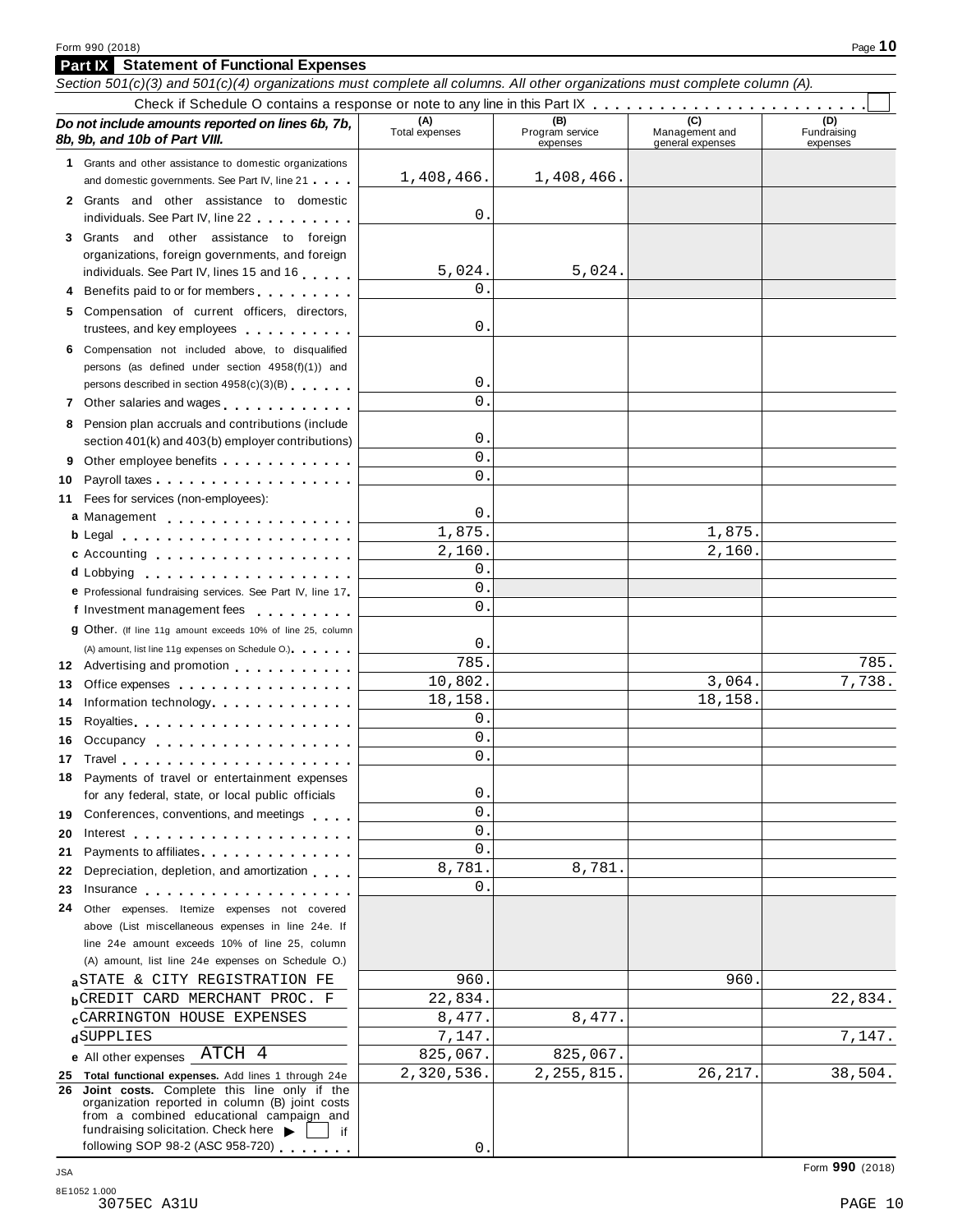Form 990 (2018)

## Part IX Statement of Functional Expenses

*Section 501(c)(3) and 501(c)(4) organizations must complete all columns. All other organizations must complete column (A).*

Check if Schedule O contains a response or note to any line in this Part IX . . . . . . . . . . . . . . . . . . . . . . . . ☐

| *Do not include amounts reported on lines 6b, 7b, 8b, 9b, and 10b of Part VIII.* | (A) Total expenses | (B) Program service expenses | (C) Management and general expenses | (D) Fundraising expenses |
|---|---|---|---|---|
| **1** Grants and other assistance to domestic organizations and domestic governments. See Part IV, line 21 | 1,408,466. | 1,408,466. | | |
| **2** Grants and other assistance to domestic individuals. See Part IV, line 22 | 0. | | | |
| **3** Grants and other assistance to foreign organizations, foreign governments, and foreign individuals. See Part IV, lines 15 and 16 | 5,024. | 5,024. | | |
| **4** Benefits paid to or for members | 0. | | | |
| **5** Compensation of current officers, directors, trustees, and key employees | 0. | | | |
| **6** Compensation not included above, to disqualified persons (as defined under section 4958(f)(1)) and persons described in section 4958(c)(3)(B) | 0. | | | |
| **7** Other salaries and wages | 0. | | | |
| **8** Pension plan accruals and contributions (include section 401(k) and 403(b) employer contributions) | 0. | | | |
| **9** Other employee benefits | 0. | | | |
| **10** Payroll taxes | 0. | | | |
| **11** Fees for services (non-employees): | | | | |
| **a** Management | 0. | | | |
| **b** Legal | 1,875. | | 1,875. | |
| **c** Accounting | 2,160. | | 2,160. | |
| **d** Lobbying | 0. | | | |
| **e** Professional fundraising services. See Part IV, line 17 | 0. | | | |
| **f** Investment management fees | 0. | | | |
| **g** Other. (If line 11g amount exceeds 10% of line 25, column (A) amount, list line 11g expenses on Schedule O.) | 0. | | | |
| **12** Advertising and promotion | 785. | | | 785. |
| **13** Office expenses | 10,802. | | 3,064. | 7,738. |
| **14** Information technology | 18,158. | | 18,158. | |
| **15** Royalties | 0. | | | |
| **16** Occupancy | 0. | | | |
| **17** Travel | 0. | | | |
| **18** Payments of travel or entertainment expenses for any federal, state, or local public officials | 0. | | | |
| **19** Conferences, conventions, and meetings | 0. | | | |
| **20** Interest | 0. | | | |
| **21** Payments to affiliates | 0. | | | |
| **22** Depreciation, depletion, and amortization | 8,781. | 8,781. | | |
| **23** Insurance | 0. | | | |
| **24** Other expenses. Itemize expenses not covered above (List miscellaneous expenses in line 24e. If line 24e amount exceeds 10% of line 25, column (A) amount, list line 24e expenses on Schedule O.) | | | | |
| **a** STATE & CITY REGISTRATION FE | 960. | | 960. | |
| **b** CREDIT CARD MERCHANT PROC. F | 22,834. | | | 22,834. |
| **c** CARRINGTON HOUSE EXPENSES | 8,477. | 8,477. | | |
| **d** SUPPLIES | 7,147. | | | 7,147. |
| **e** All other expenses ATCH 4 | 825,067. | 825,067. | | |
| **25 Total functional expenses.** Add lines 1 through 24e | 2,320,536. | 2,255,815. | 26,217. | 38,504. |
| **26 Joint costs.** Complete this line only if the organization reported in column (B) joint costs from a combined educational campaign and fundraising solicitation. Check here ▶ ☐ if following SOP 98-2 (ASC 958-720) | 0. | | | |

JSA 8E1052 1.000
3075EC A31U

Form **990** (2018)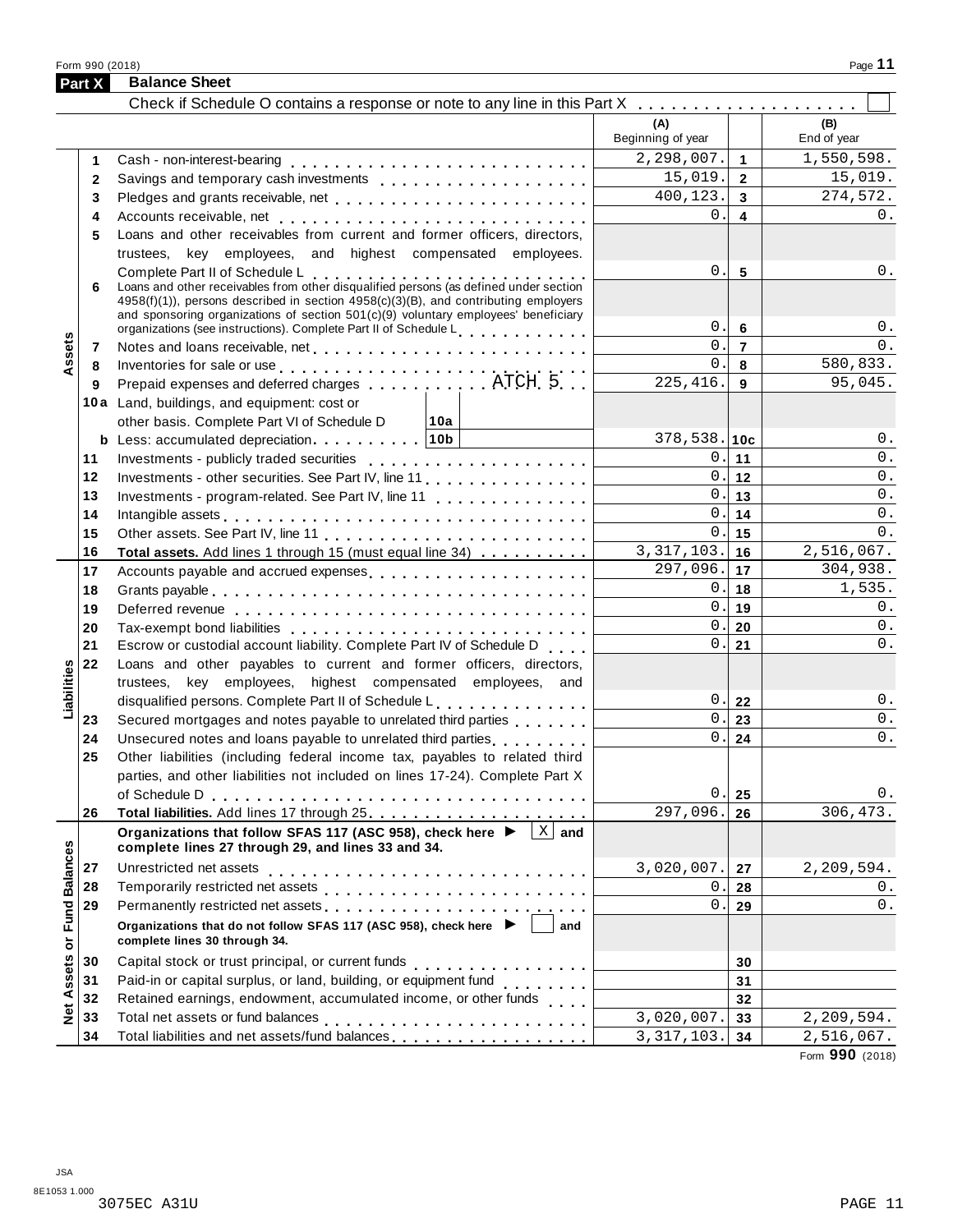Form 990 (2018)

## Part X Balance Sheet

Check if Schedule O contains a response or note to any line in this Part X . . . . . . . . . . . . . . . . . . . ☐

| Section | Line | Description | (A) Beginning of year | | (B) End of year |
|---|---|---|---|---|---|
| Assets | 1 | Cash - non-interest-bearing | 2,298,007. | 1 | 1,550,598. |
| | 2 | Savings and temporary cash investments | 15,019. | 2 | 15,019. |
| | 3 | Pledges and grants receivable, net | 400,123. | 3 | 274,572. |
| | 4 | Accounts receivable, net | 0. | 4 | 0. |
| | 5 | Loans and other receivables from current and former officers, directors, trustees, key employees, and highest compensated employees. Complete Part II of Schedule L | 0. | 5 | 0. |
| | 6 | Loans and other receivables from other disqualified persons (as defined under section 4958(f)(1)), persons described in section 4958(c)(3)(B), and contributing employers and sponsoring organizations of section 501(c)(9) voluntary employees' beneficiary organizations (see instructions). Complete Part II of Schedule L | 0. | 6 | 0. |
| | 7 | Notes and loans receivable, net | 0. | 7 | 0. |
| | 8 | Inventories for sale or use | 0. | 8 | 580,833. |
| | 9 | Prepaid expenses and deferred charges ATCH 5 | 225,416. | 9 | 95,045. |
| | 10a | Land, buildings, and equipment: cost or other basis. Complete Part VI of Schedule D — 10a | | | |
| | b | Less: accumulated depreciation — 10b | 378,538. | 10c | 0. |
| | 11 | Investments - publicly traded securities | 0. | 11 | 0. |
| | 12 | Investments - other securities. See Part IV, line 11 | 0. | 12 | 0. |
| | 13 | Investments - program-related. See Part IV, line 11 | 0. | 13 | 0. |
| | 14 | Intangible assets | 0. | 14 | 0. |
| | 15 | Other assets. See Part IV, line 11 | 0. | 15 | 0. |
| | 16 | **Total assets.** Add lines 1 through 15 (must equal line 34) | 3,317,103. | 16 | 2,516,067. |
| Liabilities | 17 | Accounts payable and accrued expenses | 297,096. | 17 | 304,938. |
| | 18 | Grants payable | 0. | 18 | 1,535. |
| | 19 | Deferred revenue | 0. | 19 | 0. |
| | 20 | Tax-exempt bond liabilities | 0. | 20 | 0. |
| | 21 | Escrow or custodial account liability. Complete Part IV of Schedule D | 0. | 21 | 0. |
| | 22 | Loans and other payables to current and former officers, directors, trustees, key employees, highest compensated employees, and disqualified persons. Complete Part II of Schedule L | 0. | 22 | 0. |
| | 23 | Secured mortgages and notes payable to unrelated third parties | 0. | 23 | 0. |
| | 24 | Unsecured notes and loans payable to unrelated third parties | 0. | 24 | 0. |
| | 25 | Other liabilities (including federal income tax, payables to related third parties, and other liabilities not included on lines 17-24). Complete Part X of Schedule D | 0. | 25 | 0. |
| | 26 | **Total liabilities.** Add lines 17 through 25 | 297,096. | 26 | 306,473. |
| Net Assets or Fund Balances | | **Organizations that follow SFAS 117 (ASC 958), check here ▶ [X] and complete lines 27 through 29, and lines 33 and 34.** | | | |
| | 27 | Unrestricted net assets | 3,020,007. | 27 | 2,209,594. |
| | 28 | Temporarily restricted net assets | 0. | 28 | 0. |
| | 29 | Permanently restricted net assets | 0. | 29 | 0. |
| | | **Organizations that do not follow SFAS 117 (ASC 958), check here ▶ [ ] and complete lines 30 through 34.** | | | |
| | 30 | Capital stock or trust principal, or current funds | | 30 | |
| | 31 | Paid-in or capital surplus, or land, building, or equipment fund | | 31 | |
| | 32 | Retained earnings, endowment, accumulated income, or other funds | | 32 | |
| | 33 | Total net assets or fund balances | 3,020,007. | 33 | 2,209,594. |
| | 34 | Total liabilities and net assets/fund balances | 3,317,103. | 34 | 2,516,067. |

Form **990** (2018)

JSA
8E1053 1.000
3075EC A31U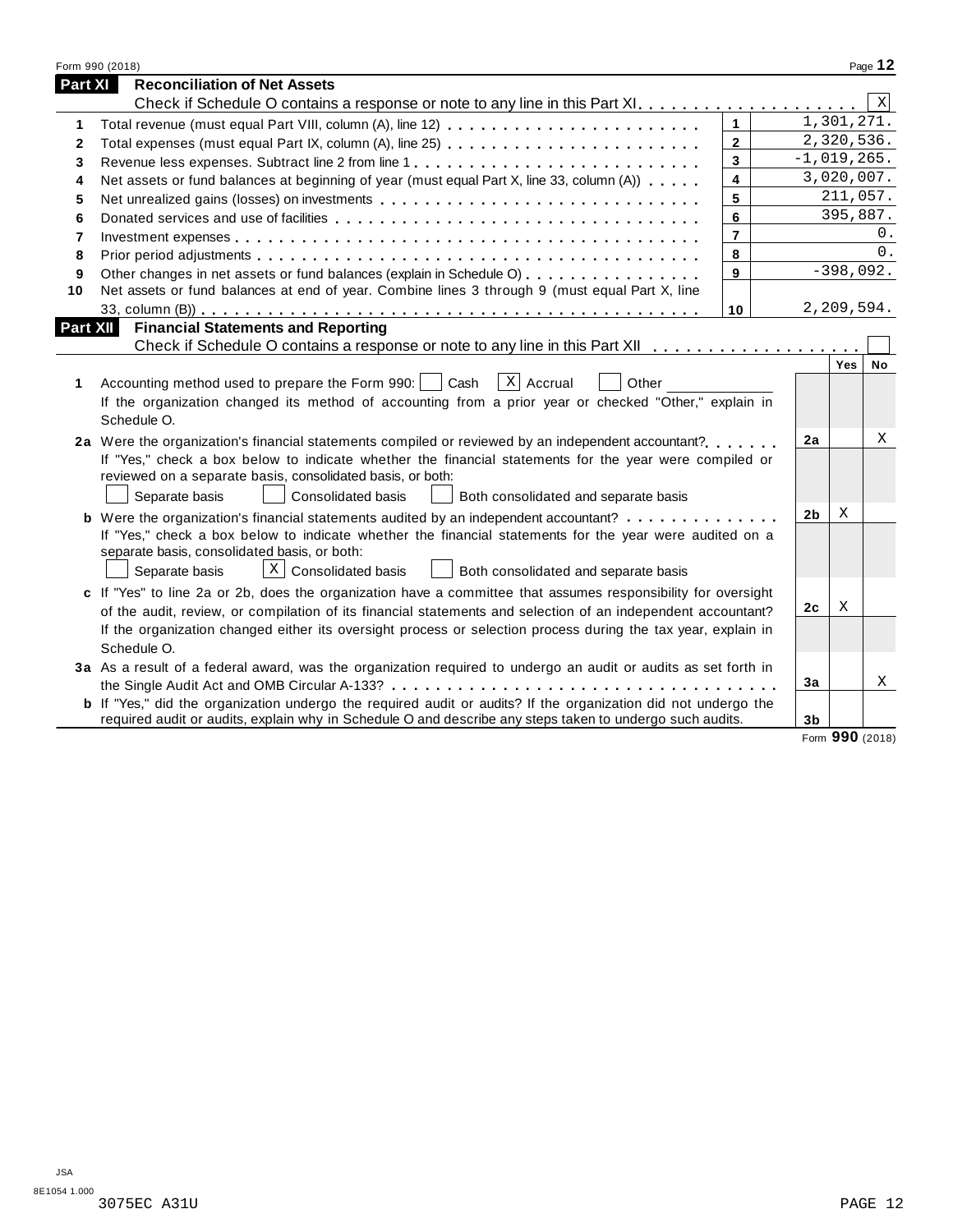## Part XI Reconciliation of Net Assets

Check if Schedule O contains a response or note to any line in this Part XI . . . . . . . . . . . . . . . . . . . . [X]

| | | | |
|---|---|---|---|
| 1 | Total revenue (must equal Part VIII, column (A), line 12) | 1 | 1,301,271. |
| 2 | Total expenses (must equal Part IX, column (A), line 25) | 2 | 2,320,536. |
| 3 | Revenue less expenses. Subtract line 2 from line 1 | 3 | -1,019,265. |
| 4 | Net assets or fund balances at beginning of year (must equal Part X, line 33, column (A)) | 4 | 3,020,007. |
| 5 | Net unrealized gains (losses) on investments | 5 | 211,057. |
| 6 | Donated services and use of facilities | 6 | 395,887. |
| 7 | Investment expenses | 7 | 0. |
| 8 | Prior period adjustments | 8 | 0. |
| 9 | Other changes in net assets or fund balances (explain in Schedule O) | 9 | -398,092. |
| 10 | Net assets or fund balances at end of year. Combine lines 3 through 9 (must equal Part X, line 33, column (B)) | 10 | 2,209,594. |

## Part XII Financial Statements and Reporting

Check if Schedule O contains a response or note to any line in this Part XII . . . . . . . . . . . . . . . . . . . [ ]

| | | | Yes | No |
|---|---|---|---|---|
| 1 | Accounting method used to prepare the Form 990: [ ] Cash [X] Accrual [ ] Other ______<br>If the organization changed its method of accounting from a prior year or checked "Other," explain in Schedule O. | | | |
| 2a | Were the organization's financial statements compiled or reviewed by an independent accountant? | 2a | | X |
| | If "Yes," check a box below to indicate whether the financial statements for the year were compiled or reviewed on a separate basis, consolidated basis, or both:<br>[ ] Separate basis [ ] Consolidated basis [ ] Both consolidated and separate basis | | | |
| b | Were the organization's financial statements audited by an independent accountant? | 2b | X | |
| | If "Yes," check a box below to indicate whether the financial statements for the year were audited on a separate basis, consolidated basis, or both:<br>[ ] Separate basis [X] Consolidated basis [ ] Both consolidated and separate basis | | | |
| c | If "Yes" to line 2a or 2b, does the organization have a committee that assumes responsibility for oversight of the audit, review, or compilation of its financial statements and selection of an independent accountant? | 2c | X | |
| | If the organization changed either its oversight process or selection process during the tax year, explain in Schedule O. | | | |
| 3a | As a result of a federal award, was the organization required to undergo an audit or audits as set forth in the Single Audit Act and OMB Circular A-133? | 3a | | X |
| b | If "Yes," did the organization undergo the required audit or audits? If the organization did not undergo the required audit or audits, explain why in Schedule O and describe any steps taken to undergo such audits. | 3b | | |

Form **990** (2018)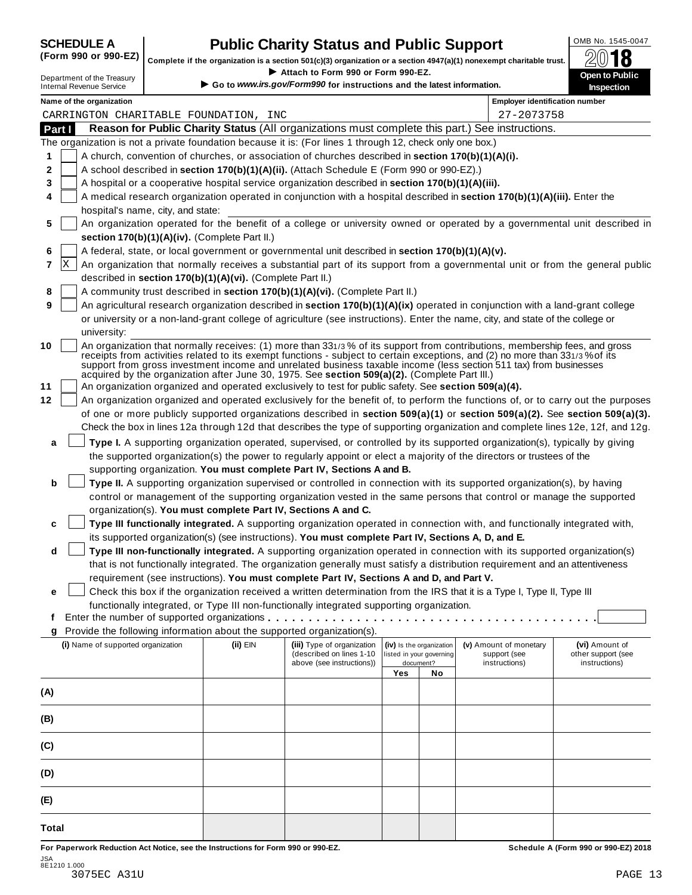**SCHEDULE A (Form 990 or 990-EZ)**

Department of the Treasury
Internal Revenue Service

# Public Charity Status and Public Support

**Complete if the organization is a section 501(c)(3) organization or a section 4947(a)(1) nonexempt charitable trust.**
► Attach to Form 990 or Form 990-EZ.
► Go to *www.irs.gov/Form990* for instructions and the latest information.

OMB No. 1545-0047
**2018**
**Open to Public Inspection**

Name of the organization: CARRINGTON CHARITABLE FOUNDATION, INC

Employer identification number: 27-2073758

## Part I Reason for Public Charity Status (All organizations must complete this part.) See instructions.

The organization is not a private foundation because it is: (For lines 1 through 12, check only one box.)

1 [ ] A church, convention of churches, or association of churches described in **section 170(b)(1)(A)(i).**

2 [ ] A school described in **section 170(b)(1)(A)(ii).** (Attach Schedule E (Form 990 or 990-EZ).)

3 [ ] A hospital or a cooperative hospital service organization described in **section 170(b)(1)(A)(iii).**

4 [ ] A medical research organization operated in conjunction with a hospital described in **section 170(b)(1)(A)(iii).** Enter the hospital's name, city, and state:

5 [ ] An organization operated for the benefit of a college or university owned or operated by a governmental unit described in **section 170(b)(1)(A)(iv).** (Complete Part II.)

6 [ ] A federal, state, or local government or governmental unit described in **section 170(b)(1)(A)(v).**

7 [X] An organization that normally receives a substantial part of its support from a governmental unit or from the general public described in **section 170(b)(1)(A)(vi).** (Complete Part II.)

8 [ ] A community trust described in **section 170(b)(1)(A)(vi).** (Complete Part II.)

9 [ ] An agricultural research organization described in **section 170(b)(1)(A)(ix)** operated in conjunction with a land-grant college or university or a non-land-grant college of agriculture (see instructions). Enter the name, city, and state of the college or university:

10 [ ] An organization that normally receives: (1) more than 33 1/3 % of its support from contributions, membership fees, and gross receipts from activities related to its exempt functions - subject to certain exceptions, and (2) no more than 33 1/3 % of its support from gross investment income and unrelated business taxable income (less section 511 tax) from businesses acquired by the organization after June 30, 1975. See **section 509(a)(2).** (Complete Part III.)

11 [ ] An organization organized and operated exclusively to test for public safety. See **section 509(a)(4).**

12 [ ] An organization organized and operated exclusively for the benefit of, to perform the functions of, or to carry out the purposes of one or more publicly supported organizations described in **section 509(a)(1)** or **section 509(a)(2).** See **section 509(a)(3).** Check the box in lines 12a through 12d that describes the type of supporting organization and complete lines 12e, 12f, and 12g.

a [ ] **Type I.** A supporting organization operated, supervised, or controlled by its supported organization(s), typically by giving the supported organization(s) the power to regularly appoint or elect a majority of the directors or trustees of the supporting organization. **You must complete Part IV, Sections A and B.**

b [ ] **Type II.** A supporting organization supervised or controlled in connection with its supported organization(s), by having control or management of the supporting organization vested in the same persons that control or manage the supported organization(s). **You must complete Part IV, Sections A and C.**

c [ ] **Type III functionally integrated.** A supporting organization operated in connection with, and functionally integrated with, its supported organization(s) (see instructions). **You must complete Part IV, Sections A, D, and E.**

d [ ] **Type III non-functionally integrated.** A supporting organization operated in connection with its supported organization(s) that is not functionally integrated. The organization generally must satisfy a distribution requirement and an attentiveness requirement (see instructions). **You must complete Part IV, Sections A and D, and Part V.**

e [ ] Check this box if the organization received a written determination from the IRS that it is a Type I, Type II, Type III functionally integrated, or Type III non-functionally integrated supporting organization.

f Enter the number of supported organizations

g Provide the following information about the supported organization(s).

| (i) Name of supported organization | (ii) EIN | (iii) Type of organization (described on lines 1-10 above (see instructions)) | (iv) Is the organization listed in your governing document? Yes | No | (v) Amount of monetary support (see instructions) | (vi) Amount of other support (see instructions) |
|---|---|---|---|---|---|---|
| (A) | | | | | | |
| (B) | | | | | | |
| (C) | | | | | | |
| (D) | | | | | | |
| (E) | | | | | | |
| Total | | | | | | |

**For Paperwork Reduction Act Notice, see the Instructions for Form 990 or 990-EZ.** **Schedule A (Form 990 or 990-EZ) 2018**

JSA
8E1210 1.000
3075EC A31U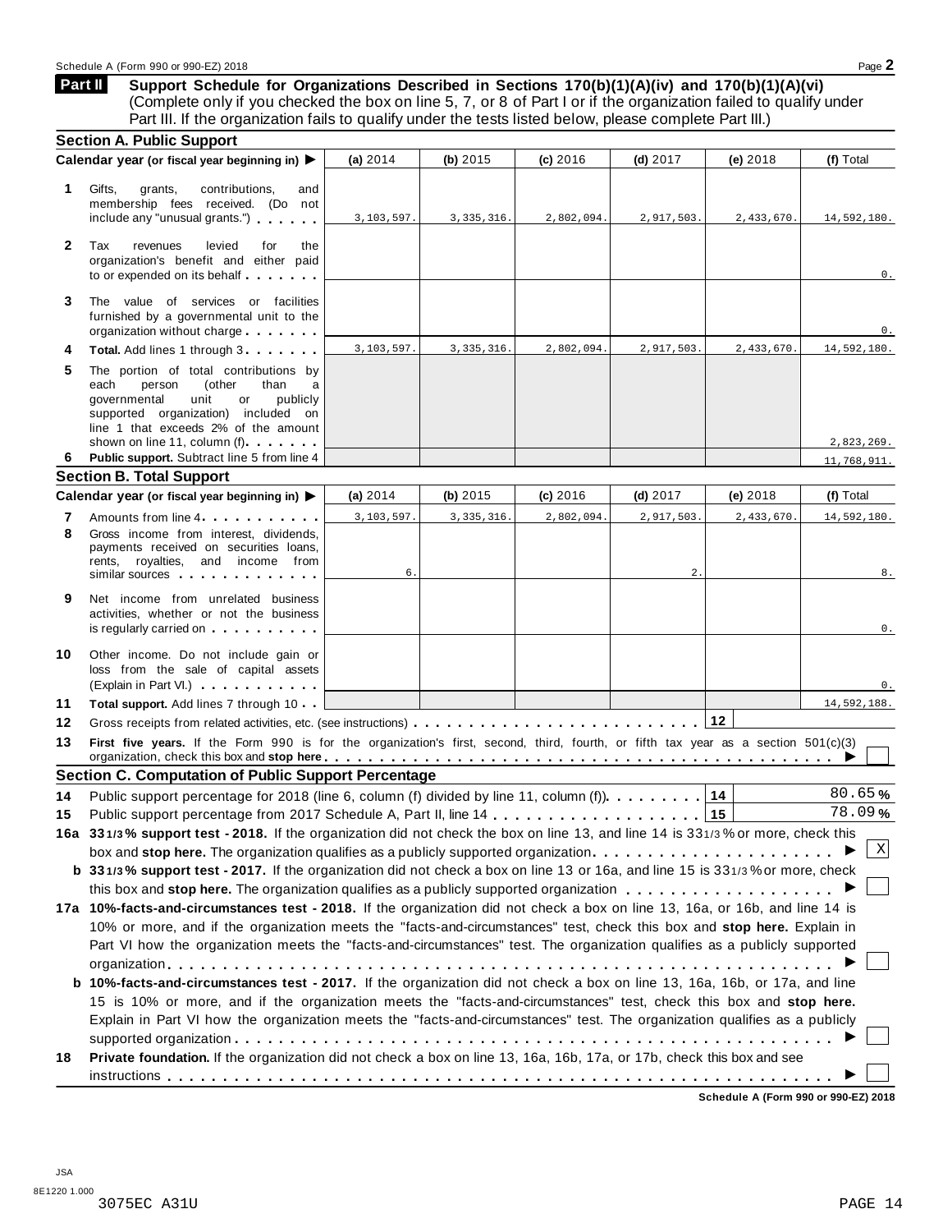## Part II Support Schedule for Organizations Described in Sections 170(b)(1)(A)(iv) and 170(b)(1)(A)(vi)

(Complete only if you checked the box on line 5, 7, or 8 of Part I or if the organization failed to qualify under Part III. If the organization fails to qualify under the tests listed below, please complete Part III.)

### Section A. Public Support

| | Calendar year (or fiscal year beginning in) ▶ | (a) 2014 | (b) 2015 | (c) 2016 | (d) 2017 | (e) 2018 | (f) Total |
|---|---|---|---|---|---|---|---|
| 1 | Gifts, grants, contributions, and membership fees received. (Do not include any "unusual grants.") | 3,103,597. | 3,335,316. | 2,802,094. | 2,917,503. | 2,433,670. | 14,592,180. |
| 2 | Tax revenues levied for the organization's benefit and either paid to or expended on its behalf | | | | | | 0. |
| 3 | The value of services or facilities furnished by a governmental unit to the organization without charge | | | | | | 0. |
| 4 | **Total.** Add lines 1 through 3 | 3,103,597. | 3,335,316. | 2,802,094. | 2,917,503. | 2,433,670. | 14,592,180. |
| 5 | The portion of total contributions by each person (other than a governmental unit or publicly supported organization) included on line 1 that exceeds 2% of the amount shown on line 11, column (f) | | | | | | 2,823,269. |
| 6 | **Public support.** Subtract line 5 from line 4 | | | | | | 11,768,911. |

### Section B. Total Support

| | Calendar year (or fiscal year beginning in) ▶ | (a) 2014 | (b) 2015 | (c) 2016 | (d) 2017 | (e) 2018 | (f) Total |
|---|---|---|---|---|---|---|---|
| 7 | Amounts from line 4 | 3,103,597. | 3,335,316. | 2,802,094. | 2,917,503. | 2,433,670. | 14,592,180. |
| 8 | Gross income from interest, dividends, payments received on securities loans, rents, royalties, and income from similar sources | 6. | | | 2. | | 8. |
| 9 | Net income from unrelated business activities, whether or not the business is regularly carried on | | | | | | 0. |
| 10 | Other income. Do not include gain or loss from the sale of capital assets (Explain in Part VI.) | | | | | | 0. |
| 11 | **Total support.** Add lines 7 through 10 | | | | | | 14,592,188. |

**12** Gross receipts from related activities, etc. (see instructions) . . . . . 12

**13** **First five years.** If the Form 990 is for the organization's first, second, third, fourth, or fifth tax year as a section 501(c)(3) organization, check this box and **stop here** ▶ ☐

### Section C. Computation of Public Support Percentage

**14** Public support percentage for 2018 (line 6, column (f) divided by line 11, column (f)) . . . 14 — 80.65 %

**15** Public support percentage from 2017 Schedule A, Part II, line 14 . . . 15 — 78.09 %

**16a** **33 1/3 % support test - 2018.** If the organization did not check the box on line 13, and line 14 is 33 1/3 % or more, check this box and **stop here.** The organization qualifies as a publicly supported organization ▶ ☒

**b** **33 1/3 % support test - 2017.** If the organization did not check a box on line 13 or 16a, and line 15 is 33 1/3 % or more, check this box and **stop here.** The organization qualifies as a publicly supported organization ▶ ☐

**17a** **10%-facts-and-circumstances test - 2018.** If the organization did not check a box on line 13, 16a, or 16b, and line 14 is 10% or more, and if the organization meets the "facts-and-circumstances" test, check this box and **stop here.** Explain in Part VI how the organization meets the "facts-and-circumstances" test. The organization qualifies as a publicly supported organization ▶ ☐

**b** **10%-facts-and-circumstances test - 2017.** If the organization did not check a box on line 13, 16a, 16b, or 17a, and line 15 is 10% or more, and if the organization meets the "facts-and-circumstances" test, check this box and **stop here.** Explain in Part VI how the organization meets the "facts-and-circumstances" test. The organization qualifies as a publicly supported organization ▶ ☐

**18** **Private foundation.** If the organization did not check a box on line 13, 16a, 16b, 17a, or 17b, check this box and see instructions ▶ ☐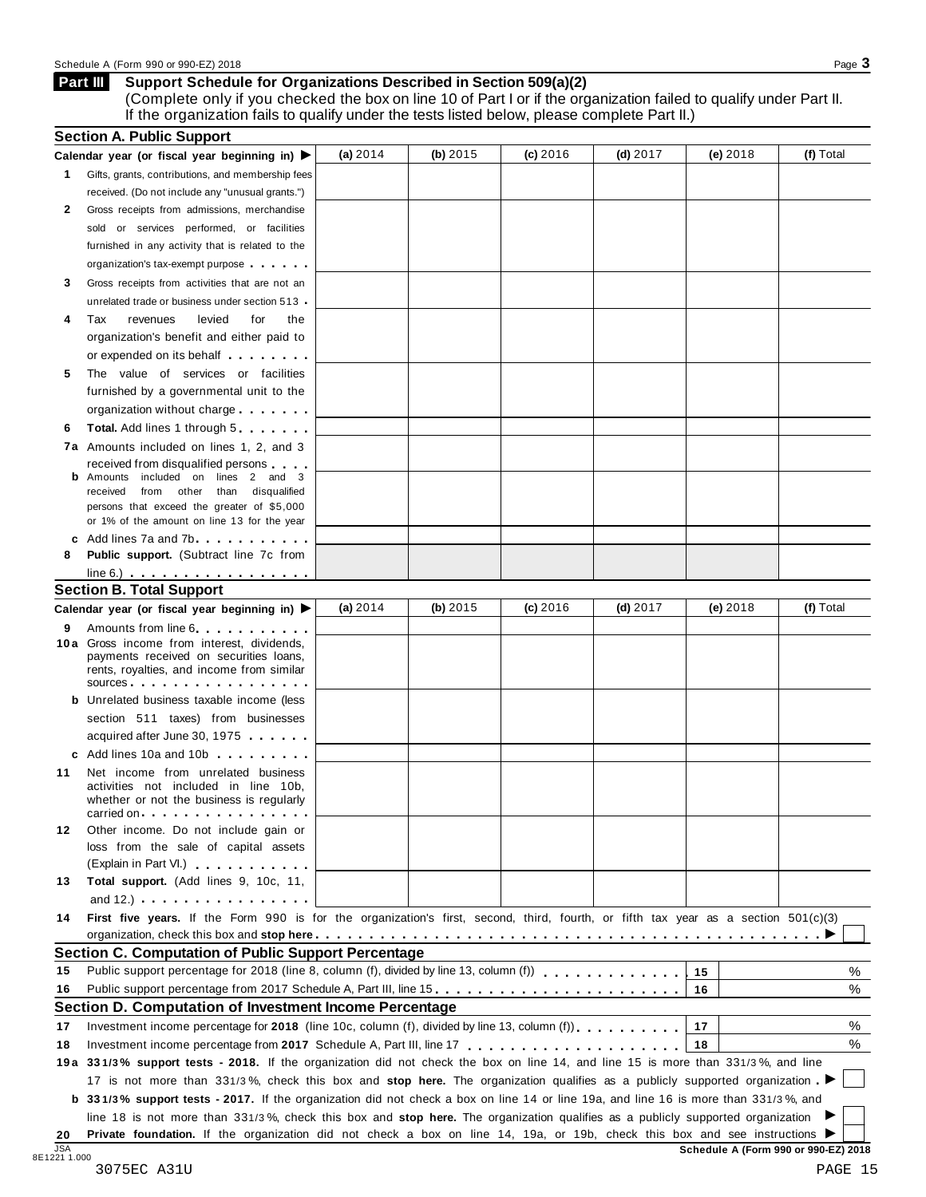Schedule A (Form 990 or 990-EZ) 2018

## Part III Support Schedule for Organizations Described in Section 509(a)(2)

(Complete only if you checked the box on line 10 of Part I or if the organization failed to qualify under Part II. If the organization fails to qualify under the tests listed below, please complete Part II.)

### Section A. Public Support

| Calendar year (or fiscal year beginning in) ▶ | (a) 2014 | (b) 2015 | (c) 2016 | (d) 2017 | (e) 2018 | (f) Total |
|---|---|---|---|---|---|---|
| **1** Gifts, grants, contributions, and membership fees received. (Do not include any "unusual grants.") | | | | | | |
| **2** Gross receipts from admissions, merchandise sold or services performed, or facilities furnished in any activity that is related to the organization's tax-exempt purpose | | | | | | |
| **3** Gross receipts from activities that are not an unrelated trade or business under section 513 | | | | | | |
| **4** Tax revenues levied for the organization's benefit and either paid to or expended on its behalf | | | | | | |
| **5** The value of services or facilities furnished by a governmental unit to the organization without charge | | | | | | |
| **6** **Total.** Add lines 1 through 5 | | | | | | |
| **7a** Amounts included on lines 1, 2, and 3 received from disqualified persons | | | | | | |
| **b** Amounts included on lines 2 and 3 received from other than disqualified persons that exceed the greater of $5,000 or 1% of the amount on line 13 for the year | | | | | | |
| **c** Add lines 7a and 7b | | | | | | |
| **8** **Public support.** (Subtract line 7c from line 6.) | | | | | | |

### Section B. Total Support

| Calendar year (or fiscal year beginning in) ▶ | (a) 2014 | (b) 2015 | (c) 2016 | (d) 2017 | (e) 2018 | (f) Total |
|---|---|---|---|---|---|---|
| **9** Amounts from line 6 | | | | | | |
| **10a** Gross income from interest, dividends, payments received on securities loans, rents, royalties, and income from similar sources | | | | | | |
| **b** Unrelated business taxable income (less section 511 taxes) from businesses acquired after June 30, 1975 | | | | | | |
| **c** Add lines 10a and 10b | | | | | | |
| **11** Net income from unrelated business activities not included in line 10b, whether or not the business is regularly carried on | | | | | | |
| **12** Other income. Do not include gain or loss from the sale of capital assets (Explain in Part VI.) | | | | | | |
| **13** **Total support.** (Add lines 9, 10c, 11, and 12.) | | | | | | |

**14** **First five years.** If the Form 990 is for the organization's first, second, third, fourth, or fifth tax year as a section 501(c)(3) organization, check this box and **stop here** ▶ ☐

### Section C. Computation of Public Support Percentage

| | | | |
|---|---|---|---|
| **15** | Public support percentage for 2018 (line 8, column (f), divided by line 13, column (f)) | 15 | % |
| **16** | Public support percentage from 2017 Schedule A, Part III, line 15 | 16 | % |

### Section D. Computation of Investment Income Percentage

| | | | |
|---|---|---|---|
| **17** | Investment income percentage for **2018** (line 10c, column (f), divided by line 13, column (f)) | 17 | % |
| **18** | Investment income percentage from **2017** Schedule A, Part III, line 17 | 18 | % |

**19a** **33 1/3% support tests - 2018.** If the organization did not check the box on line 14, and line 15 is more than 33 1/3%, and line 17 is not more than 33 1/3%, check this box and **stop here.** The organization qualifies as a publicly supported organization ▶ ☐

**b** **33 1/3% support tests - 2017.** If the organization did not check a box on line 14 or line 19a, and line 16 is more than 33 1/3%, and line 18 is not more than 33 1/3%, check this box and **stop here.** The organization qualifies as a publicly supported organization ▶ ☐

**20** **Private foundation.** If the organization did not check a box on line 14, 19a, or 19b, check this box and see instructions ▶ ☐

JSA 8E1221 1.000

**Schedule A (Form 990 or 990-EZ) 2018**

3075EC A31U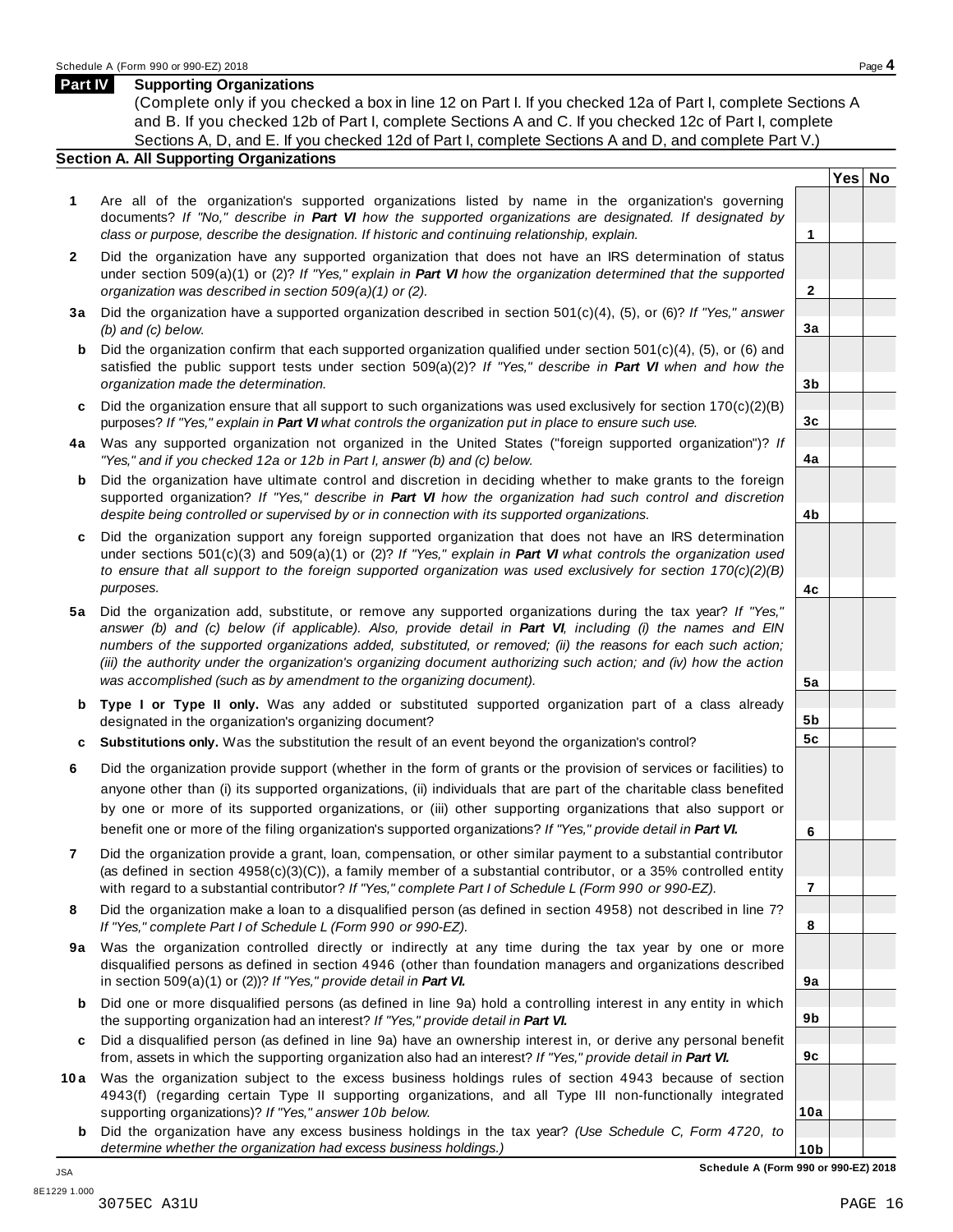## Part IV Supporting Organizations

(Complete only if you checked a box in line 12 on Part I. If you checked 12a of Part I, complete Sections A and B. If you checked 12b of Part I, complete Sections A and C. If you checked 12c of Part I, complete Sections A, D, and E. If you checked 12d of Part I, complete Sections A and D, and complete Part V.)

### Section A. All Supporting Organizations

| | | Line | Yes | No |
|---|---|---|---|---|
| **1** | Are all of the organization's supported organizations listed by name in the organization's governing documents? *If "No," describe in **Part VI** how the supported organizations are designated. If designated by class or purpose, describe the designation. If historic and continuing relationship, explain.* | 1 | | |
| **2** | Did the organization have any supported organization that does not have an IRS determination of status under section 509(a)(1) or (2)? *If "Yes," explain in **Part VI** how the organization determined that the supported organization was described in section 509(a)(1) or (2).* | 2 | | |
| **3a** | Did the organization have a supported organization described in section 501(c)(4), (5), or (6)? *If "Yes," answer (b) and (c) below.* | 3a | | |
| **b** | Did the organization confirm that each supported organization qualified under section 501(c)(4), (5), or (6) and satisfied the public support tests under section 509(a)(2)? *If "Yes," describe in **Part VI** when and how the organization made the determination.* | 3b | | |
| **c** | Did the organization ensure that all support to such organizations was used exclusively for section 170(c)(2)(B) purposes? *If "Yes," explain in **Part VI** what controls the organization put in place to ensure such use.* | 3c | | |
| **4a** | Was any supported organization not organized in the United States ("foreign supported organization")? *If "Yes," and if you checked 12a or 12b in Part I, answer (b) and (c) below.* | 4a | | |
| **b** | Did the organization have ultimate control and discretion in deciding whether to make grants to the foreign supported organization? *If "Yes," describe in **Part VI** how the organization had such control and discretion despite being controlled or supervised by or in connection with its supported organizations.* | 4b | | |
| **c** | Did the organization support any foreign supported organization that does not have an IRS determination under sections 501(c)(3) and 509(a)(1) or (2)? *If "Yes," explain in **Part VI** what controls the organization used to ensure that all support to the foreign supported organization was used exclusively for section 170(c)(2)(B) purposes.* | 4c | | |
| **5a** | Did the organization add, substitute, or remove any supported organizations during the tax year? *If "Yes," answer (b) and (c) below (if applicable). Also, provide detail in **Part VI**, including (i) the names and EIN numbers of the supported organizations added, substituted, or removed; (ii) the reasons for each such action; (iii) the authority under the organization's organizing document authorizing such action; and (iv) how the action was accomplished (such as by amendment to the organizing document).* | 5a | | |
| **b** | **Type I or Type II only.** Was any added or substituted supported organization part of a class already designated in the organization's organizing document? | 5b | | |
| **c** | **Substitutions only.** Was the substitution the result of an event beyond the organization's control? | 5c | | |
| **6** | Did the organization provide support (whether in the form of grants or the provision of services or facilities) to anyone other than (i) its supported organizations, (ii) individuals that are part of the charitable class benefited by one or more of its supported organizations, or (iii) other supporting organizations that also support or benefit one or more of the filing organization's supported organizations? *If "Yes," provide detail in **Part VI.*** | 6 | | |
| **7** | Did the organization provide a grant, loan, compensation, or other similar payment to a substantial contributor (as defined in section 4958(c)(3)(C)), a family member of a substantial contributor, or a 35% controlled entity with regard to a substantial contributor? *If "Yes," complete Part I of Schedule L (Form 990 or 990-EZ).* | 7 | | |
| **8** | Did the organization make a loan to a disqualified person (as defined in section 4958) not described in line 7? *If "Yes," complete Part I of Schedule L (Form 990 or 990-EZ).* | 8 | | |
| **9a** | Was the organization controlled directly or indirectly at any time during the tax year by one or more disqualified persons as defined in section 4946 (other than foundation managers and organizations described in section 509(a)(1) or (2))? *If "Yes," provide detail in **Part VI.*** | 9a | | |
| **b** | Did one or more disqualified persons (as defined in line 9a) hold a controlling interest in any entity in which the supporting organization had an interest? *If "Yes," provide detail in **Part VI.*** | 9b | | |
| **c** | Did a disqualified person (as defined in line 9a) have an ownership interest in, or derive any personal benefit from, assets in which the supporting organization also had an interest? *If "Yes," provide detail in **Part VI.*** | 9c | | |
| **10a** | Was the organization subject to the excess business holdings rules of section 4943 because of section 4943(f) (regarding certain Type II supporting organizations, and all Type III non-functionally integrated supporting organizations)? *If "Yes," answer 10b below.* | 10a | | |
| **b** | Did the organization have any excess business holdings in the tax year? *(Use Schedule C, Form 4720, to determine whether the organization had excess business holdings.)* | 10b | | |

**Schedule A (Form 990 or 990-EZ) 2018**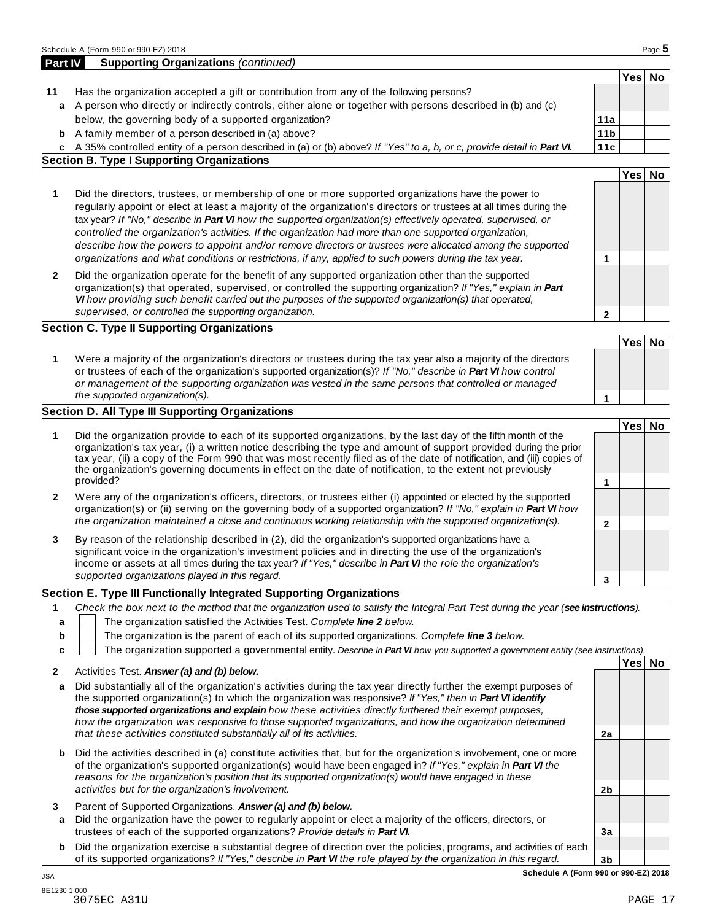Schedule A (Form 990 or 990-EZ) 2018

## Part IV Supporting Organizations *(continued)*

| | | | Yes | No |
|---|---|---|---|---|
| **11** | Has the organization accepted a gift or contribution from any of the following persons? | | | |
| **a** | A person who directly or indirectly controls, either alone or together with persons described in (b) and (c) below, the governing body of a supported organization? | 11a | | |
| **b** | A family member of a person described in (a) above? | 11b | | |
| **c** | A 35% controlled entity of a person described in (a) or (b) above? *If "Yes" to a, b, or c, provide detail in **Part VI.*** | 11c | | |

### Section B. Type I Supporting Organizations

| | | | Yes | No |
|---|---|---|---|---|
| **1** | Did the directors, trustees, or membership of one or more supported organizations have the power to regularly appoint or elect at least a majority of the organization's directors or trustees at all times during the tax year? *If "No," describe in **Part VI** how the supported organization(s) effectively operated, supervised, or controlled the organization's activities. If the organization had more than one supported organization, describe how the powers to appoint and/or remove directors or trustees were allocated among the supported organizations and what conditions or restrictions, if any, applied to such powers during the tax year.* | 1 | | |
| **2** | Did the organization operate for the benefit of any supported organization other than the supported organization(s) that operated, supervised, or controlled the supporting organization? *If "Yes," explain in **Part VI** how providing such benefit carried out the purposes of the supported organization(s) that operated, supervised, or controlled the supporting organization.* | 2 | | |

### Section C. Type II Supporting Organizations

| | | | Yes | No |
|---|---|---|---|---|
| **1** | Were a majority of the organization's directors or trustees during the tax year also a majority of the directors or trustees of each of the organization's supported organization(s)? *If "No," describe in **Part VI** how control or management of the supporting organization was vested in the same persons that controlled or managed the supported organization(s).* | 1 | | |

### Section D. All Type III Supporting Organizations

| | | | Yes | No |
|---|---|---|---|---|
| **1** | Did the organization provide to each of its supported organizations, by the last day of the fifth month of the organization's tax year, (i) a written notice describing the type and amount of support provided during the prior tax year, (ii) a copy of the Form 990 that was most recently filed as of the date of notification, and (iii) copies of the organization's governing documents in effect on the date of notification, to the extent not previously provided? | 1 | | |
| **2** | Were any of the organization's officers, directors, or trustees either (i) appointed or elected by the supported organization(s) or (ii) serving on the governing body of a supported organization? *If "No," explain in **Part VI** how the organization maintained a close and continuous working relationship with the supported organization(s).* | 2 | | |
| **3** | By reason of the relationship described in (2), did the organization's supported organizations have a significant voice in the organization's investment policies and in directing the use of the organization's income or assets at all times during the tax year? *If "Yes," describe in **Part VI** the role the organization's supported organizations played in this regard.* | 3 | | |

### Section E. Type III Functionally Integrated Supporting Organizations

**1** *Check the box next to the method that the organization used to satisfy the Integral Part Test during the year (**see instructions**).*

**a** ☐ The organization satisfied the Activities Test. *Complete **line 2** below.*

**b** ☐ The organization is the parent of each of its supported organizations. *Complete **line 3** below.*

**c** ☐ The organization supported a governmental entity. *Describe in **Part VI** how you supported a government entity (see instructions).*

| | | | Yes | No |
|---|---|---|---|---|
| **2** | Activities Test. ***Answer (a) and (b) below.*** | | | |
| **a** | Did substantially all of the organization's activities during the tax year directly further the exempt purposes of the supported organization(s) to which the organization was responsive? *If "Yes," then in **Part VI identify those supported organizations and explain** how these activities directly furthered their exempt purposes, how the organization was responsive to those supported organizations, and how the organization determined that these activities constituted substantially all of its activities.* | 2a | | |
| **b** | Did the activities described in (a) constitute activities that, but for the organization's involvement, one or more of the organization's supported organization(s) would have been engaged in? *If "Yes," explain in **Part VI** the reasons for the organization's position that its supported organization(s) would have engaged in these activities but for the organization's involvement.* | 2b | | |
| **3** | Parent of Supported Organizations. ***Answer (a) and (b) below.*** | | | |
| **a** | Did the organization have the power to regularly appoint or elect a majority of the officers, directors, or trustees of each of the supported organizations? *Provide details in **Part VI.*** | 3a | | |
| **b** | Did the organization exercise a substantial degree of direction over the policies, programs, and activities of each of its supported organizations? *If "Yes," describe in **Part VI** the role played by the organization in this regard.* | 3b | | |

**Schedule A (Form 990 or 990-EZ) 2018**

JSA
8E1230 1.000
3075EC A31U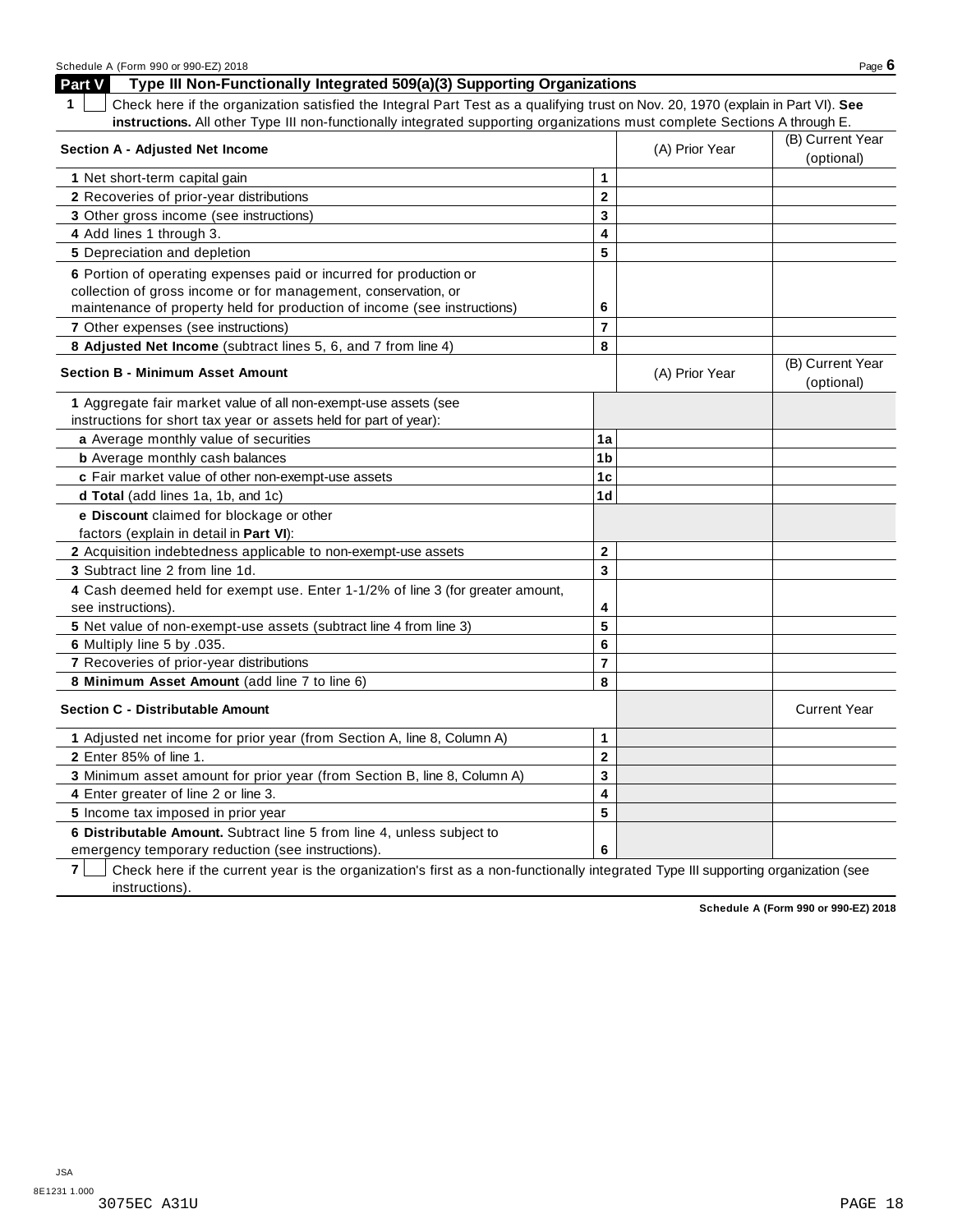## Part V Type III Non-Functionally Integrated 509(a)(3) Supporting Organizations

**1** ☐ Check here if the organization satisfied the Integral Part Test as a qualifying trust on Nov. 20, 1970 (explain in Part VI). **See instructions.** All other Type III non-functionally integrated supporting organizations must complete Sections A through E.

| Section A - Adjusted Net Income | | (A) Prior Year | (B) Current Year (optional) |
|---|---|---|---|
| 1 Net short-term capital gain | 1 | | |
| 2 Recoveries of prior-year distributions | 2 | | |
| 3 Other gross income (see instructions) | 3 | | |
| 4 Add lines 1 through 3. | 4 | | |
| 5 Depreciation and depletion | 5 | | |
| 6 Portion of operating expenses paid or incurred for production or collection of gross income or for management, conservation, or maintenance of property held for production of income (see instructions) | 6 | | |
| 7 Other expenses (see instructions) | 7 | | |
| 8 **Adjusted Net Income** (subtract lines 5, 6, and 7 from line 4) | 8 | | |

| Section B - Minimum Asset Amount | | (A) Prior Year | (B) Current Year (optional) |
|---|---|---|---|
| 1 Aggregate fair market value of all non-exempt-use assets (see instructions for short tax year or assets held for part of year): | | | |
| **a** Average monthly value of securities | 1a | | |
| **b** Average monthly cash balances | 1b | | |
| **c** Fair market value of other non-exempt-use assets | 1c | | |
| **d Total** (add lines 1a, 1b, and 1c) | 1d | | |
| **e Discount** claimed for blockage or other factors (explain in detail in **Part VI**): | | | |
| 2 Acquisition indebtedness applicable to non-exempt-use assets | 2 | | |
| 3 Subtract line 2 from line 1d. | 3 | | |
| 4 Cash deemed held for exempt use. Enter 1-1/2% of line 3 (for greater amount, see instructions). | 4 | | |
| 5 Net value of non-exempt-use assets (subtract line 4 from line 3) | 5 | | |
| 6 Multiply line 5 by .035. | 6 | | |
| 7 Recoveries of prior-year distributions | 7 | | |
| 8 **Minimum Asset Amount** (add line 7 to line 6) | 8 | | |

| Section C - Distributable Amount | | | Current Year |
|---|---|---|---|
| 1 Adjusted net income for prior year (from Section A, line 8, Column A) | 1 | | |
| 2 Enter 85% of line 1. | 2 | | |
| 3 Minimum asset amount for prior year (from Section B, line 8, Column A) | 3 | | |
| 4 Enter greater of line 2 or line 3. | 4 | | |
| 5 Income tax imposed in prior year | 5 | | |
| 6 **Distributable Amount.** Subtract line 5 from line 4, unless subject to emergency temporary reduction (see instructions). | 6 | | |

**7** ☐ Check here if the current year is the organization's first as a non-functionally integrated Type III supporting organization (see instructions).

**Schedule A (Form 990 or 990-EZ) 2018**

JSA
8E1231 1.000
3075EC A31U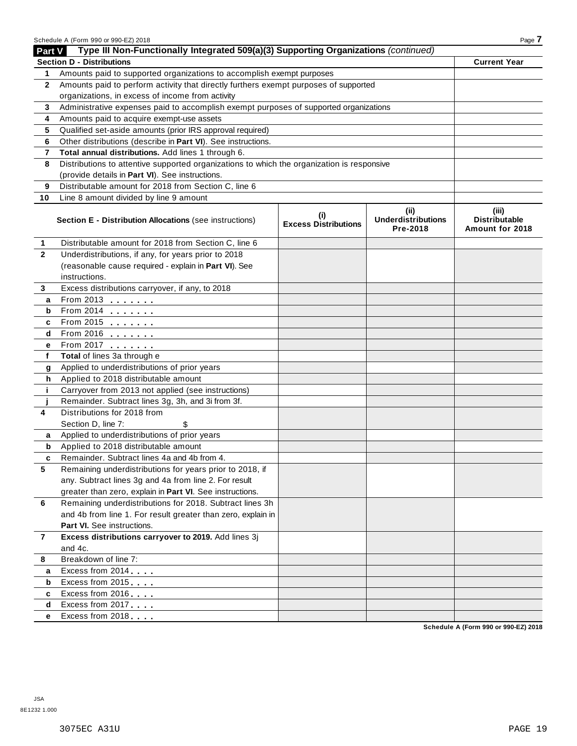Schedule A (Form 990 or 990-EZ) 2018

## Part V Type III Non-Functionally Integrated 509(a)(3) Supporting Organizations *(continued)*

| Section D - Distributions | | Current Year |
|---|---|---|
| 1 | Amounts paid to supported organizations to accomplish exempt purposes | |
| 2 | Amounts paid to perform activity that directly furthers exempt purposes of supported organizations, in excess of income from activity | |
| 3 | Administrative expenses paid to accomplish exempt purposes of supported organizations | |
| 4 | Amounts paid to acquire exempt-use assets | |
| 5 | Qualified set-aside amounts (prior IRS approval required) | |
| 6 | Other distributions (describe in **Part VI**). See instructions. | |
| 7 | **Total annual distributions.** Add lines 1 through 6. | |
| 8 | Distributions to attentive supported organizations to which the organization is responsive (provide details in **Part VI**). See instructions. | |
| 9 | Distributable amount for 2018 from Section C, line 6 | |
| 10 | Line 8 amount divided by line 9 amount | |

| | **Section E - Distribution Allocations** (see instructions) | (i) Excess Distributions | (ii) Underdistributions Pre-2018 | (iii) Distributable Amount for 2018 |
|---|---|---|---|---|
| 1 | Distributable amount for 2018 from Section C, line 6 | | | |
| 2 | Underdistributions, if any, for years prior to 2018 (reasonable cause required - explain in **Part VI**). See instructions. | | | |
| 3 | Excess distributions carryover, if any, to 2018 | | | |
| a | From 2013 | | | |
| b | From 2014 | | | |
| c | From 2015 | | | |
| d | From 2016 | | | |
| e | From 2017 | | | |
| f | **Total** of lines 3a through e | | | |
| g | Applied to underdistributions of prior years | | | |
| h | Applied to 2018 distributable amount | | | |
| i | Carryover from 2013 not applied (see instructions) | | | |
| j | Remainder. Subtract lines 3g, 3h, and 3i from 3f. | | | |
| 4 | Distributions for 2018 from Section D, line 7: $ | | | |
| a | Applied to underdistributions of prior years | | | |
| b | Applied to 2018 distributable amount | | | |
| c | Remainder. Subtract lines 4a and 4b from 4. | | | |
| 5 | Remaining underdistributions for years prior to 2018, if any. Subtract lines 3g and 4a from line 2. For result greater than zero, explain in **Part VI**. See instructions. | | | |
| 6 | Remaining underdistributions for 2018. Subtract lines 3h and 4b from line 1. For result greater than zero, explain in **Part VI.** See instructions. | | | |
| 7 | **Excess distributions carryover to 2019.** Add lines 3j and 4c. | | | |
| 8 | Breakdown of line 7: | | | |
| a | Excess from 2014 | | | |
| b | Excess from 2015 | | | |
| c | Excess from 2016 | | | |
| d | Excess from 2017 | | | |
| e | Excess from 2018 | | | |

**Schedule A (Form 990 or 990-EZ) 2018**

JSA
8E1232 1.000

3075EC A31U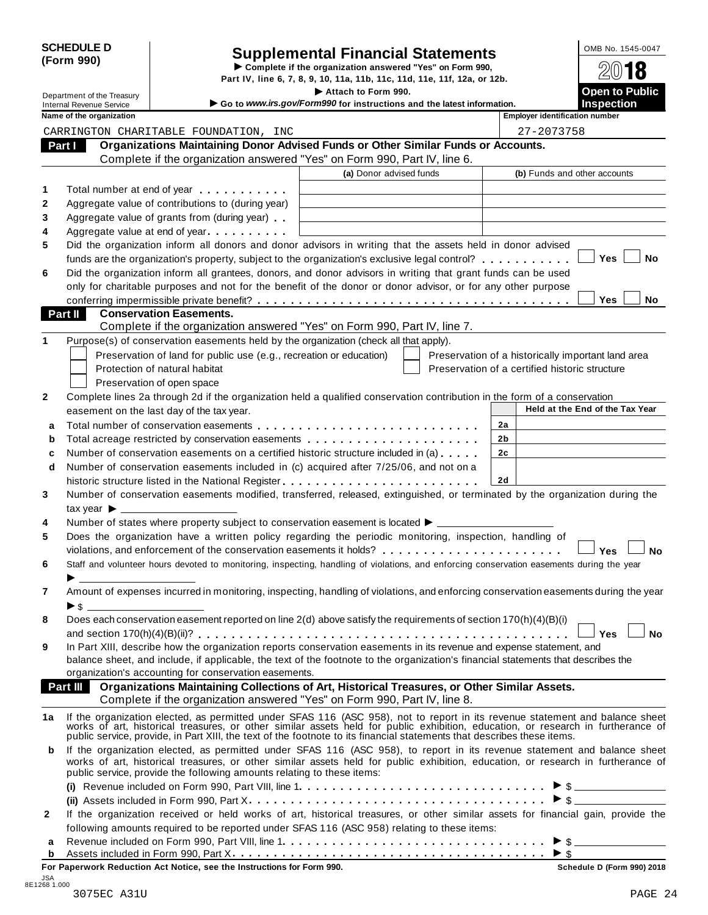**SCHEDULE D (Form 990)**

Department of the Treasury
Internal Revenue Service

# Supplemental Financial Statements

▶ Complete if the organization answered "Yes" on Form 990, Part IV, line 6, 7, 8, 9, 10, 11a, 11b, 11c, 11d, 11e, 11f, 12a, or 12b.
▶ Attach to Form 990.
▶ Go to *www.irs.gov/Form990* for instructions and the latest information.

OMB No. 1545-0047

2018

**Open to Public Inspection**

| Name of the organization | Employer identification number |
|---|---|
| CARRINGTON CHARITABLE FOUNDATION, INC | 27-2073758 |

## Part I Organizations Maintaining Donor Advised Funds or Other Similar Funds or Accounts.

Complete if the organization answered "Yes" on Form 990, Part IV, line 6.

| | | (a) Donor advised funds | (b) Funds and other accounts |
|---|---|---|---|
| 1 | Total number at end of year | | |
| 2 | Aggregate value of contributions to (during year) | | |
| 3 | Aggregate value of grants from (during year) | | |
| 4 | Aggregate value at end of year | | |

5 Did the organization inform all donors and donor advisors in writing that the assets held in donor advised funds are the organization's property, subject to the organization's exclusive legal control? ☐ Yes ☐ No

6 Did the organization inform all grantees, donors, and donor advisors in writing that grant funds can be used only for charitable purposes and not for the benefit of the donor or donor advisor, or for any other purpose conferring impermissible private benefit? ☐ Yes ☐ No

## Part II Conservation Easements.

Complete if the organization answered "Yes" on Form 990, Part IV, line 7.

1 Purpose(s) of conservation easements held by the organization (check all that apply).

- ☐ Preservation of land for public use (e.g., recreation or education)
- ☐ Protection of natural habitat
- ☐ Preservation of open space
- ☐ Preservation of a historically important land area
- ☐ Preservation of a certified historic structure

2 Complete lines 2a through 2d if the organization held a qualified conservation contribution in the form of a conservation easement on the last day of the tax year.

| | | | Held at the End of the Tax Year |
|---|---|---|---|
| a | Total number of conservation easements | 2a | |
| b | Total acreage restricted by conservation easements | 2b | |
| c | Number of conservation easements on a certified historic structure included in (a) | 2c | |
| d | Number of conservation easements included in (c) acquired after 7/25/06, and not on a historic structure listed in the National Register | 2d | |

3 Number of conservation easements modified, transferred, released, extinguished, or terminated by the organization during the tax year ▶ ____

4 Number of states where property subject to conservation easement is located ▶ ____

5 Does the organization have a written policy regarding the periodic monitoring, inspection, handling of violations, and enforcement of the conservation easements it holds? ☐ Yes ☐ No

6 Staff and volunteer hours devoted to monitoring, inspecting, handling of violations, and enforcing conservation easements during the year ▶ ____

7 Amount of expenses incurred in monitoring, inspecting, handling of violations, and enforcing conservation easements during the year ▶ $ ____

8 Does each conservation easement reported on line 2(d) above satisfy the requirements of section 170(h)(4)(B)(i) and section 170(h)(4)(B)(ii)? ☐ Yes ☐ No

9 In Part XIII, describe how the organization reports conservation easements in its revenue and expense statement, and balance sheet, and include, if applicable, the text of the footnote to the organization's financial statements that describes the organization's accounting for conservation easements.

## Part III Organizations Maintaining Collections of Art, Historical Treasures, or Other Similar Assets.

Complete if the organization answered "Yes" on Form 990, Part IV, line 8.

1a If the organization elected, as permitted under SFAS 116 (ASC 958), not to report in its revenue statement and balance sheet works of art, historical treasures, or other similar assets held for public exhibition, education, or research in furtherance of public service, provide, in Part XIII, the text of the footnote to its financial statements that describes these items.

b If the organization elected, as permitted under SFAS 116 (ASC 958), to report in its revenue statement and balance sheet works of art, historical treasures, or other similar assets held for public exhibition, education, or research in furtherance of public service, provide the following amounts relating to these items:

(i) Revenue included on Form 990, Part VIII, line 1 ▶ $ ____

(ii) Assets included in Form 990, Part X ▶ $ ____

2 If the organization received or held works of art, historical treasures, or other similar assets for financial gain, provide the following amounts required to be reported under SFAS 116 (ASC 958) relating to these items:

a Revenue included on Form 990, Part VIII, line 1 ▶ $ ____

b Assets included in Form 990, Part X ▶ $ ____

**For Paperwork Reduction Act Notice, see the Instructions for Form 990.** **Schedule D (Form 990) 2018**

JSA
8E1268 1.000
3075EC A31U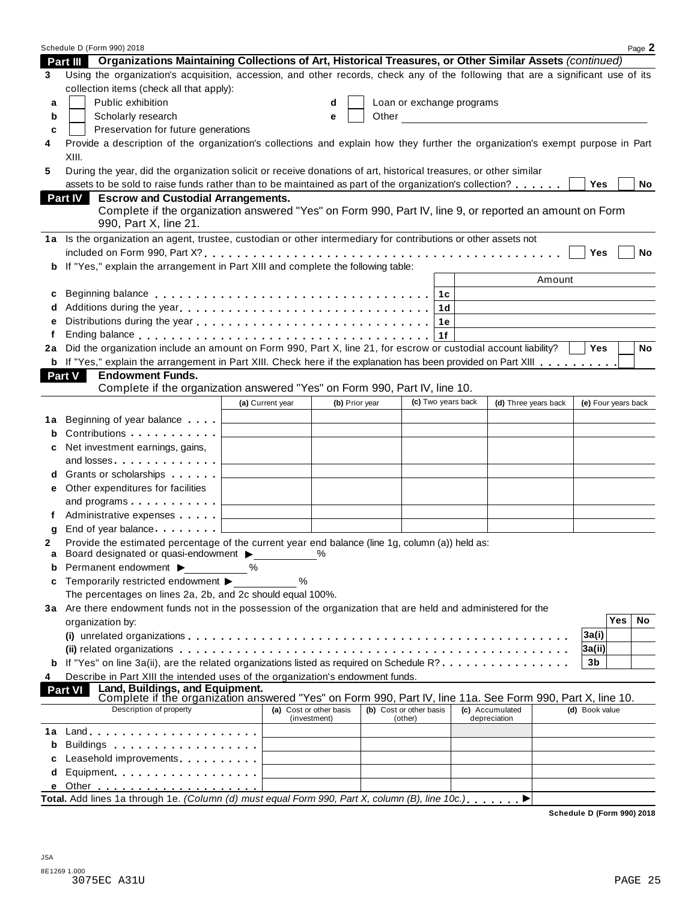Schedule D (Form 990) 2018

## Part III Organizations Maintaining Collections of Art, Historical Treasures, or Other Similar Assets *(continued)*

**3** Using the organization's acquisition, accession, and other records, check any of the following that are a significant use of its collection items (check all that apply):

- **a** ☐ Public exhibition
- **b** ☐ Scholarly research
- **c** ☐ Preservation for future generations
- **d** ☐ Loan or exchange programs
- **e** ☐ Other ______________________

**4** Provide a description of the organization's collections and explain how they further the organization's exempt purpose in Part XIII.

**5** During the year, did the organization solicit or receive donations of art, historical treasures, or other similar assets to be sold to raise funds rather than to be maintained as part of the organization's collection? ☐ Yes ☐ No

## Part IV Escrow and Custodial Arrangements.

Complete if the organization answered "Yes" on Form 990, Part IV, line 9, or reported an amount on Form 990, Part X, line 21.

**1a** Is the organization an agent, trustee, custodian or other intermediary for contributions or other assets not included on Form 990, Part X? ☐ Yes ☐ No

**b** If "Yes," explain the arrangement in Part XIII and complete the following table:

| | | | Amount |
|---|---|---|---|
| **c** | Beginning balance | 1c | |
| **d** | Additions during the year | 1d | |
| **e** | Distributions during the year | 1e | |
| **f** | Ending balance | 1f | |

**2a** Did the organization include an amount on Form 990, Part X, line 21, for escrow or custodial account liability? ☐ Yes ☐ No

**b** If "Yes," explain the arrangement in Part XIII. Check here if the explanation has been provided on Part XIII ☐

## Part V Endowment Funds.

Complete if the organization answered "Yes" on Form 990, Part IV, line 10.

| | | (a) Current year | (b) Prior year | (c) Two years back | (d) Three years back | (e) Four years back |
|---|---|---|---|---|---|---|
| **1a** | Beginning of year balance | | | | | |
| **b** | Contributions | | | | | |
| **c** | Net investment earnings, gains, and losses | | | | | |
| **d** | Grants or scholarships | | | | | |
| **e** | Other expenditures for facilities and programs | | | | | |
| **f** | Administrative expenses | | | | | |
| **g** | End of year balance | | | | | |

**2** Provide the estimated percentage of the current year end balance (line 1g, column (a)) held as:

- **a** Board designated or quasi-endowment ▶ ______ %
- **b** Permanent endowment ▶ ______ %
- **c** Temporarily restricted endowment ▶ ______ %

The percentages on lines 2a, 2b, and 2c should equal 100%.

**3a** Are there endowment funds not in the possession of the organization that are held and administered for the organization by:

| | | | Yes | No |
|---|---|---|---|---|
| | **(i)** unrelated organizations | 3a(i) | | |
| | **(ii)** related organizations | 3a(ii) | | |
| **b** | If "Yes" on line 3a(ii), are the related organizations listed as required on Schedule R? | 3b | | |

**4** Describe in Part XIII the intended uses of the organization's endowment funds.

## Part VI Land, Buildings, and Equipment.

Complete if the organization answered "Yes" on Form 990, Part IV, line 11a. See Form 990, Part X, line 10.

| | Description of property | (a) Cost or other basis (investment) | (b) Cost or other basis (other) | (c) Accumulated depreciation | (d) Book value |
|---|---|---|---|---|---|
| **1a** | Land | | | | |
| **b** | Buildings | | | | |
| **c** | Leasehold improvements | | | | |
| **d** | Equipment | | | | |
| **e** | Other | | | | |

**Total.** Add lines 1a through 1e. *(Column (d) must equal Form 990, Part X, column (B), line 10c.)* ▶

**Schedule D (Form 990) 2018**

JSA
8E1269 1.000
3075EC A31U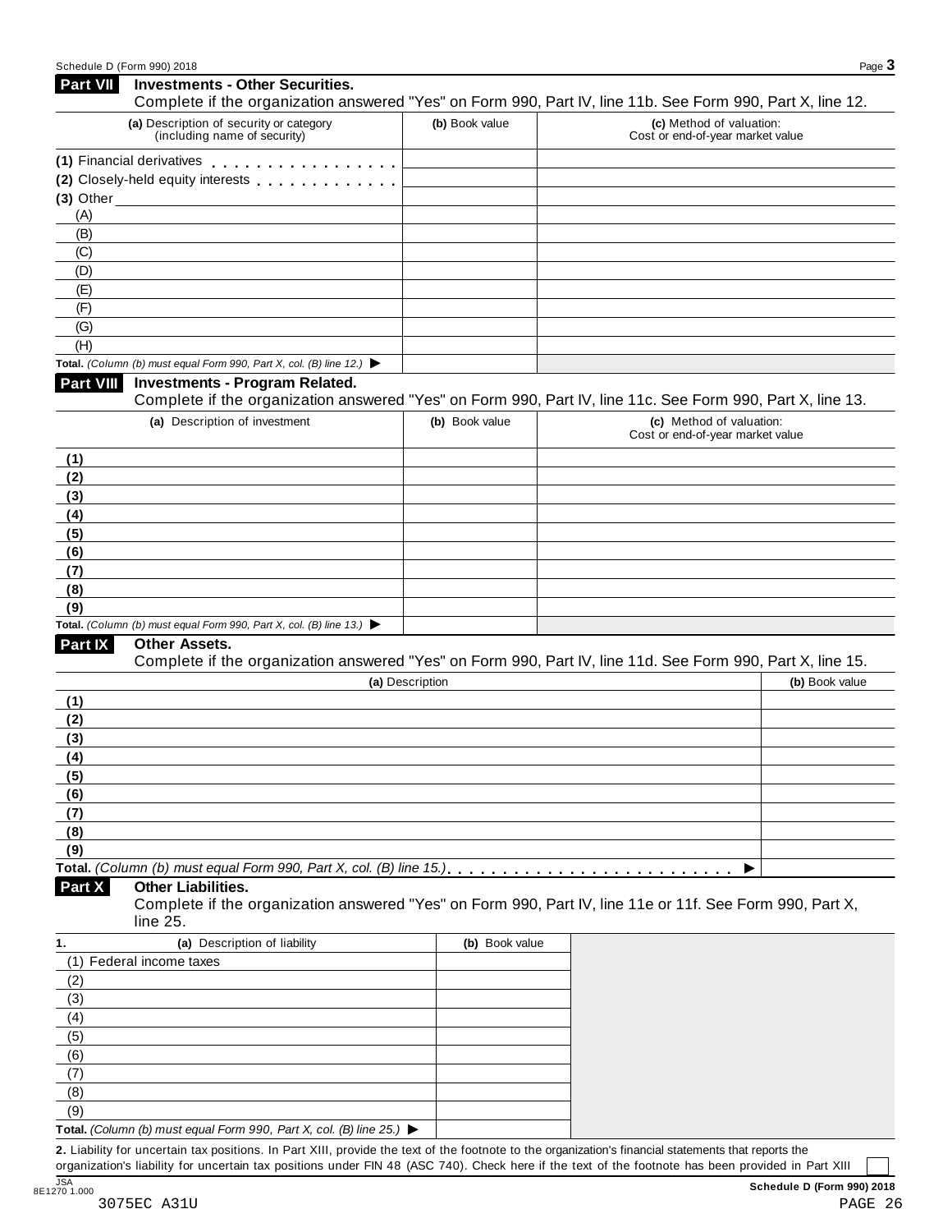## Part VII Investments - Other Securities.

Complete if the organization answered "Yes" on Form 990, Part IV, line 11b. See Form 990, Part X, line 12.

| (a) Description of security or category (including name of security) | (b) Book value | (c) Method of valuation: Cost or end-of-year market value |
|---|---|---|
| (1) Financial derivatives | | |
| (2) Closely-held equity interests | | |
| (3) Other | | |
| (A) | | |
| (B) | | |
| (C) | | |
| (D) | | |
| (E) | | |
| (F) | | |
| (G) | | |
| (H) | | |
| **Total.** *(Column (b) must equal Form 990, Part X, col. (B) line 12.)* ▶ | | |

## Part VIII Investments - Program Related.

Complete if the organization answered "Yes" on Form 990, Part IV, line 11c. See Form 990, Part X, line 13.

| (a) Description of investment | (b) Book value | (c) Method of valuation: Cost or end-of-year market value |
|---|---|---|
| (1) | | |
| (2) | | |
| (3) | | |
| (4) | | |
| (5) | | |
| (6) | | |
| (7) | | |
| (8) | | |
| (9) | | |
| **Total.** *(Column (b) must equal Form 990, Part X, col. (B) line 13.)* ▶ | | |

## Part IX Other Assets.

Complete if the organization answered "Yes" on Form 990, Part IV, line 11d. See Form 990, Part X, line 15.

| (a) Description | (b) Book value |
|---|---|
| (1) | |
| (2) | |
| (3) | |
| (4) | |
| (5) | |
| (6) | |
| (7) | |
| (8) | |
| (9) | |
| **Total.** *(Column (b) must equal Form 990, Part X, col. (B) line 15.)* ▶ | |

## Part X Other Liabilities.

Complete if the organization answered "Yes" on Form 990, Part IV, line 11e or 11f. See Form 990, Part X, line 25.

| 1. (a) Description of liability | (b) Book value |
|---|---|
| (1) Federal income taxes | |
| (2) | |
| (3) | |
| (4) | |
| (5) | |
| (6) | |
| (7) | |
| (8) | |
| (9) | |
| **Total.** *(Column (b) must equal Form 990, Part X, col. (B) line 25.)* ▶ | |

**2.** Liability for uncertain tax positions. In Part XIII, provide the text of the footnote to the organization's financial statements that reports the organization's liability for uncertain tax positions under FIN 48 (ASC 740). Check here if the text of the footnote has been provided in Part XIII ☐

Schedule D (Form 990) 2018

JSA 8E1270 1.000

3075EC A31U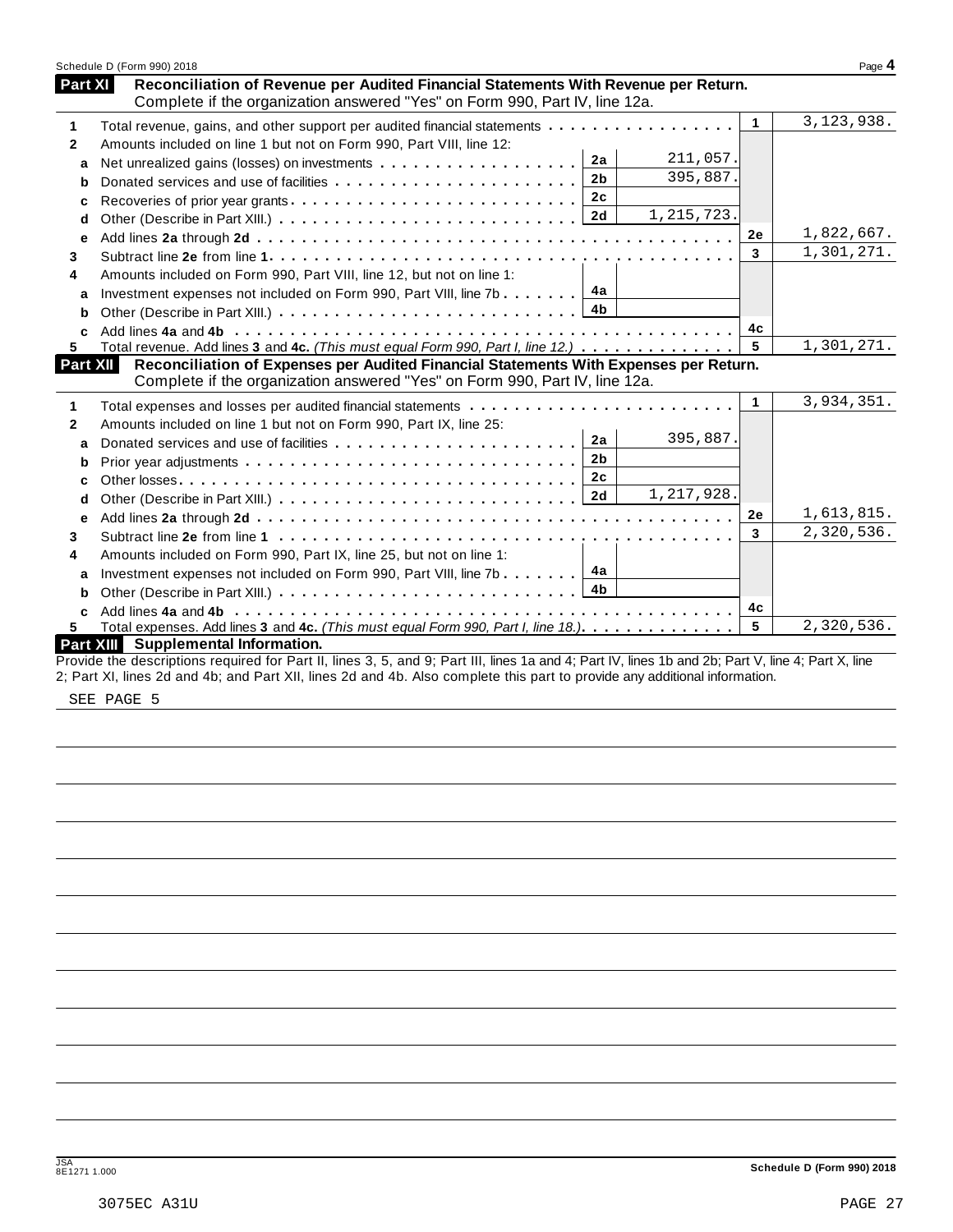Schedule D (Form 990) 2018 Page **4**

## Part XI Reconciliation of Revenue per Audited Financial Statements With Revenue per Return.

Complete if the organization answered "Yes" on Form 990, Part IV, line 12a.

| | | | | | |
|---|---|---|---|---|---|
| **1** | Total revenue, gains, and other support per audited financial statements | | | 1 | 3,123,938. |
| **2** | Amounts included on line 1 but not on Form 990, Part VIII, line 12: | | | | |
| **a** | Net unrealized gains (losses) on investments | 2a | 211,057. | | |
| **b** | Donated services and use of facilities | 2b | 395,887. | | |
| **c** | Recoveries of prior year grants | 2c | | | |
| **d** | Other (Describe in Part XIII.) | 2d | 1,215,723. | | |
| **e** | Add lines **2a** through **2d** | | | 2e | 1,822,667. |
| **3** | Subtract line **2e** from line **1** | | | 3 | 1,301,271. |
| **4** | Amounts included on Form 990, Part VIII, line 12, but not on line 1: | | | | |
| **a** | Investment expenses not included on Form 990, Part VIII, line 7b | 4a | | | |
| **b** | Other (Describe in Part XIII.) | 4b | | | |
| **c** | Add lines **4a** and **4b** | | | 4c | |
| **5** | Total revenue. Add lines **3** and **4c.** *(This must equal Form 990, Part I, line 12.)* | | | 5 | 1,301,271. |

## Part XII Reconciliation of Expenses per Audited Financial Statements With Expenses per Return.

Complete if the organization answered "Yes" on Form 990, Part IV, line 12a.

| | | | | | |
|---|---|---|---|---|---|
| **1** | Total expenses and losses per audited financial statements | | | 1 | 3,934,351. |
| **2** | Amounts included on line 1 but not on Form 990, Part IX, line 25: | | | | |
| **a** | Donated services and use of facilities | 2a | 395,887. | | |
| **b** | Prior year adjustments | 2b | | | |
| **c** | Other losses | 2c | | | |
| **d** | Other (Describe in Part XIII.) | 2d | 1,217,928. | | |
| **e** | Add lines **2a** through **2d** | | | 2e | 1,613,815. |
| **3** | Subtract line **2e** from line **1** | | | 3 | 2,320,536. |
| **4** | Amounts included on Form 990, Part IX, line 25, but not on line 1: | | | | |
| **a** | Investment expenses not included on Form 990, Part VIII, line 7b | 4a | | | |
| **b** | Other (Describe in Part XIII.) | 4b | | | |
| **c** | Add lines **4a** and **4b** | | | 4c | |
| **5** | Total expenses. Add lines **3** and **4c.** *(This must equal Form 990, Part I, line 18.)* | | | 5 | 2,320,536. |

## Part XIII Supplemental Information.

Provide the descriptions required for Part II, lines 3, 5, and 9; Part III, lines 1a and 4; Part IV, lines 1b and 2b; Part V, line 4; Part X, line 2; Part XI, lines 2d and 4b; and Part XII, lines 2d and 4b. Also complete this part to provide any additional information.

SEE PAGE 5

JSA
8E1271 1.000

**Schedule D (Form 990) 2018**

3075EC A31U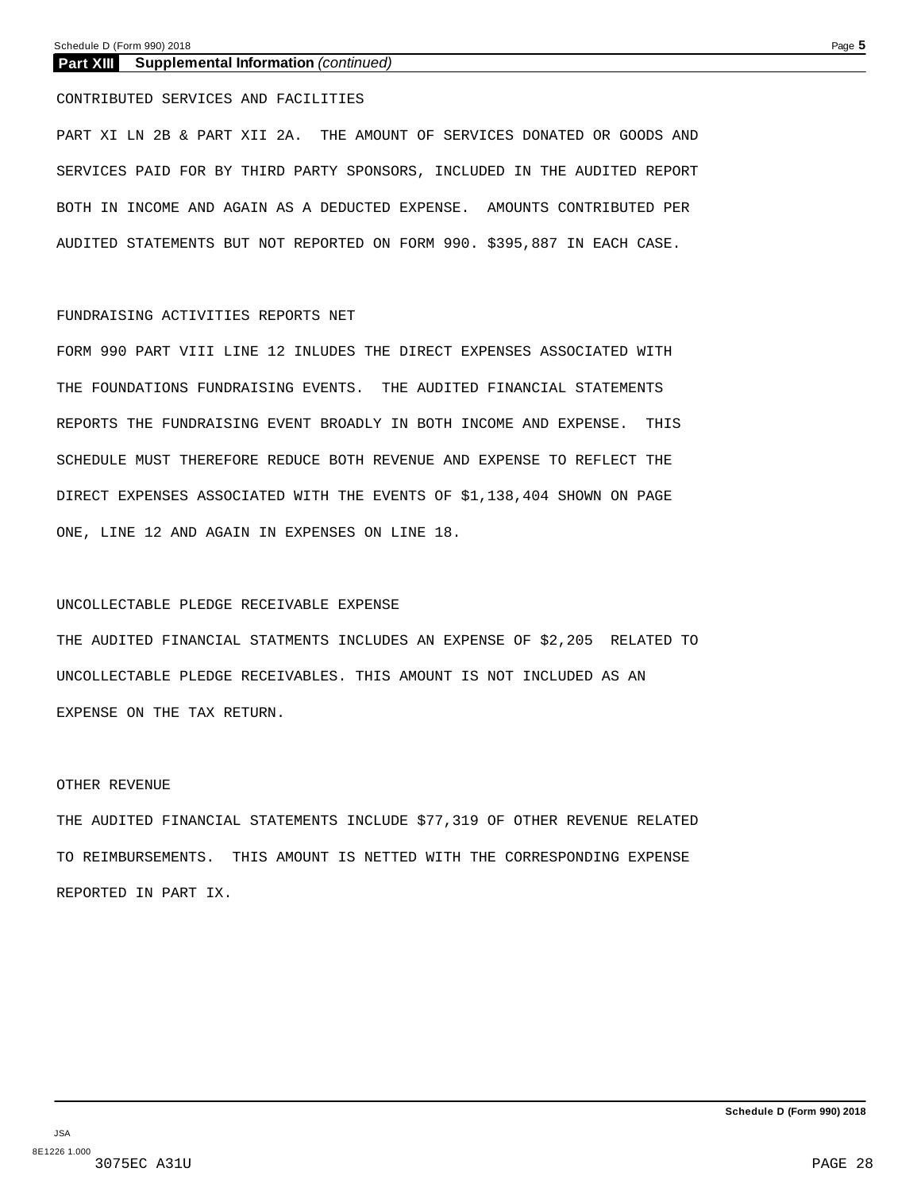**Part XIII Supplemental Information** *(continued)*

CONTRIBUTED SERVICES AND FACILITIES

PART XI LN 2B & PART XII 2A. THE AMOUNT OF SERVICES DONATED OR GOODS AND SERVICES PAID FOR BY THIRD PARTY SPONSORS, INCLUDED IN THE AUDITED REPORT BOTH IN INCOME AND AGAIN AS A DEDUCTED EXPENSE. AMOUNTS CONTRIBUTED PER AUDITED STATEMENTS BUT NOT REPORTED ON FORM 990. $395,887 IN EACH CASE.

FUNDRAISING ACTIVITIES REPORTS NET

FORM 990 PART VIII LINE 12 INLUDES THE DIRECT EXPENSES ASSOCIATED WITH THE FOUNDATIONS FUNDRAISING EVENTS. THE AUDITED FINANCIAL STATEMENTS REPORTS THE FUNDRAISING EVENT BROADLY IN BOTH INCOME AND EXPENSE. THIS SCHEDULE MUST THEREFORE REDUCE BOTH REVENUE AND EXPENSE TO REFLECT THE DIRECT EXPENSES ASSOCIATED WITH THE EVENTS OF $1,138,404 SHOWN ON PAGE ONE, LINE 12 AND AGAIN IN EXPENSES ON LINE 18.

UNCOLLECTABLE PLEDGE RECEIVABLE EXPENSE

THE AUDITED FINANCIAL STATMENTS INCLUDES AN EXPENSE OF $2,205 RELATED TO UNCOLLECTABLE PLEDGE RECEIVABLES. THIS AMOUNT IS NOT INCLUDED AS AN EXPENSE ON THE TAX RETURN.

OTHER REVENUE

THE AUDITED FINANCIAL STATEMENTS INCLUDE $77,319 OF OTHER REVENUE RELATED TO REIMBURSEMENTS. THIS AMOUNT IS NETTED WITH THE CORRESPONDING EXPENSE REPORTED IN PART IX.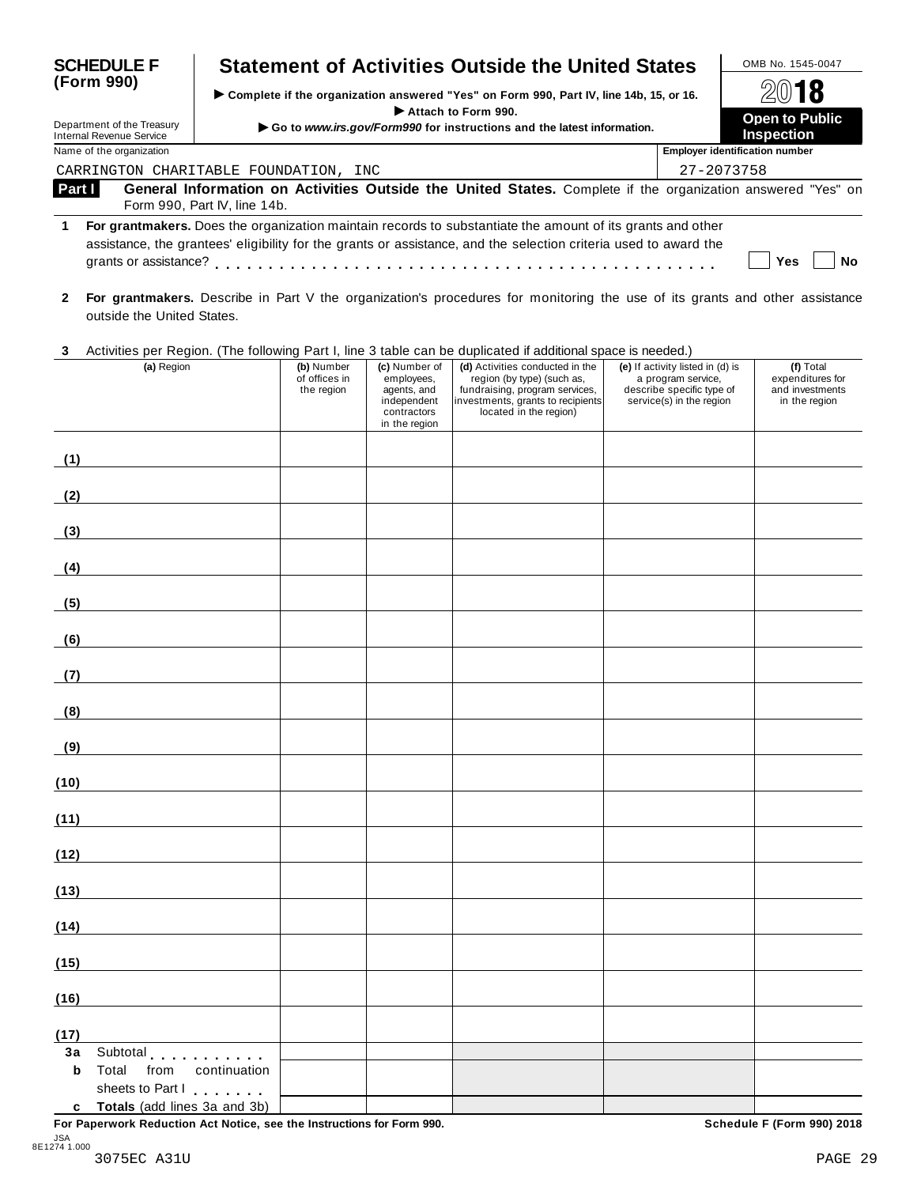**SCHEDULE F (Form 990)**

Department of the Treasury
Internal Revenue Service

# Statement of Activities Outside the United States

▶ Complete if the organization answered "Yes" on Form 990, Part IV, line 14b, 15, or 16.
▶ Attach to Form 990.
▶ Go to *www.irs.gov/Form990* for instructions and the latest information.

OMB No. 1545-0047

**2018**

**Open to Public Inspection**

Name of the organization: CARRINGTON CHARITABLE FOUNDATION, INC

Employer identification number: 27-2073758

**Part I** **General Information on Activities Outside the United States.** Complete if the organization answered "Yes" on Form 990, Part IV, line 14b.

**1** **For grantmakers.** Does the organization maintain records to substantiate the amount of its grants and other assistance, the grantees' eligibility for the grants or assistance, and the selection criteria used to award the grants or assistance? . . . . . . . . . . . . . . . . . . . . . . . . . . . . . . . . . . . . . . . . . . . ☐ **Yes** ☐ **No**

**2** **For grantmakers.** Describe in Part V the organization's procedures for monitoring the use of its grants and other assistance outside the United States.

**3** Activities per Region. (The following Part I, line 3 table can be duplicated if additional space is needed.)

| (a) Region | (b) Number of offices in the region | (c) Number of employees, agents, and independent contractors in the region | (d) Activities conducted in the region (by type) (such as, fundraising, program services, investments, grants to recipients located in the region) | (e) If activity listed in (d) is a program service, describe specific type of service(s) in the region | (f) Total expenditures for and investments in the region |
|---|---|---|---|---|---|
| (1) | | | | | |
| (2) | | | | | |
| (3) | | | | | |
| (4) | | | | | |
| (5) | | | | | |
| (6) | | | | | |
| (7) | | | | | |
| (8) | | | | | |
| (9) | | | | | |
| (10) | | | | | |
| (11) | | | | | |
| (12) | | | | | |
| (13) | | | | | |
| (14) | | | | | |
| (15) | | | | | |
| (16) | | | | | |
| (17) | | | | | |
| **3a** Subtotal . . . . . . . . . . | | | | | |
| **b** Total from continuation sheets to Part I . . . . . . . | | | | | |
| **c** **Totals** (add lines 3a and 3b) | | | | | |

**For Paperwork Reduction Act Notice, see the Instructions for Form 990.**

**Schedule F (Form 990) 2018**

JSA
8E1274 1.000
3075EC A31U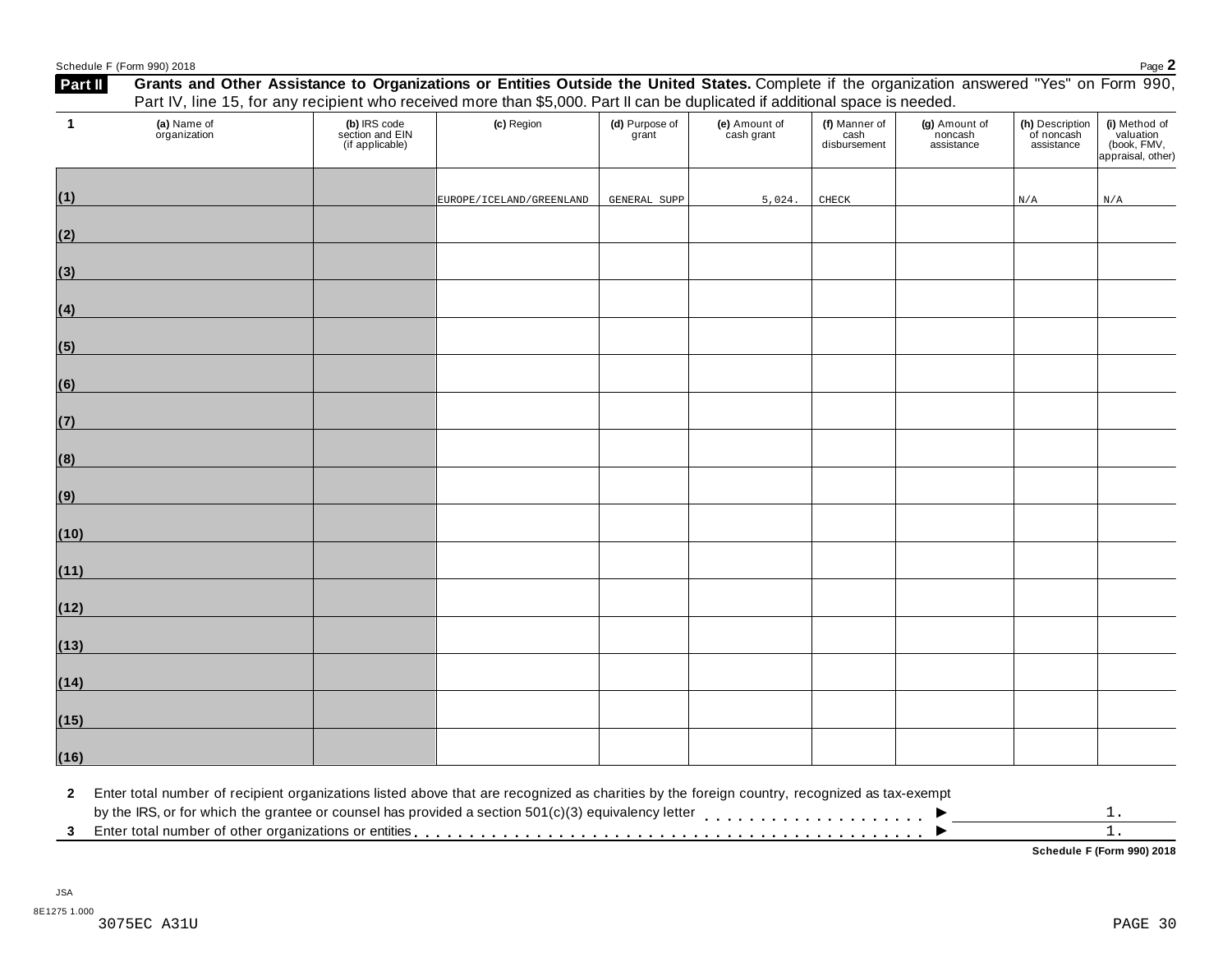Schedule F (Form 990) 2018

## Part II Grants and Other Assistance to Organizations or Entities Outside the United States.

Complete if the organization answered "Yes" on Form 990, Part IV, line 15, for any recipient who received more than $5,000. Part II can be duplicated if additional space is needed.

| 1 | (a) Name of organization | (b) IRS code section and EIN (if applicable) | (c) Region | (d) Purpose of grant | (e) Amount of cash grant | (f) Manner of cash disbursement | (g) Amount of noncash assistance | (h) Description of noncash assistance | (i) Method of valuation (book, FMV, appraisal, other) |
|---|---|---|---|---|---|---|---|---|---|
| (1) | | | EUROPE/ICELAND/GREENLAND | GENERAL SUPP | 5,024. | CHECK | | N/A | N/A |
| (2) | | | | | | | | | |
| (3) | | | | | | | | | |
| (4) | | | | | | | | | |
| (5) | | | | | | | | | |
| (6) | | | | | | | | | |
| (7) | | | | | | | | | |
| (8) | | | | | | | | | |
| (9) | | | | | | | | | |
| (10) | | | | | | | | | |
| (11) | | | | | | | | | |
| (12) | | | | | | | | | |
| (13) | | | | | | | | | |
| (14) | | | | | | | | | |
| (15) | | | | | | | | | |
| (16) | | | | | | | | | |

**2** Enter total number of recipient organizations listed above that are recognized as charities by the foreign country, recognized as tax-exempt by the IRS, or for which the grantee or counsel has provided a section 501(c)(3) equivalency letter ▶ 1.

**3** Enter total number of other organizations or entities ▶ 1.

**Schedule F (Form 990) 2018**

JSA
8E1275 1.000
3075EC A31U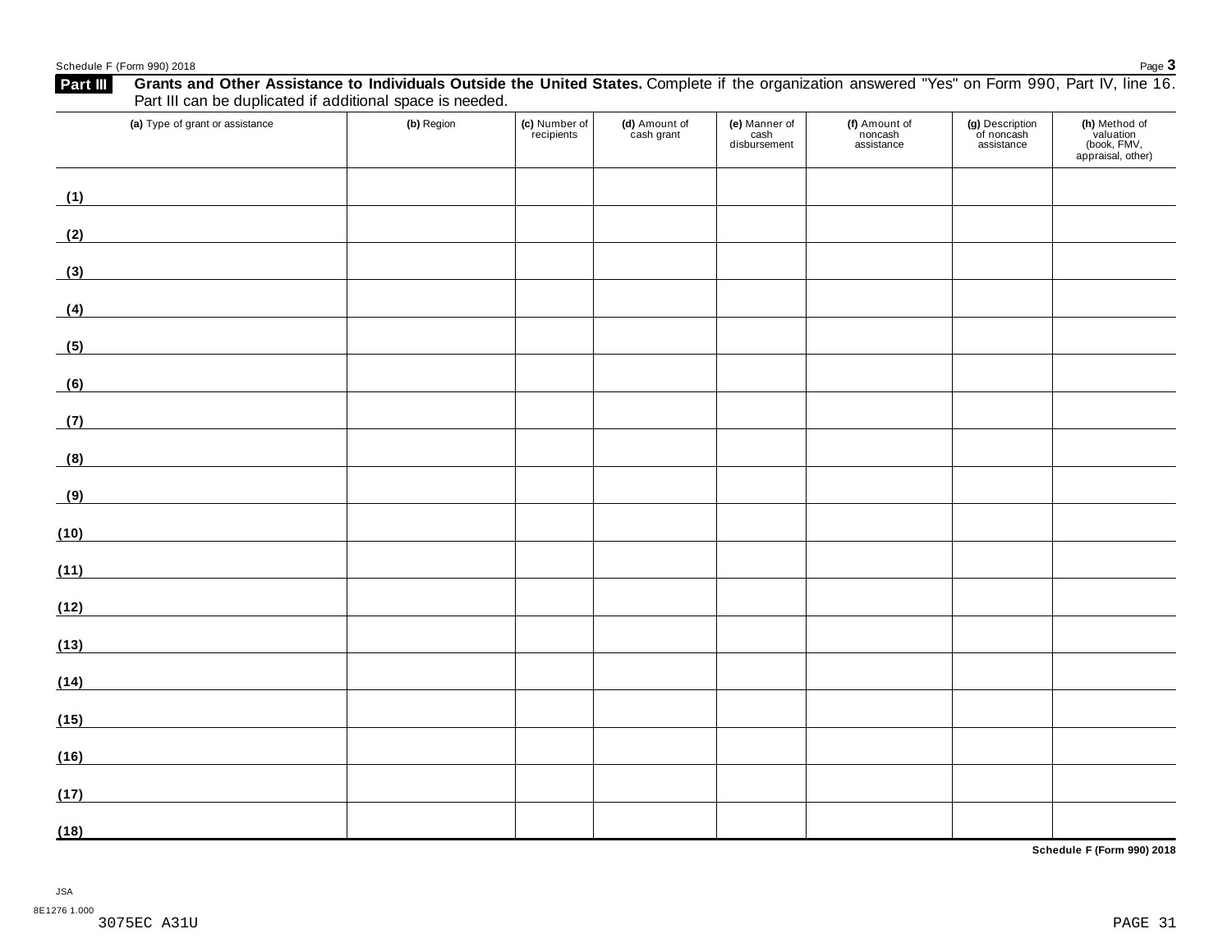**Part III** **Grants and Other Assistance to Individuals Outside the United States.** Complete if the organization answered "Yes" on Form 990, Part IV, line 16. Part III can be duplicated if additional space is needed.

| (a) Type of grant or assistance | (b) Region | (c) Number of recipients | (d) Amount of cash grant | (e) Manner of cash disbursement | (f) Amount of noncash assistance | (g) Description of noncash assistance | (h) Method of valuation (book, FMV, appraisal, other) |
|---|---|---|---|---|---|---|---|
| (1) | | | | | | | |
| (2) | | | | | | | |
| (3) | | | | | | | |
| (4) | | | | | | | |
| (5) | | | | | | | |
| (6) | | | | | | | |
| (7) | | | | | | | |
| (8) | | | | | | | |
| (9) | | | | | | | |
| (10) | | | | | | | |
| (11) | | | | | | | |
| (12) | | | | | | | |
| (13) | | | | | | | |
| (14) | | | | | | | |
| (15) | | | | | | | |
| (16) | | | | | | | |
| (17) | | | | | | | |
| (18) | | | | | | | |

**Schedule F (Form 990) 2018**

JSA
8E1276 1.000
3075EC A31U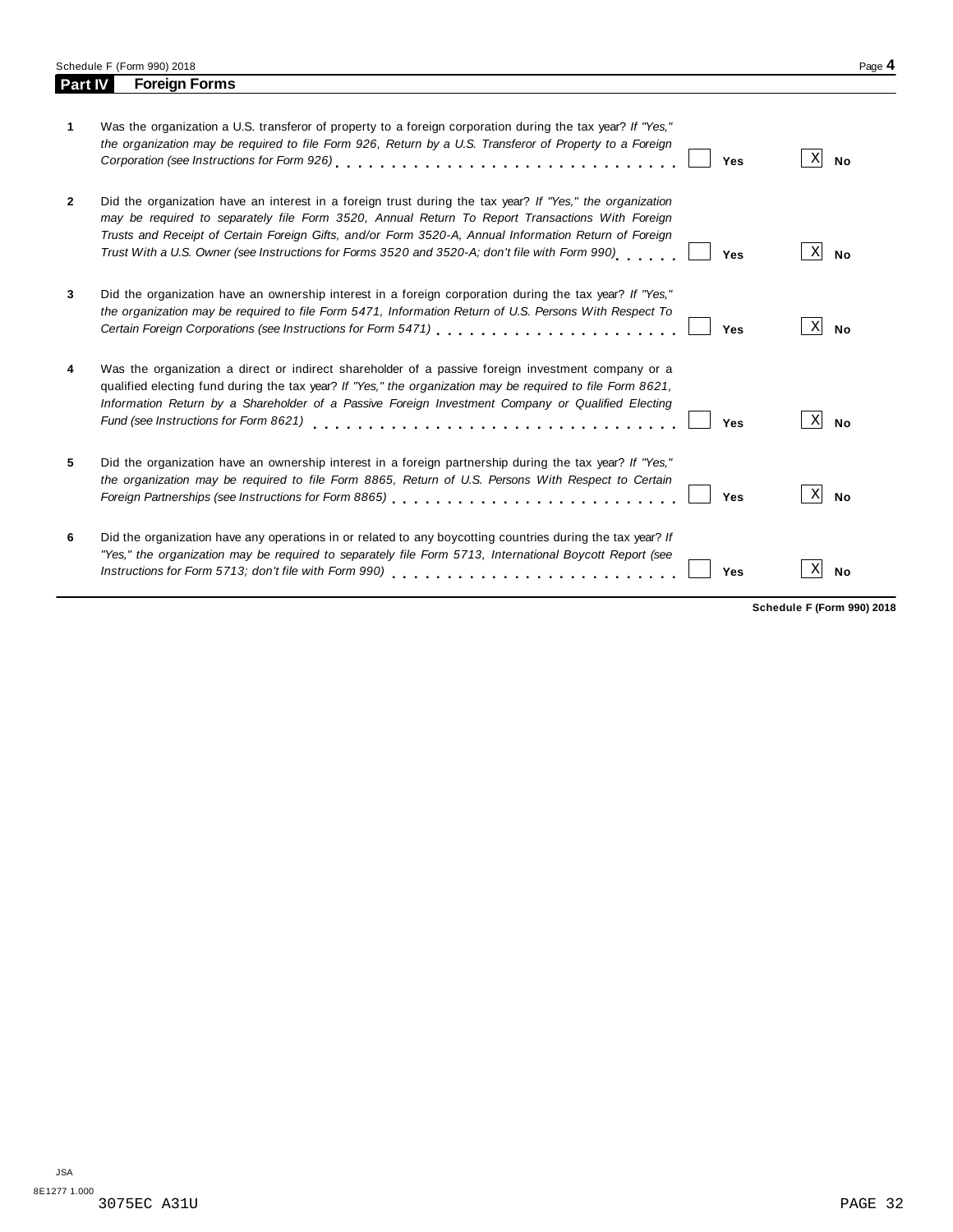## Part IV Foreign Forms

| | | Yes | No |
|---|---|---|---|
| **1** | Was the organization a U.S. transferor of property to a foreign corporation during the tax year? *If "Yes," the organization may be required to file Form 926, Return by a U.S. Transferor of Property to a Foreign Corporation (see Instructions for Form 926)* | | X |
| **2** | Did the organization have an interest in a foreign trust during the tax year? *If "Yes," the organization may be required to separately file Form 3520, Annual Return To Report Transactions With Foreign Trusts and Receipt of Certain Foreign Gifts, and/or Form 3520-A, Annual Information Return of Foreign Trust With a U.S. Owner (see Instructions for Forms 3520 and 3520-A; don't file with Form 990)* | | X |
| **3** | Did the organization have an ownership interest in a foreign corporation during the tax year? *If "Yes," the organization may be required to file Form 5471, Information Return of U.S. Persons With Respect To Certain Foreign Corporations (see Instructions for Form 5471)* | | X |
| **4** | Was the organization a direct or indirect shareholder of a passive foreign investment company or a qualified electing fund during the tax year? *If "Yes," the organization may be required to file Form 8621, Information Return by a Shareholder of a Passive Foreign Investment Company or Qualified Electing Fund (see Instructions for Form 8621)* | | X |
| **5** | Did the organization have an ownership interest in a foreign partnership during the tax year? *If "Yes," the organization may be required to file Form 8865, Return of U.S. Persons With Respect to Certain Foreign Partnerships (see Instructions for Form 8865)* | | X |
| **6** | Did the organization have any operations in or related to any boycotting countries during the tax year? *If "Yes," the organization may be required to separately file Form 5713, International Boycott Report (see Instructions for Form 5713; don't file with Form 990)* | | X |

**Schedule F (Form 990) 2018**

JSA
8E1277 1.000
3075EC A31U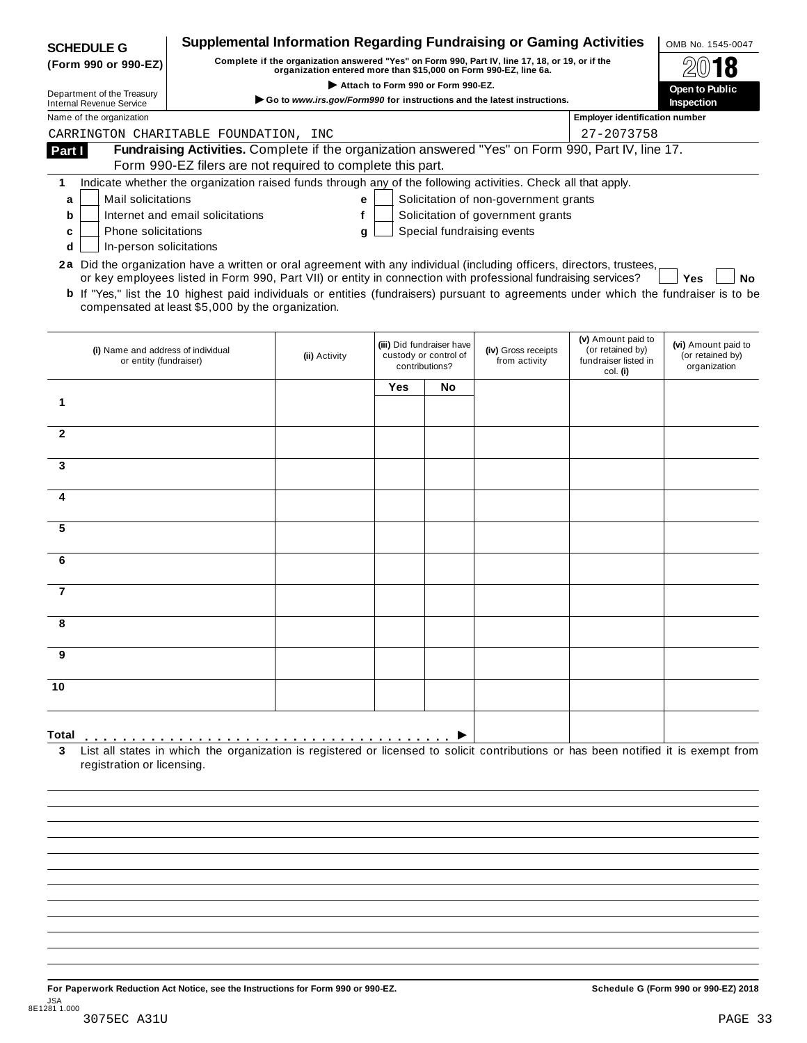**SCHEDULE G**
**(Form 990 or 990-EZ)**

Department of the Treasury
Internal Revenue Service

# Supplemental Information Regarding Fundraising or Gaming Activities

**Complete if the organization answered "Yes" on Form 990, Part IV, line 17, 18, or 19, or if the organization entered more than $15,000 on Form 990-EZ, line 6a.**

▶ **Attach to Form 990 or Form 990-EZ.**

▶ **Go to *www.irs.gov/Form990* for instructions and the latest instructions.**

OMB No. 1545-0047

**2018**

**Open to Public Inspection**

Name of the organization: CARRINGTON CHARITABLE FOUNDATION, INC

Employer identification number: 27-2073758

**Part I** **Fundraising Activities.** Complete if the organization answered "Yes" on Form 990, Part IV, line 17. Form 990-EZ filers are not required to complete this part.

**1** Indicate whether the organization raised funds through any of the following activities. Check all that apply.

- **a** ☐ Mail solicitations
- **b** ☐ Internet and email solicitations
- **c** ☐ Phone solicitations
- **d** ☐ In-person solicitations
- **e** ☐ Solicitation of non-government grants
- **f** ☐ Solicitation of government grants
- **g** ☐ Special fundraising events

**2a** Did the organization have a written or oral agreement with any individual (including officers, directors, trustees, or key employees listed in Form 990, Part VII) or entity in connection with professional fundraising services? ☐ **Yes** ☐ **No**

**b** If "Yes," list the 10 highest paid individuals or entities (fundraisers) pursuant to agreements under which the fundraiser is to be compensated at least $5,000 by the organization.

| | (i) Name and address of individual or entity (fundraiser) | (ii) Activity | (iii) Did fundraiser have custody or control of contributions? | | (iv) Gross receipts from activity | (v) Amount paid to (or retained by) fundraiser listed in col. (i) | (vi) Amount paid to (or retained by) organization |
|---|---|---|---|---|---|---|---|
| | | | Yes | No | | | |
| 1 | | | | | | | |
| 2 | | | | | | | |
| 3 | | | | | | | |
| 4 | | | | | | | |
| 5 | | | | | | | |
| 6 | | | | | | | |
| 7 | | | | | | | |
| 8 | | | | | | | |
| 9 | | | | | | | |
| 10 | | | | | | | |
| **Total** ▶ | | | | | | | |

**3** List all states in which the organization is registered or licensed to solicit contributions or has been notified it is exempt from registration or licensing.

**For Paperwork Reduction Act Notice, see the Instructions for Form 990 or 990-EZ.**

**Schedule G (Form 990 or 990-EZ) 2018**

JSA
8E1281 1.000
3075EC A31U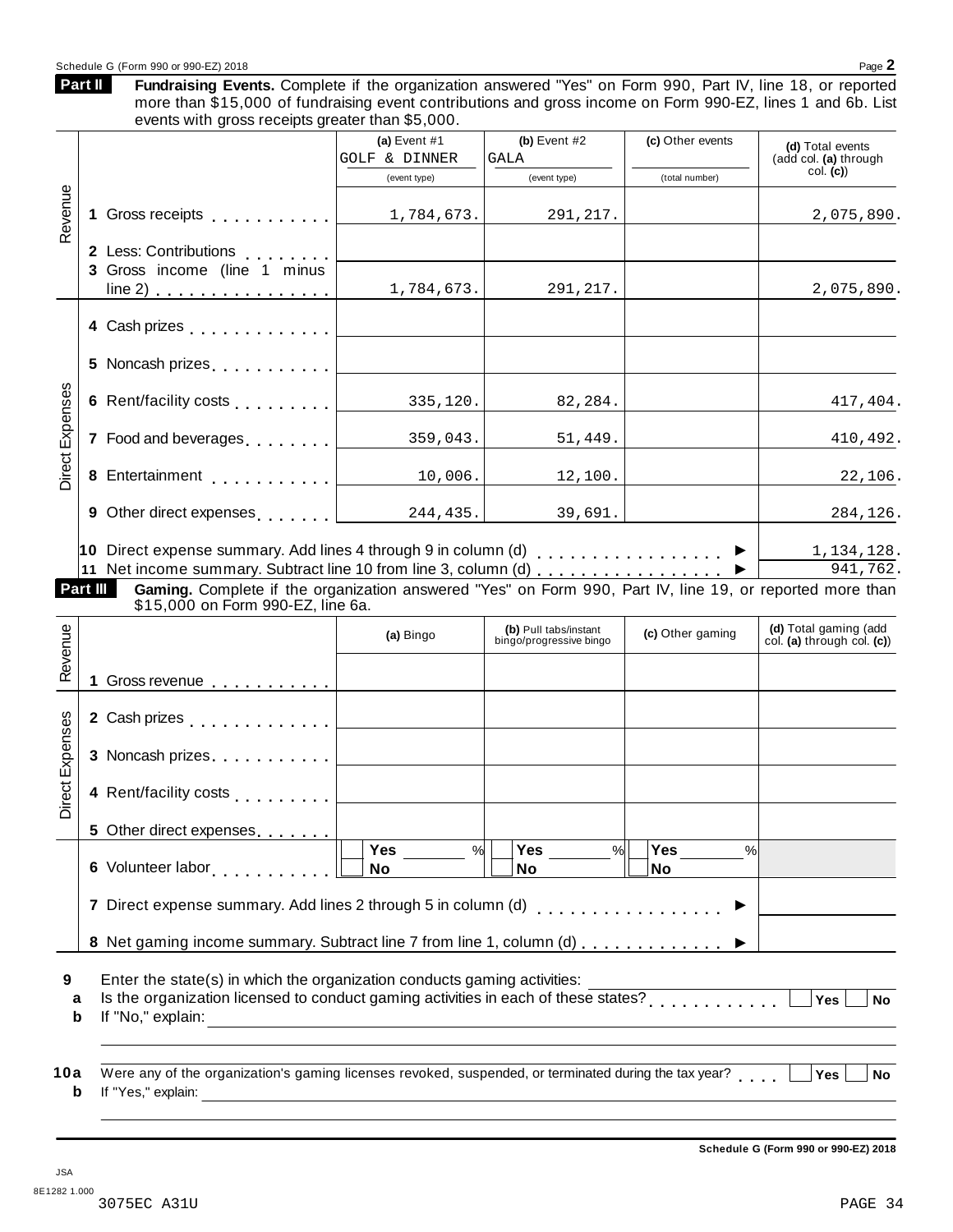Schedule G (Form 990 or 990-EZ) 2018 Page **2**

## Part II Fundraising Events.

**Fundraising Events.** Complete if the organization answered "Yes" on Form 990, Part IV, line 18, or reported more than $15,000 of fundraising event contributions and gross income on Form 990-EZ, lines 1 and 6b. List events with gross receipts greater than $5,000.

| | | (a) Event #1 GOLF & DINNER (event type) | (b) Event #2 GALA (event type) | (c) Other events (total number) | (d) Total events (add col. (a) through col. (c)) |
|---|---|---|---|---|---|
| Revenue | 1 Gross receipts | 1,784,673. | 291,217. | | 2,075,890. |
| | 2 Less: Contributions | | | | |
| | 3 Gross income (line 1 minus line 2) | 1,784,673. | 291,217. | | 2,075,890. |
| Direct Expenses | 4 Cash prizes | | | | |
| | 5 Noncash prizes | | | | |
| | 6 Rent/facility costs | 335,120. | 82,284. | | 417,404. |
| | 7 Food and beverages | 359,043. | 51,449. | | 410,492. |
| | 8 Entertainment | 10,006. | 12,100. | | 22,106. |
| | 9 Other direct expenses | 244,435. | 39,691. | | 284,126. |

**10** Direct expense summary. Add lines 4 through 9 in column (d) ▶ 1,134,128.

**11** Net income summary. Subtract line 10 from line 3, column (d) ▶ 941,762.

## Part III Gaming.

**Gaming.** Complete if the organization answered "Yes" on Form 990, Part IV, line 19, or reported more than $15,000 on Form 990-EZ, line 6a.

| | | (a) Bingo | (b) Pull tabs/instant bingo/progressive bingo | (c) Other gaming | (d) Total gaming (add col. (a) through col. (c)) |
|---|---|---|---|---|---|
| Revenue | 1 Gross revenue | | | | |
| Direct Expenses | 2 Cash prizes | | | | |
| | 3 Noncash prizes | | | | |
| | 4 Rent/facility costs | | | | |
| | 5 Other direct expenses | | | | |
| | 6 Volunteer labor | ☐ Yes ___ % ☐ No | ☐ Yes ___ % ☐ No | ☐ Yes ___ % ☐ No | |

**7** Direct expense summary. Add lines 2 through 5 in column (d) ▶

**8** Net gaming income summary. Subtract line 7 from line 1, column (d) ▶

**9** Enter the state(s) in which the organization conducts gaming activities: ______

**a** Is the organization licensed to conduct gaming activities in each of these states? ☐ Yes ☐ No

**b** If "No," explain: ______

**10a** Were any of the organization's gaming licenses revoked, suspended, or terminated during the tax year? ☐ Yes ☐ No

**b** If "Yes," explain: ______

**Schedule G (Form 990 or 990-EZ) 2018**

JSA
8E1282 1.000
3075EC A31U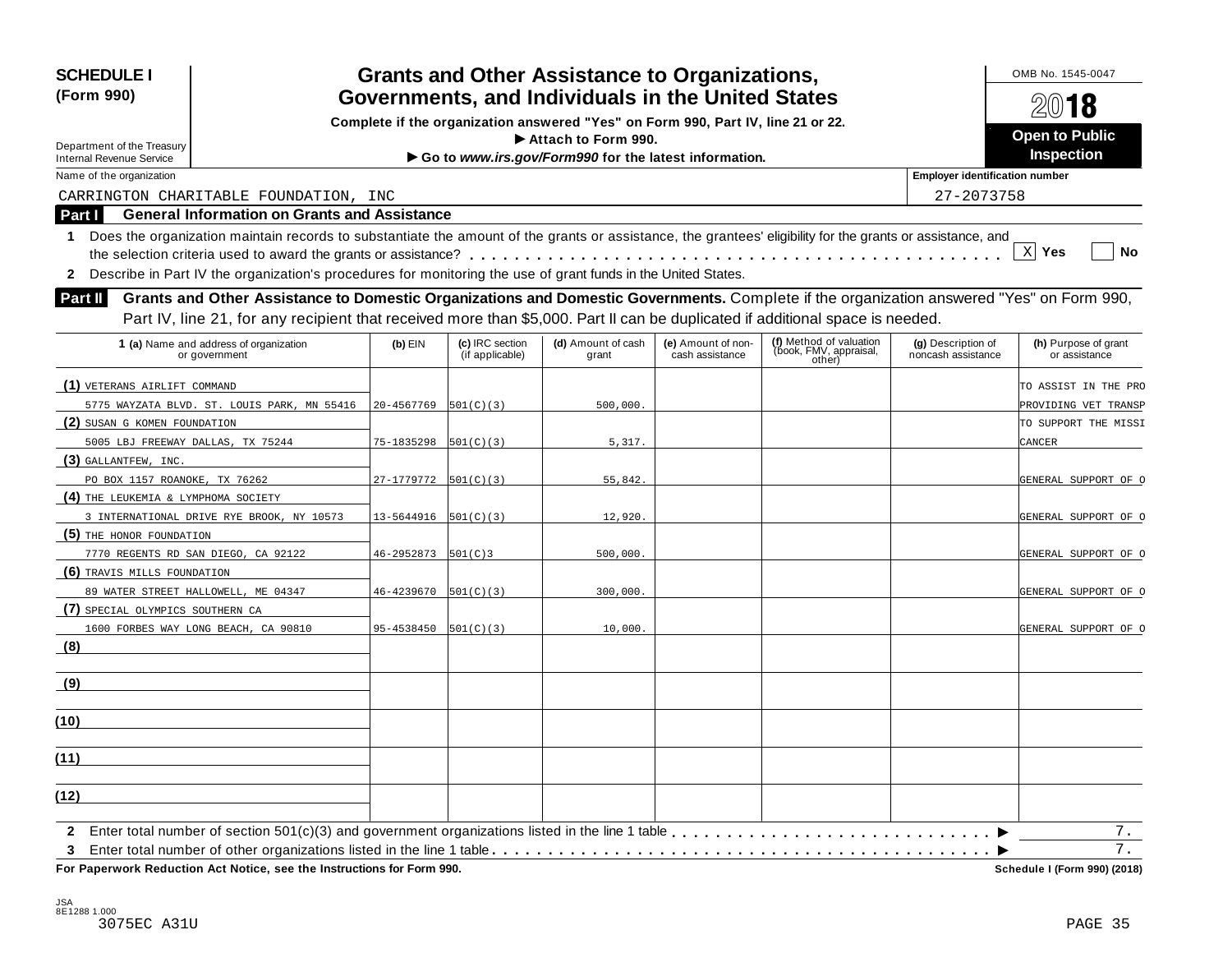**SCHEDULE I (Form 990)**

Department of the Treasury
Internal Revenue Service

# Grants and Other Assistance to Organizations, Governments, and Individuals in the United States

**Complete if the organization answered "Yes" on Form 990, Part IV, line 21 or 22.**
**► Attach to Form 990.**
**► Go to *www.irs.gov/Form990* for the latest information.**

OMB No. 1545-0047

**2018**

**Open to Public Inspection**

Name of the organization: CARRINGTON CHARITABLE FOUNDATION, INC

Employer identification number: 27-2073758

## Part I General Information on Grants and Assistance

1 Does the organization maintain records to substantiate the amount of the grants or assistance, the grantees' eligibility for the grants or assistance, and the selection criteria used to award the grants or assistance? . . . . . [X] Yes [ ] No

2 Describe in Part IV the organization's procedures for monitoring the use of grant funds in the United States.

## Part II Grants and Other Assistance to Domestic Organizations and Domestic Governments.

Complete if the organization answered "Yes" on Form 990, Part IV, line 21, for any recipient that received more than $5,000. Part II can be duplicated if additional space is needed.

| 1 (a) Name and address of organization or government | (b) EIN | (c) IRC section (if applicable) | (d) Amount of cash grant | (e) Amount of non-cash assistance | (f) Method of valuation (book, FMV, appraisal, other) | (g) Description of noncash assistance | (h) Purpose of grant or assistance |
|---|---|---|---|---|---|---|---|
| (1) VETERANS AIRLIFT COMMAND 5775 WAYZATA BLVD. ST. LOUIS PARK, MN 55416 | 20-4567769 | 501(C)(3) | 500,000. | | | | TO ASSIST IN THE PRO PROVIDING VET TRANSP |
| (2) SUSAN G KOMEN FOUNDATION 5005 LBJ FREEWAY DALLAS, TX 75244 | 75-1835298 | 501(C)(3) | 5,317. | | | | TO SUPPORT THE MISSI CANCER |
| (3) GALLANTFEW, INC. PO BOX 1157 ROANOKE, TX 76262 | 27-1779772 | 501(C)(3) | 55,842. | | | | GENERAL SUPPORT OF O |
| (4) THE LEUKEMIA & LYMPHOMA SOCIETY 3 INTERNATIONAL DRIVE RYE BROOK, NY 10573 | 13-5644916 | 501(C)(3) | 12,920. | | | | GENERAL SUPPORT OF O |
| (5) THE HONOR FOUNDATION 7770 REGENTS RD SAN DIEGO, CA 92122 | 46-2952873 | 501(C)3 | 500,000. | | | | GENERAL SUPPORT OF O |
| (6) TRAVIS MILLS FOUNDATION 89 WATER STREET HALLOWELL, ME 04347 | 46-4239670 | 501(C)(3) | 300,000. | | | | GENERAL SUPPORT OF O |
| (7) SPECIAL OLYMPICS SOUTHERN CA 1600 FORBES WAY LONG BEACH, CA 90810 | 95-4538450 | 501(C)(3) | 10,000. | | | | GENERAL SUPPORT OF O |
| (8) | | | | | | | |
| (9) | | | | | | | |
| (10) | | | | | | | |
| (11) | | | | | | | |
| (12) | | | | | | | |

2 Enter total number of section 501(c)(3) and government organizations listed in the line 1 table . . . . . ► 7.

3 Enter total number of other organizations listed in the line 1 table . . . . . ► 7.

**For Paperwork Reduction Act Notice, see the Instructions for Form 990.**

**Schedule I (Form 990) (2018)**

JSA
8E1288 1.000
3075EC A31U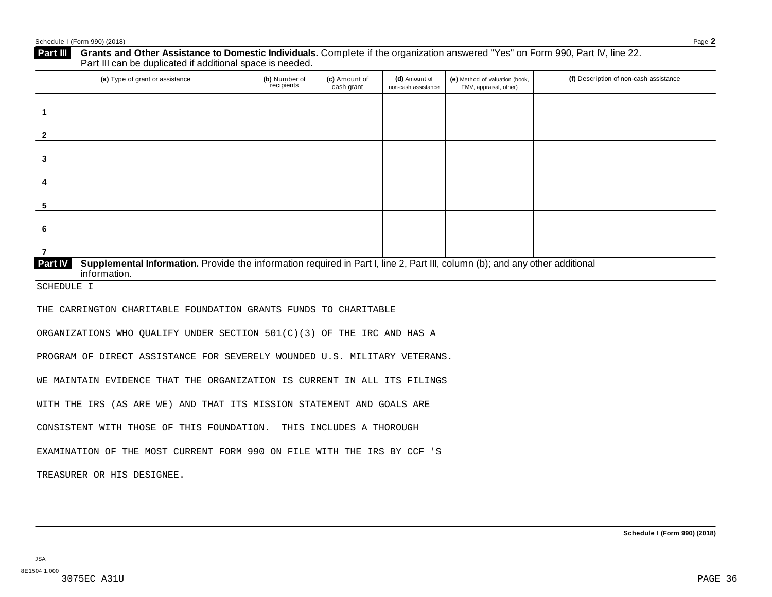## Part III Grants and Other Assistance to Domestic Individuals.

Complete if the organization answered "Yes" on Form 990, Part IV, line 22. Part III can be duplicated if additional space is needed.

| (a) Type of grant or assistance | (b) Number of recipients | (c) Amount of cash grant | (d) Amount of non-cash assistance | (e) Method of valuation (book, FMV, appraisal, other) | (f) Description of non-cash assistance |
|---|---|---|---|---|---|
| 1 | | | | | |
| 2 | | | | | |
| 3 | | | | | |
| 4 | | | | | |
| 5 | | | | | |
| 6 | | | | | |
| 7 | | | | | |

## Part IV Supplemental Information.

Provide the information required in Part I, line 2, Part III, column (b); and any other additional information.

SCHEDULE I

THE CARRINGTON CHARITABLE FOUNDATION GRANTS FUNDS TO CHARITABLE ORGANIZATIONS WHO QUALIFY UNDER SECTION 501(C)(3) OF THE IRC AND HAS A PROGRAM OF DIRECT ASSISTANCE FOR SEVERELY WOUNDED U.S. MILITARY VETERANS. WE MAINTAIN EVIDENCE THAT THE ORGANIZATION IS CURRENT IN ALL ITS FILINGS WITH THE IRS (AS ARE WE) AND THAT ITS MISSION STATEMENT AND GOALS ARE CONSISTENT WITH THOSE OF THIS FOUNDATION. THIS INCLUDES A THOROUGH EXAMINATION OF THE MOST CURRENT FORM 990 ON FILE WITH THE IRS BY CCF 'S TREASURER OR HIS DESIGNEE.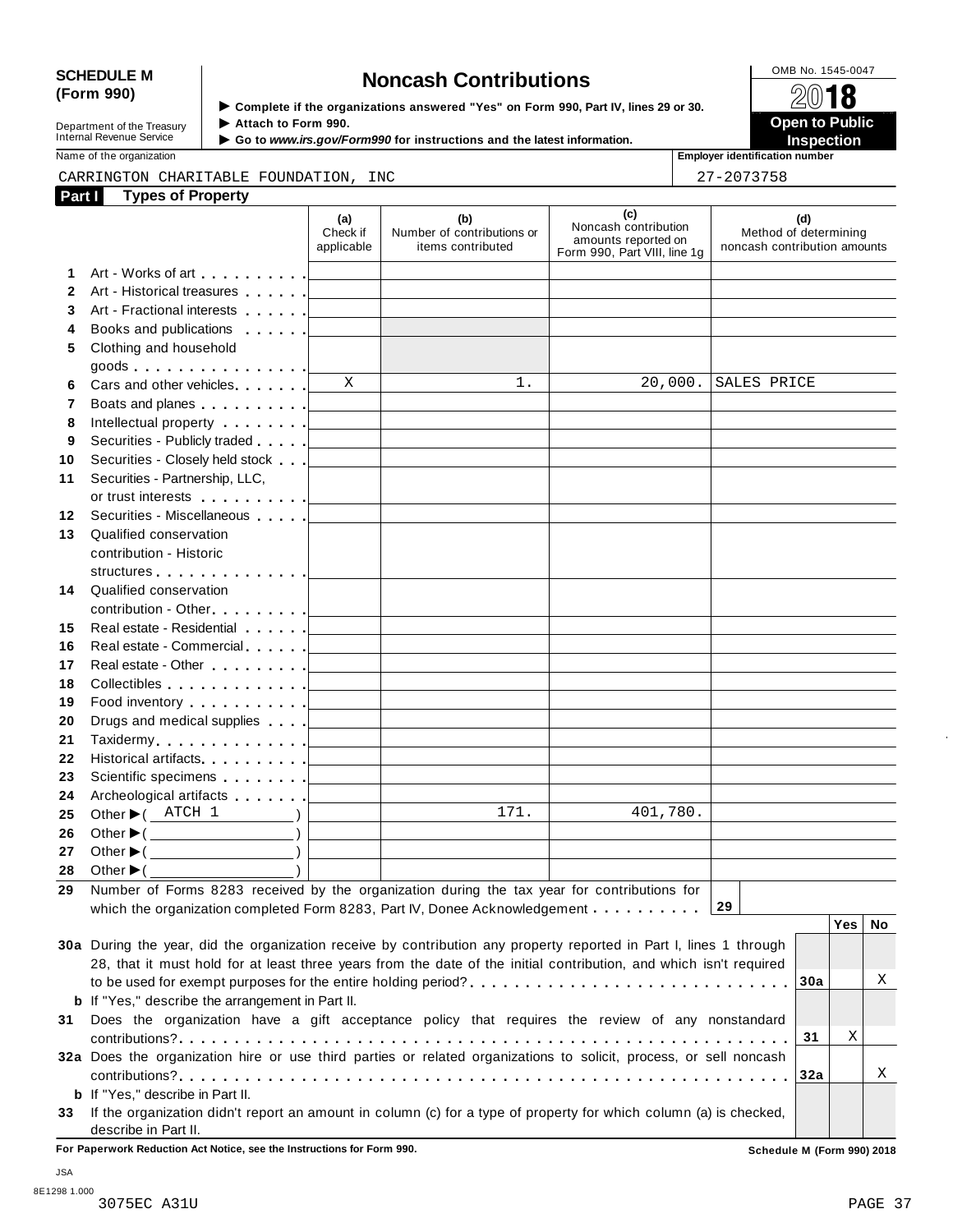**SCHEDULE M (Form 990)**

Department of the Treasury
Internal Revenue Service

# Noncash Contributions

▶ Complete if the organizations answered "Yes" on Form 990, Part IV, lines 29 or 30.
▶ Attach to Form 990.
▶ Go to *www.irs.gov/Form990* for instructions and the latest information.

OMB No. 1545-0047

**2018**

**Open to Public Inspection**

Name of the organization: CARRINGTON CHARITABLE FOUNDATION, INC

Employer identification number: 27-2073758

**Part I Types of Property**

| | | (a) Check if applicable | (b) Number of contributions or items contributed | (c) Noncash contribution amounts reported on Form 990, Part VIII, line 1g | (d) Method of determining noncash contribution amounts |
|---|---|---|---|---|---|
| 1 | Art - Works of art | | | | |
| 2 | Art - Historical treasures | | | | |
| 3 | Art - Fractional interests | | | | |
| 4 | Books and publications | | | | |
| 5 | Clothing and household goods | | | | |
| 6 | Cars and other vehicles | X | 1. | 20,000. | SALES PRICE |
| 7 | Boats and planes | | | | |
| 8 | Intellectual property | | | | |
| 9 | Securities - Publicly traded | | | | |
| 10 | Securities - Closely held stock | | | | |
| 11 | Securities - Partnership, LLC, or trust interests | | | | |
| 12 | Securities - Miscellaneous | | | | |
| 13 | Qualified conservation contribution - Historic structures | | | | |
| 14 | Qualified conservation contribution - Other | | | | |
| 15 | Real estate - Residential | | | | |
| 16 | Real estate - Commercial | | | | |
| 17 | Real estate - Other | | | | |
| 18 | Collectibles | | | | |
| 19 | Food inventory | | | | |
| 20 | Drugs and medical supplies | | | | |
| 21 | Taxidermy | | | | |
| 22 | Historical artifacts | | | | |
| 23 | Scientific specimens | | | | |
| 24 | Archeological artifacts | | | | |
| 25 | Other ▶ ( ATCH 1 ) | | 171. | 401,780. | |
| 26 | Other ▶ ( ) | | | | |
| 27 | Other ▶ ( ) | | | | |
| 28 | Other ▶ ( ) | | | | |

**29** Number of Forms 8283 received by the organization during the tax year for contributions for which the organization completed Form 8283, Part IV, Donee Acknowledgement . . . . . **29**

| | | | Yes | No |
|---|---|---|---|---|
| **30a** | During the year, did the organization receive by contribution any property reported in Part I, lines 1 through 28, that it must hold for at least three years from the date of the initial contribution, and which isn't required to be used for exempt purposes for the entire holding period? | 30a | | X |
| **b** | If "Yes," describe the arrangement in Part II. | | | |
| **31** | Does the organization have a gift acceptance policy that requires the review of any nonstandard contributions? | 31 | X | |
| **32a** | Does the organization hire or use third parties or related organizations to solicit, process, or sell noncash contributions? | 32a | | X |
| **b** | If "Yes," describe in Part II. | | | |
| **33** | If the organization didn't report an amount in column (c) for a type of property for which column (a) is checked, describe in Part II. | | | |

**For Paperwork Reduction Act Notice, see the Instructions for Form 990.** **Schedule M (Form 990) 2018**

JSA
8E1298 1.000
3075EC A31U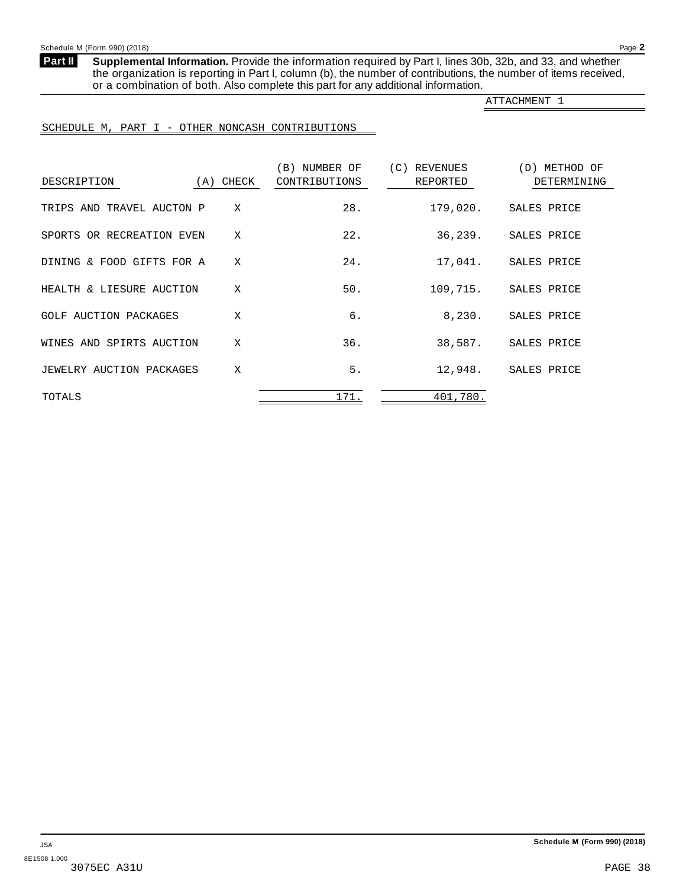**Part II** **Supplemental Information.** Provide the information required by Part I, lines 30b, 32b, and 33, and whether the organization is reporting in Part I, column (b), the number of contributions, the number of items received, or a combination of both. Also complete this part for any additional information.

ATTACHMENT 1

SCHEDULE M, PART I - OTHER NONCASH CONTRIBUTIONS

| DESCRIPTION | (A) CHECK | (B) NUMBER OF CONTRIBUTIONS | (C) REVENUES REPORTED | (D) METHOD OF DETERMINING |
|---|---|---|---|---|
| TRIPS AND TRAVEL AUCTON P | X | 28. | 179,020. | SALES PRICE |
| SPORTS OR RECREATION EVEN | X | 22. | 36,239. | SALES PRICE |
| DINING & FOOD GIFTS FOR A | X | 24. | 17,041. | SALES PRICE |
| HEALTH & LIESURE AUCTION | X | 50. | 109,715. | SALES PRICE |
| GOLF AUCTION PACKAGES | X | 6. | 8,230. | SALES PRICE |
| WINES AND SPIRTS AUCTION | X | 36. | 38,587. | SALES PRICE |
| JEWELRY AUCTION PACKAGES | X | 5. | 12,948. | SALES PRICE |
| TOTALS | | 171. | 401,780. | |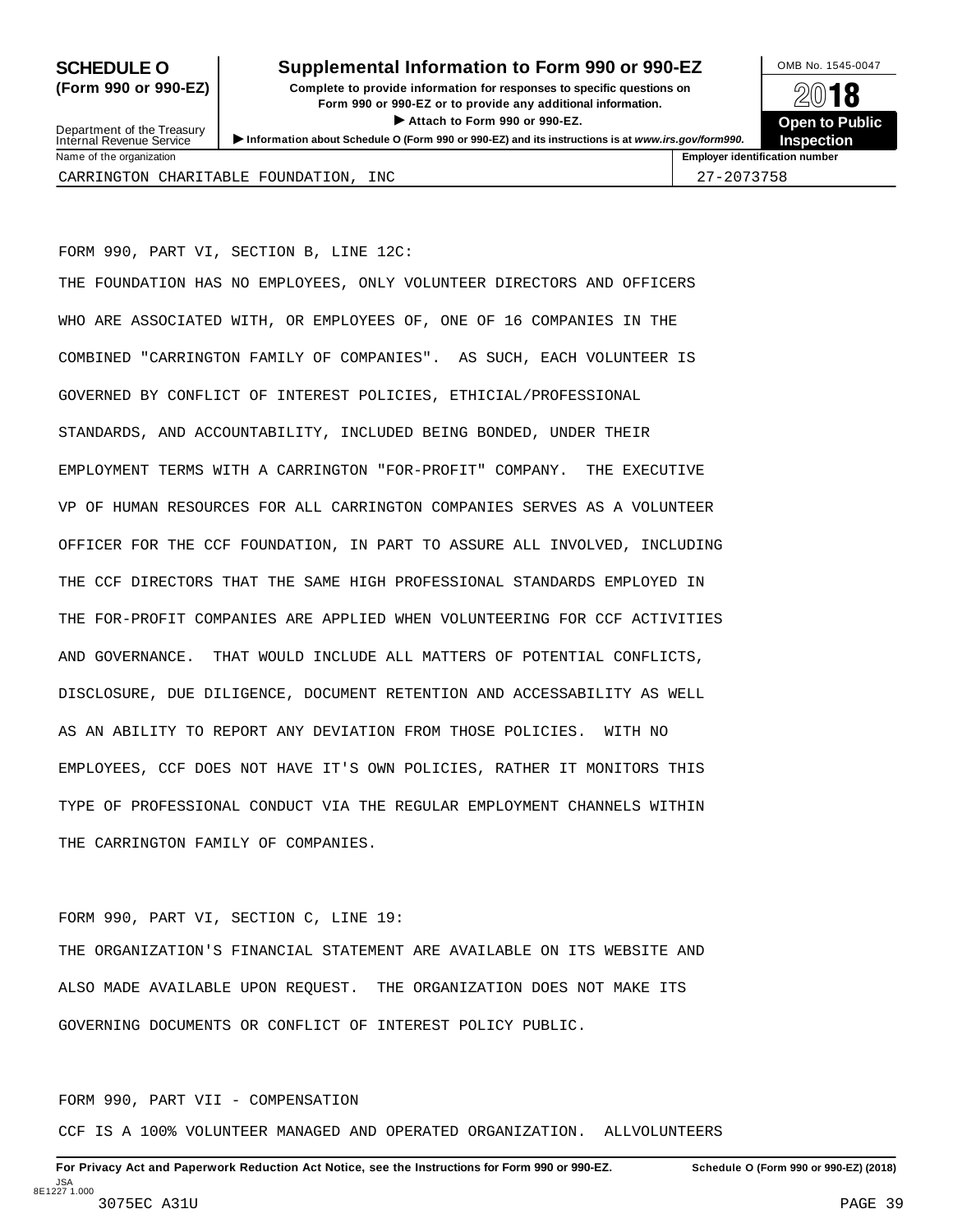**SCHEDULE O (Form 990 or 990-EZ)**

Department of the Treasury
Internal Revenue Service

# Supplemental Information to Form 990 or 990-EZ

**Complete to provide information for responses to specific questions on Form 990 or 990-EZ or to provide any additional information.**

▶ **Attach to Form 990 or 990-EZ.**

▶ **Information about Schedule O (Form 990 or 990-EZ) and its instructions is at *www.irs.gov/form990*.**

OMB No. 1545-0047

**2018**

**Open to Public Inspection**

| Name of the organization | Employer identification number |
|---|---|
| CARRINGTON CHARITABLE FOUNDATION, INC | 27-2073758 |

FORM 990, PART VI, SECTION B, LINE 12C:

THE FOUNDATION HAS NO EMPLOYEES, ONLY VOLUNTEER DIRECTORS AND OFFICERS WHO ARE ASSOCIATED WITH, OR EMPLOYEES OF, ONE OF 16 COMPANIES IN THE COMBINED "CARRINGTON FAMILY OF COMPANIES". AS SUCH, EACH VOLUNTEER IS GOVERNED BY CONFLICT OF INTEREST POLICIES, ETHICIAL/PROFESSIONAL STANDARDS, AND ACCOUNTABILITY, INCLUDED BEING BONDED, UNDER THEIR EMPLOYMENT TERMS WITH A CARRINGTON "FOR-PROFIT" COMPANY. THE EXECUTIVE VP OF HUMAN RESOURCES FOR ALL CARRINGTON COMPANIES SERVES AS A VOLUNTEER OFFICER FOR THE CCF FOUNDATION, IN PART TO ASSURE ALL INVOLVED, INCLUDING THE CCF DIRECTORS THAT THE SAME HIGH PROFESSIONAL STANDARDS EMPLOYED IN THE FOR-PROFIT COMPANIES ARE APPLIED WHEN VOLUNTEERING FOR CCF ACTIVITIES AND GOVERNANCE. THAT WOULD INCLUDE ALL MATTERS OF POTENTIAL CONFLICTS, DISCLOSURE, DUE DILIGENCE, DOCUMENT RETENTION AND ACCESSABILITY AS WELL AS AN ABILITY TO REPORT ANY DEVIATION FROM THOSE POLICIES. WITH NO EMPLOYEES, CCF DOES NOT HAVE IT'S OWN POLICIES, RATHER IT MONITORS THIS TYPE OF PROFESSIONAL CONDUCT VIA THE REGULAR EMPLOYMENT CHANNELS WITHIN THE CARRINGTON FAMILY OF COMPANIES.

FORM 990, PART VI, SECTION C, LINE 19:

THE ORGANIZATION'S FINANCIAL STATEMENT ARE AVAILABLE ON ITS WEBSITE AND ALSO MADE AVAILABLE UPON REQUEST. THE ORGANIZATION DOES NOT MAKE ITS GOVERNING DOCUMENTS OR CONFLICT OF INTEREST POLICY PUBLIC.

FORM 990, PART VII - COMPENSATION

CCF IS A 100% VOLUNTEER MANAGED AND OPERATED ORGANIZATION. ALLVOLUNTEERS

**For Privacy Act and Paperwork Reduction Act Notice, see the Instructions for Form 990 or 990-EZ.** **Schedule O (Form 990 or 990-EZ) (2018)**

JSA
8E1227 1.000
3075EC A31U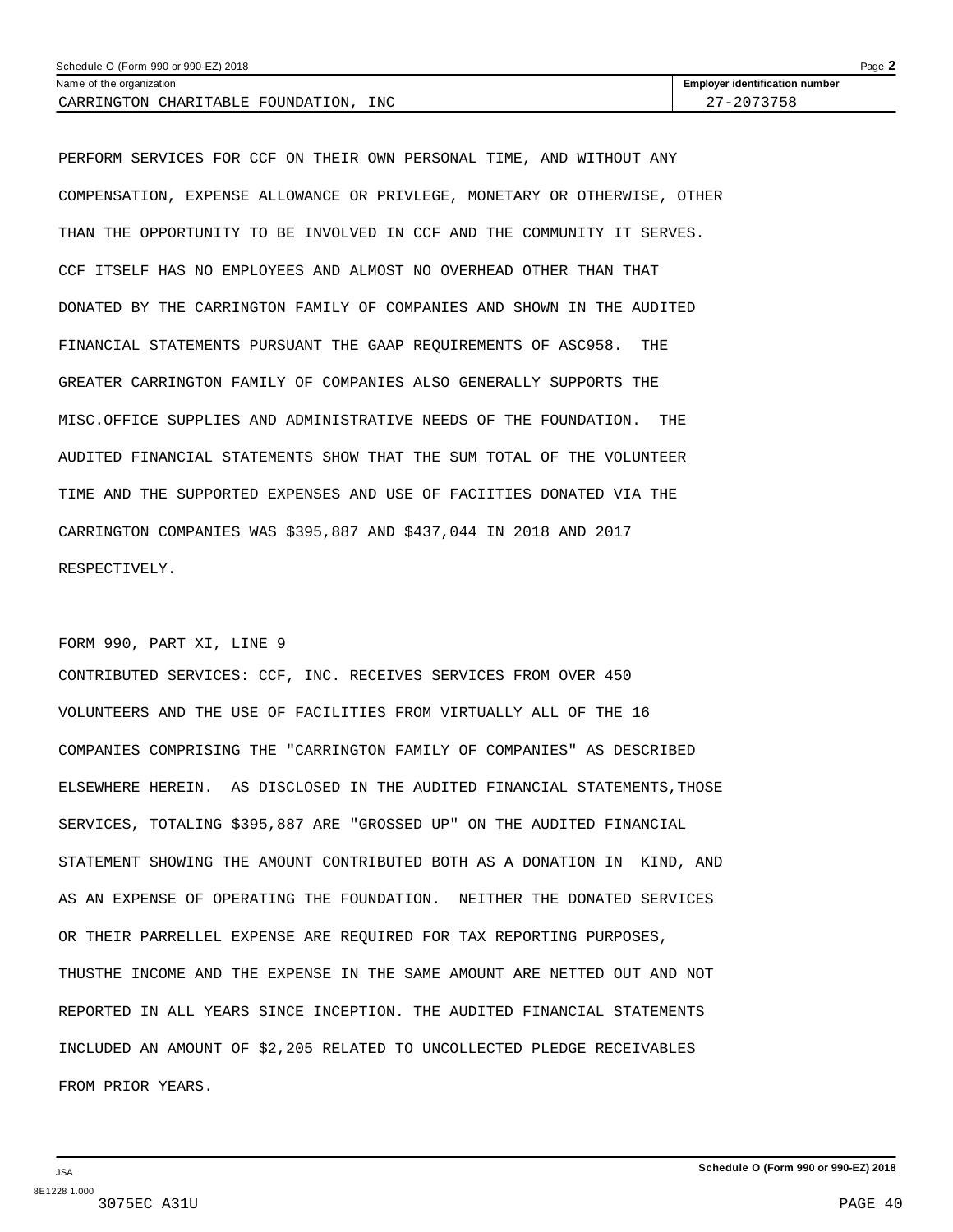Name of the organization: CARRINGTON CHARITABLE FOUNDATION, INC

Employer identification number: 27-2073758

PERFORM SERVICES FOR CCF ON THEIR OWN PERSONAL TIME, AND WITHOUT ANY COMPENSATION, EXPENSE ALLOWANCE OR PRIVLEGE, MONETARY OR OTHERWISE, OTHER THAN THE OPPORTUNITY TO BE INVOLVED IN CCF AND THE COMMUNITY IT SERVES. CCF ITSELF HAS NO EMPLOYEES AND ALMOST NO OVERHEAD OTHER THAN THAT DONATED BY THE CARRINGTON FAMILY OF COMPANIES AND SHOWN IN THE AUDITED FINANCIAL STATEMENTS PURSUANT THE GAAP REQUIREMENTS OF ASC958. THE GREATER CARRINGTON FAMILY OF COMPANIES ALSO GENERALLY SUPPORTS THE MISC.OFFICE SUPPLIES AND ADMINISTRATIVE NEEDS OF THE FOUNDATION. THE AUDITED FINANCIAL STATEMENTS SHOW THAT THE SUM TOTAL OF THE VOLUNTEER TIME AND THE SUPPORTED EXPENSES AND USE OF FACIITIES DONATED VIA THE CARRINGTON COMPANIES WAS $395,887 AND $437,044 IN 2018 AND 2017 RESPECTIVELY.

FORM 990, PART XI, LINE 9

CONTRIBUTED SERVICES: CCF, INC. RECEIVES SERVICES FROM OVER 450 VOLUNTEERS AND THE USE OF FACILITIES FROM VIRTUALLY ALL OF THE 16 COMPANIES COMPRISING THE "CARRINGTON FAMILY OF COMPANIES" AS DESCRIBED ELSEWHERE HEREIN. AS DISCLOSED IN THE AUDITED FINANCIAL STATEMENTS,THOSE SERVICES, TOTALING $395,887 ARE "GROSSED UP" ON THE AUDITED FINANCIAL STATEMENT SHOWING THE AMOUNT CONTRIBUTED BOTH AS A DONATION IN KIND, AND AS AN EXPENSE OF OPERATING THE FOUNDATION. NEITHER THE DONATED SERVICES OR THEIR PARRELLEL EXPENSE ARE REQUIRED FOR TAX REPORTING PURPOSES, THUSTHE INCOME AND THE EXPENSE IN THE SAME AMOUNT ARE NETTED OUT AND NOT REPORTED IN ALL YEARS SINCE INCEPTION. THE AUDITED FINANCIAL STATEMENTS INCLUDED AN AMOUNT OF $2,205 RELATED TO UNCOLLECTED PLEDGE RECEIVABLES FROM PRIOR YEARS.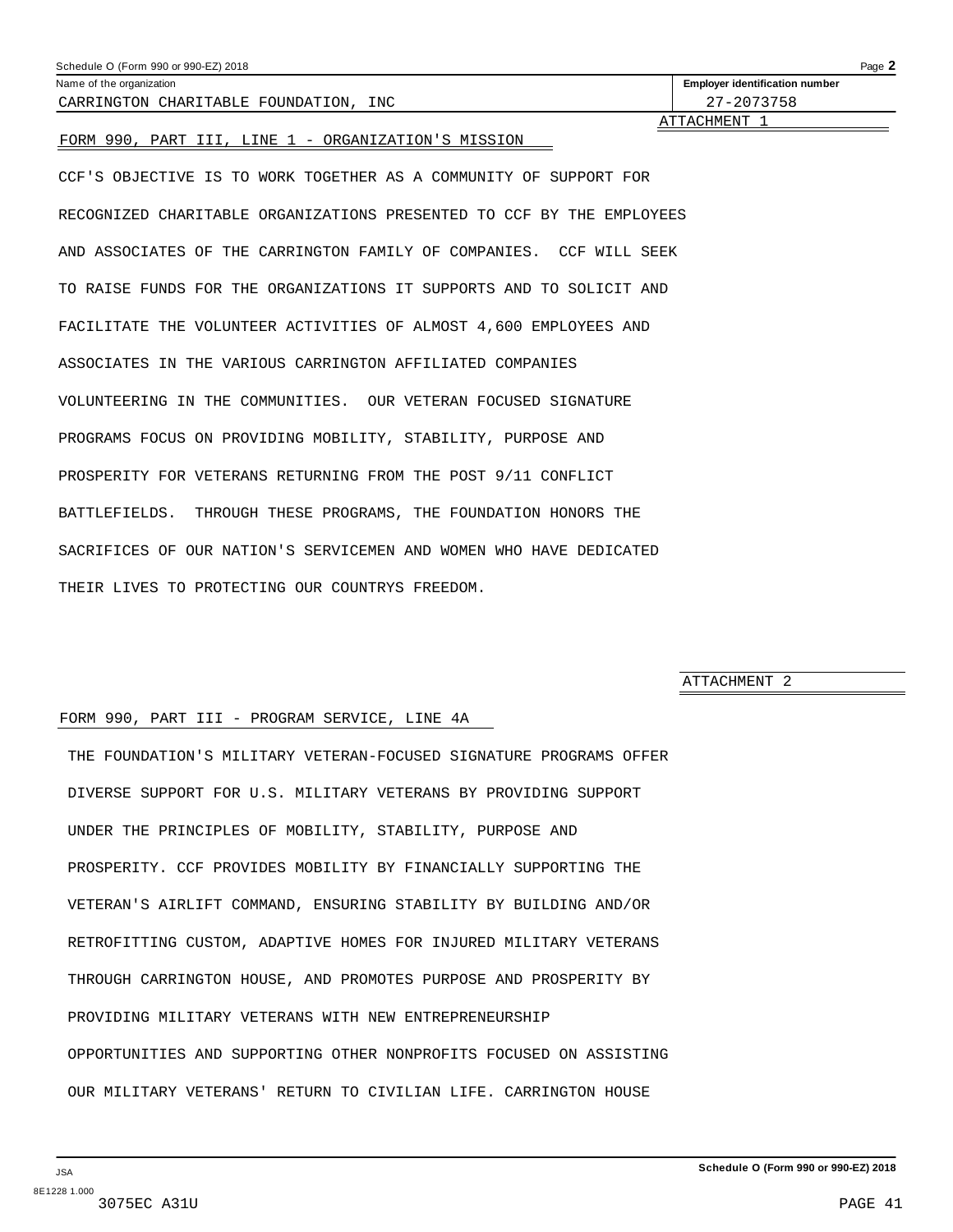Schedule O (Form 990 or 990-EZ) 2018

| Name of the organization | Employer identification number |
| --- | --- |
| CARRINGTON CHARITABLE FOUNDATION, INC | 27-2073758 |

ATTACHMENT 1

FORM 990, PART III, LINE 1 - ORGANIZATION'S MISSION

CCF'S OBJECTIVE IS TO WORK TOGETHER AS A COMMUNITY OF SUPPORT FOR RECOGNIZED CHARITABLE ORGANIZATIONS PRESENTED TO CCF BY THE EMPLOYEES AND ASSOCIATES OF THE CARRINGTON FAMILY OF COMPANIES. CCF WILL SEEK TO RAISE FUNDS FOR THE ORGANIZATIONS IT SUPPORTS AND TO SOLICIT AND FACILITATE THE VOLUNTEER ACTIVITIES OF ALMOST 4,600 EMPLOYEES AND ASSOCIATES IN THE VARIOUS CARRINGTON AFFILIATED COMPANIES VOLUNTEERING IN THE COMMUNITIES. OUR VETERAN FOCUSED SIGNATURE PROGRAMS FOCUS ON PROVIDING MOBILITY, STABILITY, PURPOSE AND PROSPERITY FOR VETERANS RETURNING FROM THE POST 9/11 CONFLICT BATTLEFIELDS. THROUGH THESE PROGRAMS, THE FOUNDATION HONORS THE SACRIFICES OF OUR NATION'S SERVICEMEN AND WOMEN WHO HAVE DEDICATED THEIR LIVES TO PROTECTING OUR COUNTRYS FREEDOM.

ATTACHMENT 2

FORM 990, PART III - PROGRAM SERVICE, LINE 4A

THE FOUNDATION'S MILITARY VETERAN-FOCUSED SIGNATURE PROGRAMS OFFER DIVERSE SUPPORT FOR U.S. MILITARY VETERANS BY PROVIDING SUPPORT UNDER THE PRINCIPLES OF MOBILITY, STABILITY, PURPOSE AND PROSPERITY. CCF PROVIDES MOBILITY BY FINANCIALLY SUPPORTING THE VETERAN'S AIRLIFT COMMAND, ENSURING STABILITY BY BUILDING AND/OR RETROFITTING CUSTOM, ADAPTIVE HOMES FOR INJURED MILITARY VETERANS THROUGH CARRINGTON HOUSE, AND PROMOTES PURPOSE AND PROSPERITY BY PROVIDING MILITARY VETERANS WITH NEW ENTREPRENEURSHIP OPPORTUNITIES AND SUPPORTING OTHER NONPROFITS FOCUSED ON ASSISTING OUR MILITARY VETERANS' RETURN TO CIVILIAN LIFE. CARRINGTON HOUSE

Schedule O (Form 990 or 990-EZ) 2018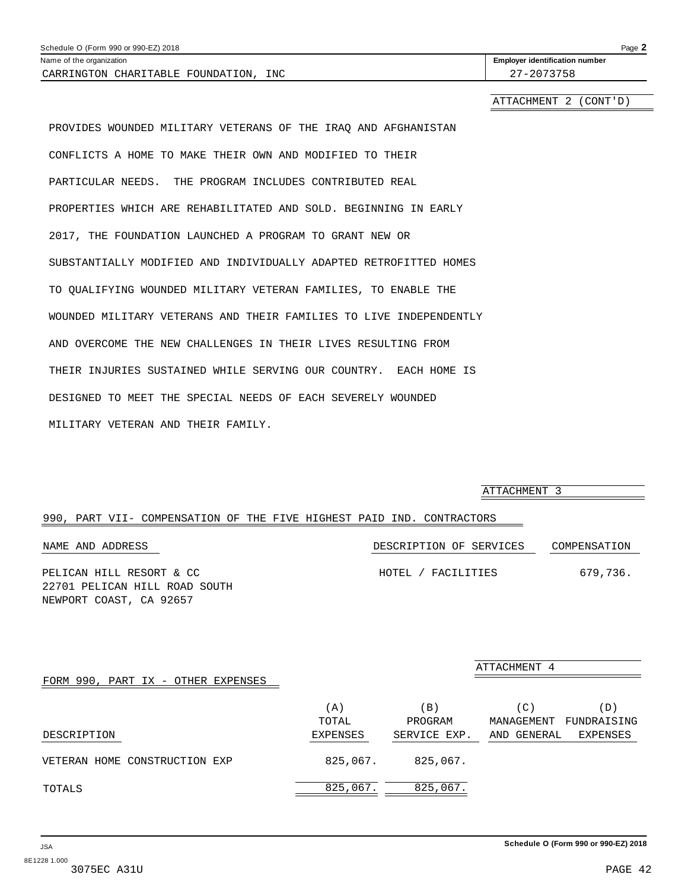Name of the organization: CARRINGTON CHARITABLE FOUNDATION, INC

Employer identification number: 27-2073758

ATTACHMENT 2 (CONT'D)

PROVIDES WOUNDED MILITARY VETERANS OF THE IRAQ AND AFGHANISTAN CONFLICTS A HOME TO MAKE THEIR OWN AND MODIFIED TO THEIR PARTICULAR NEEDS. THE PROGRAM INCLUDES CONTRIBUTED REAL PROPERTIES WHICH ARE REHABILITATED AND SOLD. BEGINNING IN EARLY 2017, THE FOUNDATION LAUNCHED A PROGRAM TO GRANT NEW OR SUBSTANTIALLY MODIFIED AND INDIVIDUALLY ADAPTED RETROFITTED HOMES TO QUALIFYING WOUNDED MILITARY VETERAN FAMILIES, TO ENABLE THE WOUNDED MILITARY VETERANS AND THEIR FAMILIES TO LIVE INDEPENDENTLY AND OVERCOME THE NEW CHALLENGES IN THEIR LIVES RESULTING FROM THEIR INJURIES SUSTAINED WHILE SERVING OUR COUNTRY. EACH HOME IS DESIGNED TO MEET THE SPECIAL NEEDS OF EACH SEVERELY WOUNDED MILITARY VETERAN AND THEIR FAMILY.

ATTACHMENT 3

990, PART VII- COMPENSATION OF THE FIVE HIGHEST PAID IND. CONTRACTORS

| NAME AND ADDRESS | DESCRIPTION OF SERVICES | COMPENSATION |
|---|---|---|
| PELICAN HILL RESORT & CC<br>22701 PELICAN HILL ROAD SOUTH<br>NEWPORT COAST, CA 92657 | HOTEL / FACILITIES | 679,736. |

ATTACHMENT 4

FORM 990, PART IX - OTHER EXPENSES

| DESCRIPTION | (A) TOTAL EXPENSES | (B) PROGRAM SERVICE EXP. | (C) MANAGEMENT AND GENERAL | (D) FUNDRAISING EXPENSES |
|---|---|---|---|---|
| VETERAN HOME CONSTRUCTION EXP | 825,067. | 825,067. | | |
| TOTALS | 825,067. | 825,067. | | |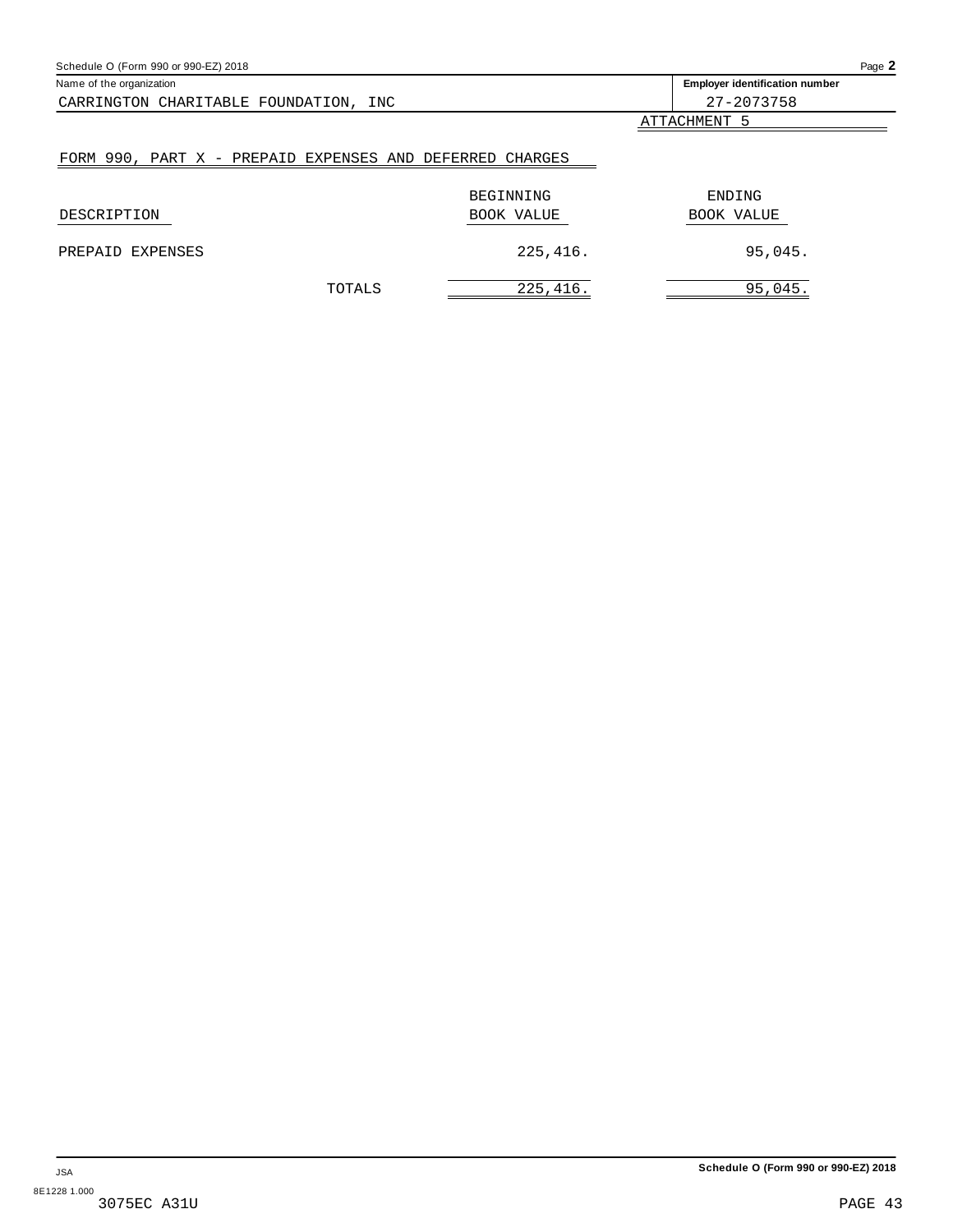Name of the organization: CARRINGTON CHARITABLE FOUNDATION, INC

Employer identification number: 27-2073758

ATTACHMENT 5

## FORM 990, PART X - PREPAID EXPENSES AND DEFERRED CHARGES

| DESCRIPTION | | BEGINNING BOOK VALUE | ENDING BOOK VALUE |
|---|---|---|---|
| PREPAID EXPENSES | | 225,416. | 95,045. |
| | TOTALS | 225,416. | 95,045. |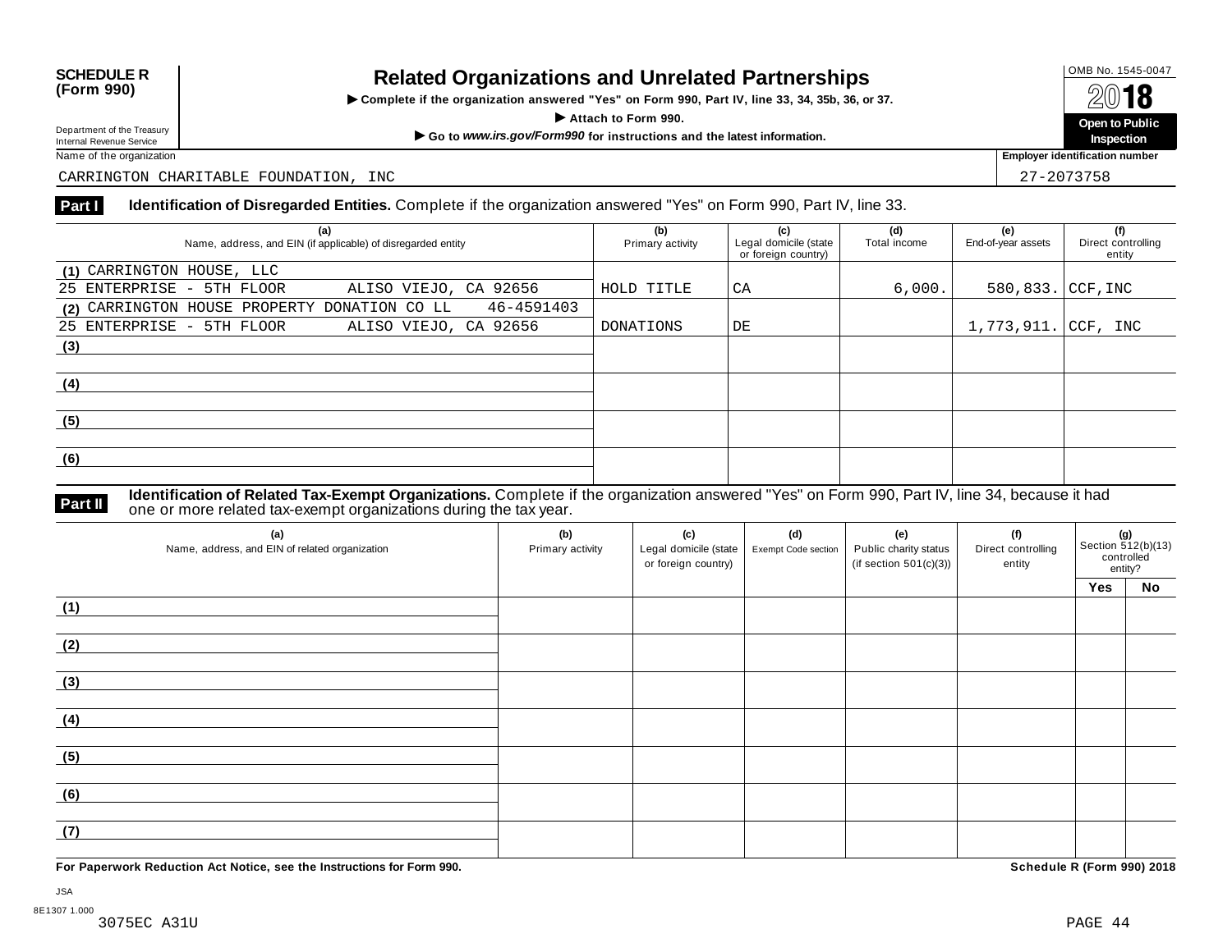**SCHEDULE R**
**(Form 990)**

Department of the Treasury
Internal Revenue Service

# Related Organizations and Unrelated Partnerships

▶ Complete if the organization answered "Yes" on Form 990, Part IV, line 33, 34, 35b, 36, or 37.

▶ Attach to Form 990.

▶ Go to *www.irs.gov/Form990* for instructions and the latest information.

OMB No. 1545-0047

**2018**

**Open to Public Inspection**

Name of the organization: CARRINGTON CHARITABLE FOUNDATION, INC

Employer identification number: 27-2073758

## Part I Identification of Disregarded Entities. Complete if the organization answered "Yes" on Form 990, Part IV, line 33.

| (a) Name, address, and EIN (if applicable) of disregarded entity | (b) Primary activity | (c) Legal domicile (state or foreign country) | (d) Total income | (e) End-of-year assets | (f) Direct controlling entity |
|---|---|---|---|---|---|
| (1) CARRINGTON HOUSE, LLC<br>25 ENTERPRISE - 5TH FLOOR ALISO VIEJO, CA 92656 | HOLD TITLE | CA | 6,000. | 580,833. | CCF,INC |
| (2) CARRINGTON HOUSE PROPERTY DONATION CO LL 46-4591403<br>25 ENTERPRISE - 5TH FLOOR ALISO VIEJO, CA 92656 | DONATIONS | DE | | 1,773,911. | CCF, INC |
| (3) | | | | | |
| (4) | | | | | |
| (5) | | | | | |
| (6) | | | | | |

## Part II Identification of Related Tax-Exempt Organizations. Complete if the organization answered "Yes" on Form 990, Part IV, line 34, because it had one or more related tax-exempt organizations during the tax year.

| (a) Name, address, and EIN of related organization | (b) Primary activity | (c) Legal domicile (state or foreign country) | (d) Exempt Code section | (e) Public charity status (if section 501(c)(3)) | (f) Direct controlling entity | (g) Section 512(b)(13) controlled entity? Yes | No |
|---|---|---|---|---|---|---|---|
| (1) | | | | | | | |
| (2) | | | | | | | |
| (3) | | | | | | | |
| (4) | | | | | | | |
| (5) | | | | | | | |
| (6) | | | | | | | |
| (7) | | | | | | | |

**For Paperwork Reduction Act Notice, see the Instructions for Form 990.**

**Schedule R (Form 990) 2018**

JSA
8E1307 1.000
3075EC A31U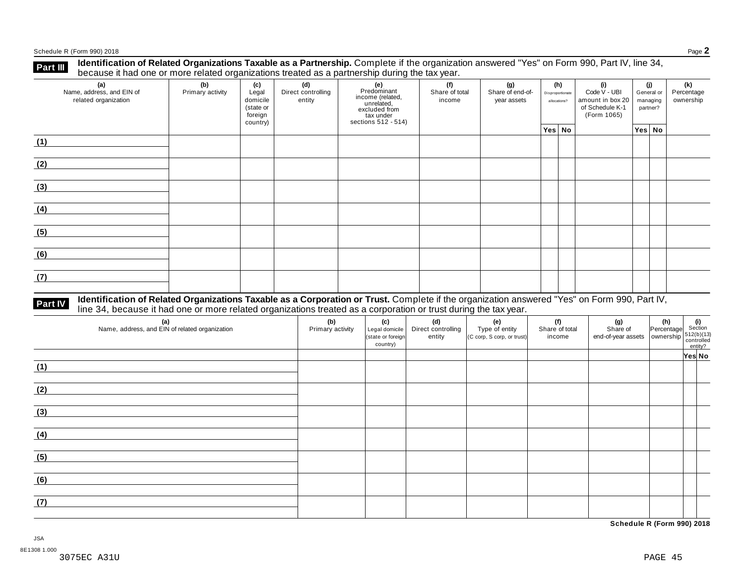## Part III Identification of Related Organizations Taxable as a Partnership.

Complete if the organization answered "Yes" on Form 990, Part IV, line 34, because it had one or more related organizations treated as a partnership during the tax year.

| (a) Name, address, and EIN of related organization | (b) Primary activity | (c) Legal domicile (state or foreign country) | (d) Direct controlling entity | (e) Predominant income (related, unrelated, excluded from tax under sections 512 - 514) | (f) Share of total income | (g) Share of end-of-year assets | (h) Disproportionate allocations? | | (i) Code V - UBI amount in box 20 of Schedule K-1 (Form 1065) | (j) General or managing partner? | | (k) Percentage ownership |
|---|---|---|---|---|---|---|---|---|---|---|---|---|
| | | | | | | | Yes | No | | Yes | No | |
| (1) | | | | | | | | | | | | |
| (2) | | | | | | | | | | | | |
| (3) | | | | | | | | | | | | |
| (4) | | | | | | | | | | | | |
| (5) | | | | | | | | | | | | |
| (6) | | | | | | | | | | | | |
| (7) | | | | | | | | | | | | |

## Part IV Identification of Related Organizations Taxable as a Corporation or Trust.

Complete if the organization answered "Yes" on Form 990, Part IV, line 34, because it had one or more related organizations treated as a corporation or trust during the tax year.

| (a) Name, address, and EIN of related organization | (b) Primary activity | (c) Legal domicile (state or foreign country) | (d) Direct controlling entity | (e) Type of entity (C corp, S corp, or trust) | (f) Share of total income | (g) Share of end-of-year assets | (h) Percentage ownership | (i) Section 512(b)(13) controlled entity? | |
|---|---|---|---|---|---|---|---|---|---|
| | | | | | | | | Yes | No |
| (1) | | | | | | | | | |
| (2) | | | | | | | | | |
| (3) | | | | | | | | | |
| (4) | | | | | | | | | |
| (5) | | | | | | | | | |
| (6) | | | | | | | | | |
| (7) | | | | | | | | | |

JSA

8E1308 1.000

3075EC A31U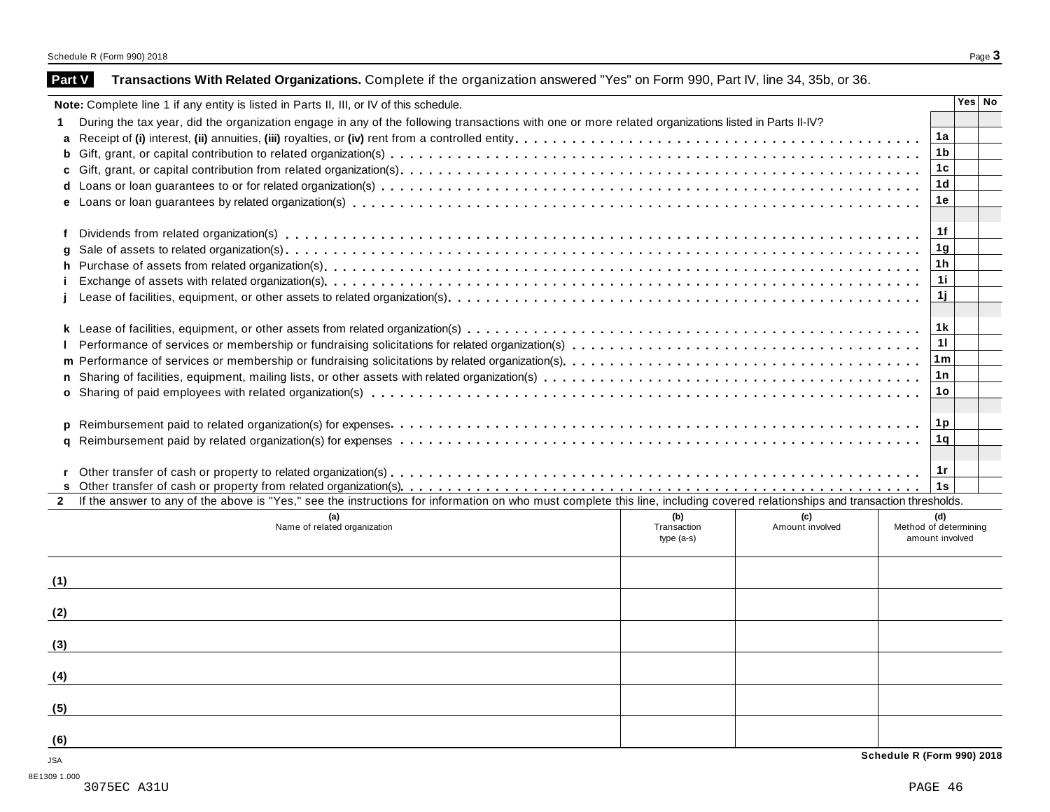## Part V Transactions With Related Organizations. Complete if the organization answered "Yes" on Form 990, Part IV, line 34, 35b, or 36.

**Note:** Complete line 1 if any entity is listed in Parts II, III, or IV of this schedule.

| | | | Yes | No |
|---|---|---|---|---|
| **1** | During the tax year, did the organization engage in any of the following transactions with one or more related organizations listed in Parts II-IV? | | | |
| **a** | Receipt of **(i)** interest, **(ii)** annuities, **(iii)** royalties, or **(iv)** rent from a controlled entity | 1a | | |
| **b** | Gift, grant, or capital contribution to related organization(s) | 1b | | |
| **c** | Gift, grant, or capital contribution from related organization(s) | 1c | | |
| **d** | Loans or loan guarantees to or for related organization(s) | 1d | | |
| **e** | Loans or loan guarantees by related organization(s) | 1e | | |
| **f** | Dividends from related organization(s) | 1f | | |
| **g** | Sale of assets to related organization(s) | 1g | | |
| **h** | Purchase of assets from related organization(s) | 1h | | |
| **i** | Exchange of assets with related organization(s) | 1i | | |
| **j** | Lease of facilities, equipment, or other assets to related organization(s) | 1j | | |
| **k** | Lease of facilities, equipment, or other assets from related organization(s) | 1k | | |
| **l** | Performance of services or membership or fundraising solicitations for related organization(s) | 1l | | |
| **m** | Performance of services or membership or fundraising solicitations by related organization(s) | 1m | | |
| **n** | Sharing of facilities, equipment, mailing lists, or other assets with related organization(s) | 1n | | |
| **o** | Sharing of paid employees with related organization(s) | 1o | | |
| **p** | Reimbursement paid to related organization(s) for expenses | 1p | | |
| **q** | Reimbursement paid by related organization(s) for expenses | 1q | | |
| **r** | Other transfer of cash or property to related organization(s) | 1r | | |
| **s** | Other transfer of cash or property from related organization(s) | 1s | | |

**2** If the answer to any of the above is "Yes," see the instructions for information on who must complete this line, including covered relationships and transaction thresholds.

| | (a) Name of related organization | (b) Transaction type (a-s) | (c) Amount involved | (d) Method of determining amount involved |
|---|---|---|---|---|
| (1) | | | | |
| (2) | | | | |
| (3) | | | | |
| (4) | | | | |
| (5) | | | | |
| (6) | | | | |

JSA
8E1309 1.000
3075EC A31U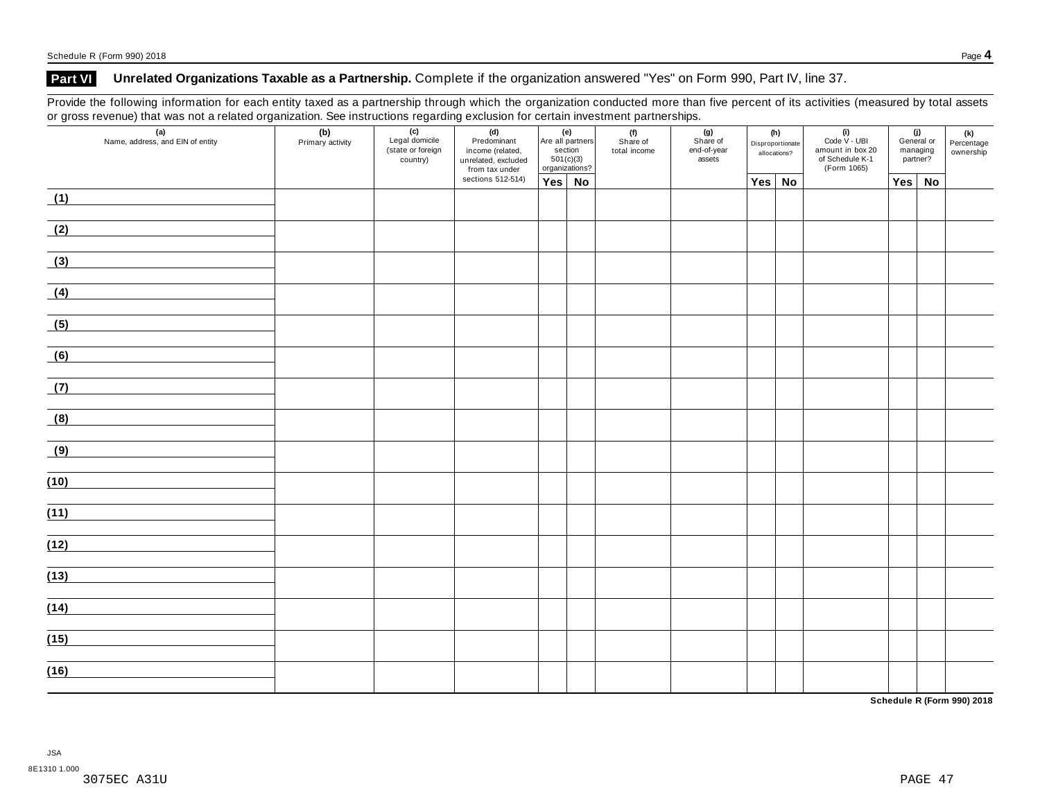## Part VI Unrelated Organizations Taxable as a Partnership. Complete if the organization answered "Yes" on Form 990, Part IV, line 37.

Provide the following information for each entity taxed as a partnership through which the organization conducted more than five percent of its activities (measured by total assets or gross revenue) that was not a related organization. See instructions regarding exclusion for certain investment partnerships.

| (a) Name, address, and EIN of entity | (b) Primary activity | (c) Legal domicile (state or foreign country) | (d) Predominant income (related, unrelated, excluded from tax under sections 512-514) | (e) Are all partners section 501(c)(3) organizations? | | (f) Share of total income | (g) Share of end-of-year assets | (h) Disproportionate allocations? | | (i) Code V - UBI amount in box 20 of Schedule K-1 (Form 1065) | (j) General or managing partner? | | (k) Percentage ownership |
|---|---|---|---|---|---|---|---|---|---|---|---|---|---|
| | | | | Yes | No | | | Yes | No | | Yes | No | |
| (1) | | | | | | | | | | | | | |
| (2) | | | | | | | | | | | | | |
| (3) | | | | | | | | | | | | | |
| (4) | | | | | | | | | | | | | |
| (5) | | | | | | | | | | | | | |
| (6) | | | | | | | | | | | | | |
| (7) | | | | | | | | | | | | | |
| (8) | | | | | | | | | | | | | |
| (9) | | | | | | | | | | | | | |
| (10) | | | | | | | | | | | | | |
| (11) | | | | | | | | | | | | | |
| (12) | | | | | | | | | | | | | |
| (13) | | | | | | | | | | | | | |
| (14) | | | | | | | | | | | | | |
| (15) | | | | | | | | | | | | | |
| (16) | | | | | | | | | | | | | |

JSA
8E1310 1.000
3075EC A31U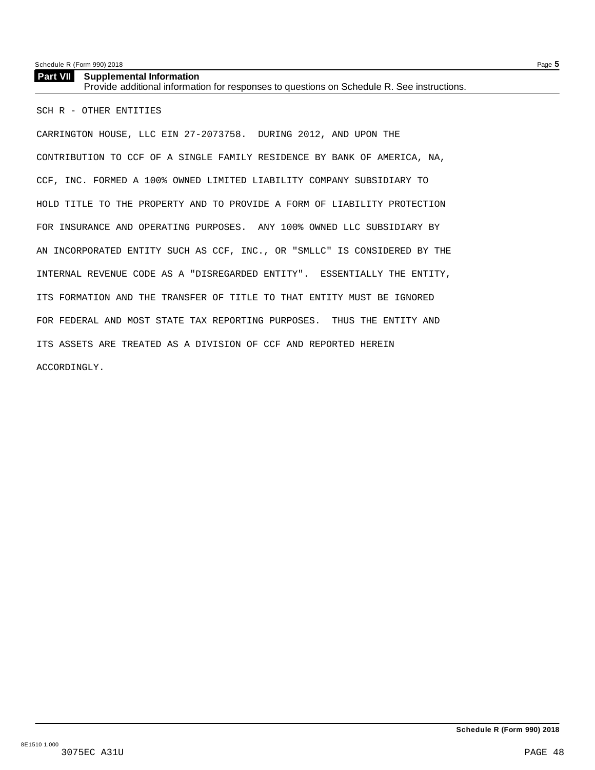## Part VII Supplemental Information

Provide additional information for responses to questions on Schedule R. See instructions.

SCH R - OTHER ENTITIES

CARRINGTON HOUSE, LLC EIN 27-2073758. DURING 2012, AND UPON THE CONTRIBUTION TO CCF OF A SINGLE FAMILY RESIDENCE BY BANK OF AMERICA, NA, CCF, INC. FORMED A 100% OWNED LIMITED LIABILITY COMPANY SUBSIDIARY TO HOLD TITLE TO THE PROPERTY AND TO PROVIDE A FORM OF LIABILITY PROTECTION FOR INSURANCE AND OPERATING PURPOSES. ANY 100% OWNED LLC SUBSIDIARY BY AN INCORPORATED ENTITY SUCH AS CCF, INC., OR "SMLLC" IS CONSIDERED BY THE INTERNAL REVENUE CODE AS A "DISREGARDED ENTITY". ESSENTIALLY THE ENTITY, ITS FORMATION AND THE TRANSFER OF TITLE TO THAT ENTITY MUST BE IGNORED FOR FEDERAL AND MOST STATE TAX REPORTING PURPOSES. THUS THE ENTITY AND ITS ASSETS ARE TREATED AS A DIVISION OF CCF AND REPORTED HEREIN ACCORDINGLY.